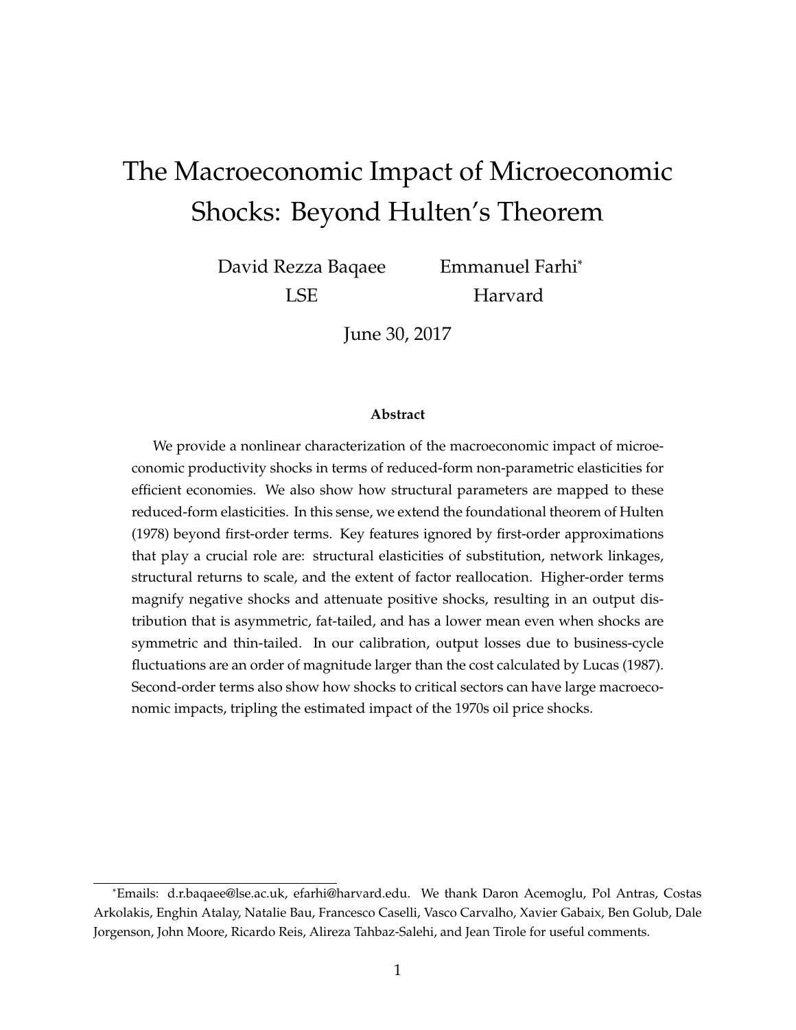# The Macroeconomic Impact of Microeconomic Shocks: Beyond Hulten's Theorem

David Rezza Baqaee
LSE

Emmanuel Farhi*
Harvard

June 30, 2017

**Abstract**

We provide a nonlinear characterization of the macroeconomic impact of microeconomic productivity shocks in terms of reduced-form non-parametric elasticities for efficient economies. We also show how structural parameters are mapped to these reduced-form elasticities. In this sense, we extend the foundational theorem of Hulten (1978) beyond first-order terms. Key features ignored by first-order approximations that play a crucial role are: structural elasticities of substitution, network linkages, structural returns to scale, and the extent of factor reallocation. Higher-order terms magnify negative shocks and attenuate positive shocks, resulting in an output distribution that is asymmetric, fat-tailed, and has a lower mean even when shocks are symmetric and thin-tailed. In our calibration, output losses due to business-cycle fluctuations are an order of magnitude larger than the cost calculated by Lucas (1987). Second-order terms also show how shocks to critical sectors can have large macroeconomic impacts, tripling the estimated impact of the 1970s oil price shocks.

*Emails: d.r.baqaee@lse.ac.uk, efarhi@harvard.edu. We thank Daron Acemoglu, Pol Antras, Costas Arkolakis, Enghin Atalay, Natalie Bau, Francesco Caselli, Vasco Carvalho, Xavier Gabaix, Ben Golub, Dale Jorgenson, John Moore, Ricardo Reis, Alireza Tahbaz-Salehi, and Jean Tirole for useful comments.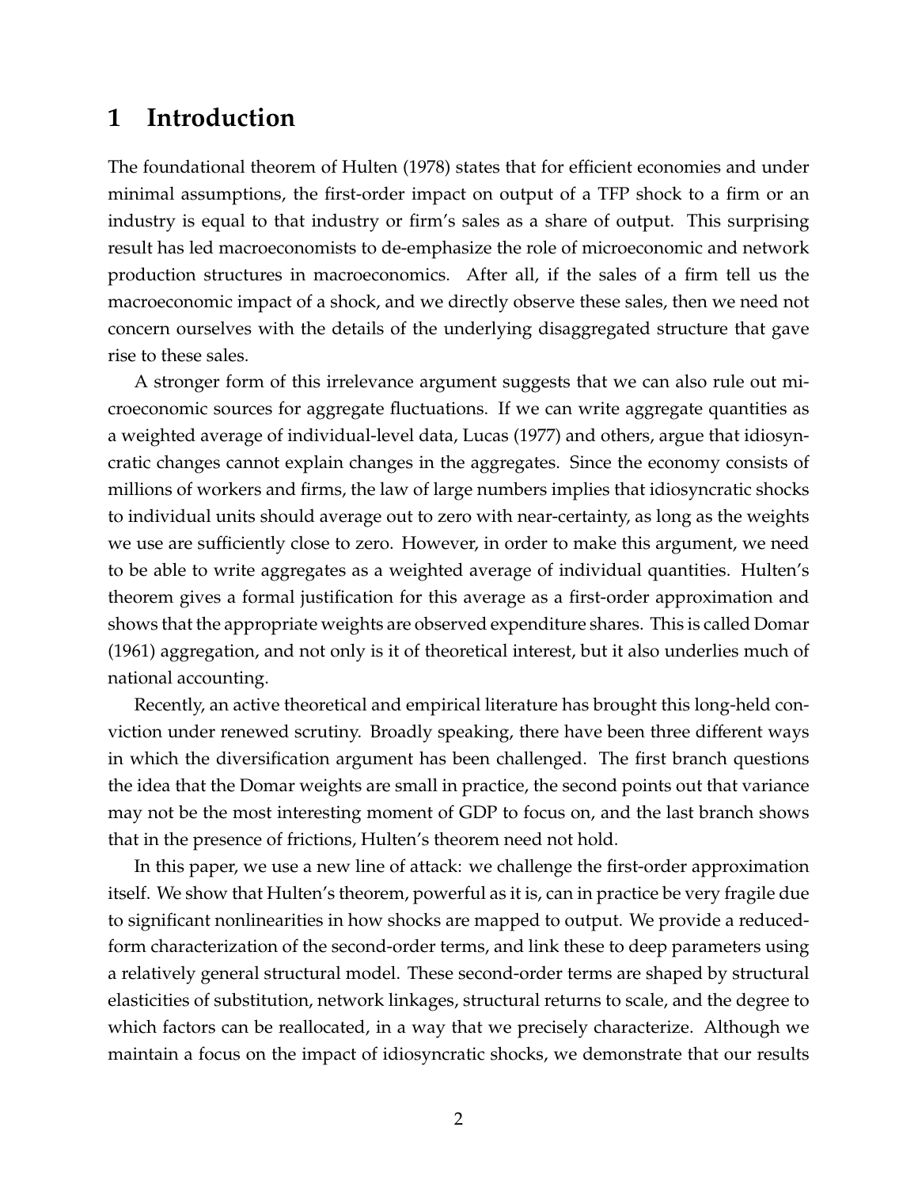# 1 Introduction

The foundational theorem of Hulten (1978) states that for efficient economies and under minimal assumptions, the first-order impact on output of a TFP shock to a firm or an industry is equal to that industry or firm's sales as a share of output. This surprising result has led macroeconomists to de-emphasize the role of microeconomic and network production structures in macroeconomics. After all, if the sales of a firm tell us the macroeconomic impact of a shock, and we directly observe these sales, then we need not concern ourselves with the details of the underlying disaggregated structure that gave rise to these sales.

A stronger form of this irrelevance argument suggests that we can also rule out microeconomic sources for aggregate fluctuations. If we can write aggregate quantities as a weighted average of individual-level data, Lucas (1977) and others, argue that idiosyncratic changes cannot explain changes in the aggregates. Since the economy consists of millions of workers and firms, the law of large numbers implies that idiosyncratic shocks to individual units should average out to zero with near-certainty, as long as the weights we use are sufficiently close to zero. However, in order to make this argument, we need to be able to write aggregates as a weighted average of individual quantities. Hulten's theorem gives a formal justification for this average as a first-order approximation and shows that the appropriate weights are observed expenditure shares. This is called Domar (1961) aggregation, and not only is it of theoretical interest, but it also underlies much of national accounting.

Recently, an active theoretical and empirical literature has brought this long-held conviction under renewed scrutiny. Broadly speaking, there have been three different ways in which the diversification argument has been challenged. The first branch questions the idea that the Domar weights are small in practice, the second points out that variance may not be the most interesting moment of GDP to focus on, and the last branch shows that in the presence of frictions, Hulten's theorem need not hold.

In this paper, we use a new line of attack: we challenge the first-order approximation itself. We show that Hulten's theorem, powerful as it is, can in practice be very fragile due to significant nonlinearities in how shocks are mapped to output. We provide a reduced-form characterization of the second-order terms, and link these to deep parameters using a relatively general structural model. These second-order terms are shaped by structural elasticities of substitution, network linkages, structural returns to scale, and the degree to which factors can be reallocated, in a way that we precisely characterize. Although we maintain a focus on the impact of idiosyncratic shocks, we demonstrate that our results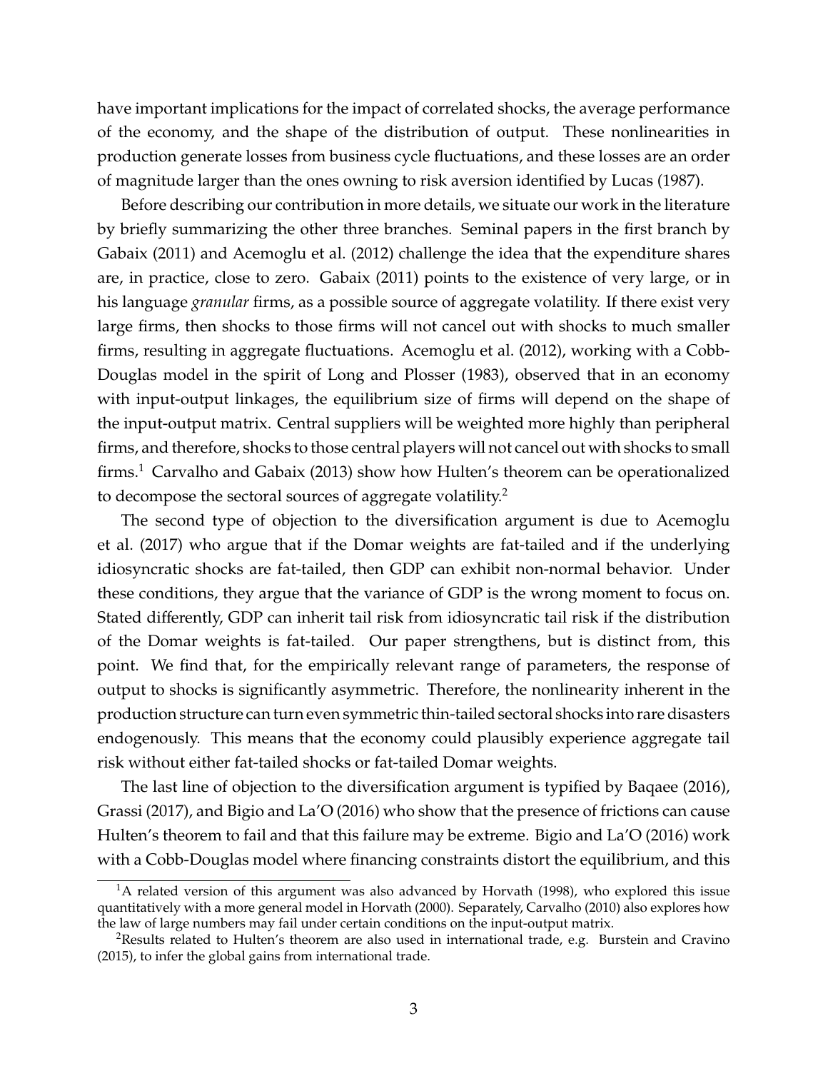have important implications for the impact of correlated shocks, the average performance of the economy, and the shape of the distribution of output. These nonlinearities in production generate losses from business cycle fluctuations, and these losses are an order of magnitude larger than the ones owning to risk aversion identified by Lucas (1987).

Before describing our contribution in more details, we situate our work in the literature by briefly summarizing the other three branches. Seminal papers in the first branch by Gabaix (2011) and Acemoglu et al. (2012) challenge the idea that the expenditure shares are, in practice, close to zero. Gabaix (2011) points to the existence of very large, or in his language *granular* firms, as a possible source of aggregate volatility. If there exist very large firms, then shocks to those firms will not cancel out with shocks to much smaller firms, resulting in aggregate fluctuations. Acemoglu et al. (2012), working with a Cobb-Douglas model in the spirit of Long and Plosser (1983), observed that in an economy with input-output linkages, the equilibrium size of firms will depend on the shape of the input-output matrix. Central suppliers will be weighted more highly than peripheral firms, and therefore, shocks to those central players will not cancel out with shocks to small firms.[1] Carvalho and Gabaix (2013) show how Hulten's theorem can be operationalized to decompose the sectoral sources of aggregate volatility.[2]

The second type of objection to the diversification argument is due to Acemoglu et al. (2017) who argue that if the Domar weights are fat-tailed and if the underlying idiosyncratic shocks are fat-tailed, then GDP can exhibit non-normal behavior. Under these conditions, they argue that the variance of GDP is the wrong moment to focus on. Stated differently, GDP can inherit tail risk from idiosyncratic tail risk if the distribution of the Domar weights is fat-tailed. Our paper strengthens, but is distinct from, this point. We find that, for the empirically relevant range of parameters, the response of output to shocks is significantly asymmetric. Therefore, the nonlinearity inherent in the production structure can turn even symmetric thin-tailed sectoral shocks into rare disasters endogenously. This means that the economy could plausibly experience aggregate tail risk without either fat-tailed shocks or fat-tailed Domar weights.

The last line of objection to the diversification argument is typified by Baqaee (2016), Grassi (2017), and Bigio and La'O (2016) who show that the presence of frictions can cause Hulten's theorem to fail and that this failure may be extreme. Bigio and La'O (2016) work with a Cobb-Douglas model where financing constraints distort the equilibrium, and this

[1] A related version of this argument was also advanced by Horvath (1998), who explored this issue quantitatively with a more general model in Horvath (2000). Separately, Carvalho (2010) also explores how the law of large numbers may fail under certain conditions on the input-output matrix.

[2] Results related to Hulten's theorem are also used in international trade, e.g. Burstein and Cravino (2015), to infer the global gains from international trade.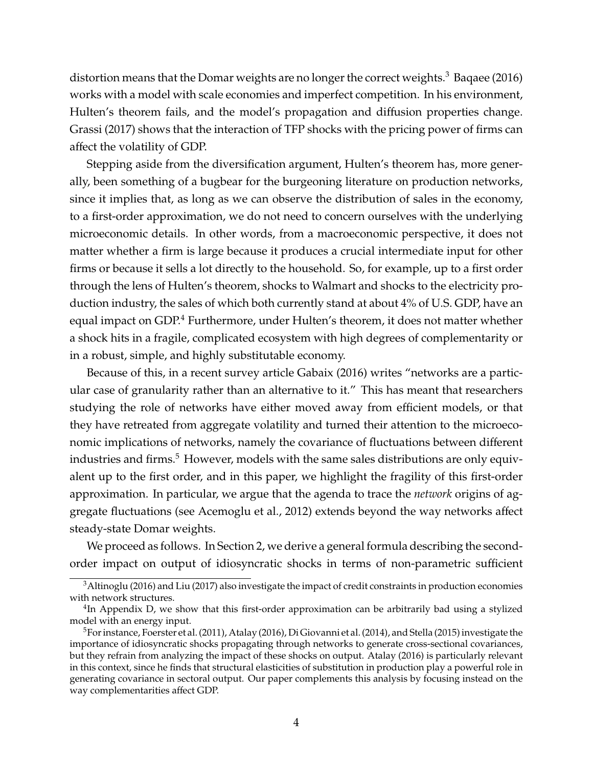distortion means that the Domar weights are no longer the correct weights.[3] Baqaee (2016) works with a model with scale economies and imperfect competition. In his environment, Hulten's theorem fails, and the model's propagation and diffusion properties change. Grassi (2017) shows that the interaction of TFP shocks with the pricing power of firms can affect the volatility of GDP.

Stepping aside from the diversification argument, Hulten's theorem has, more generally, been something of a bugbear for the burgeoning literature on production networks, since it implies that, as long as we can observe the distribution of sales in the economy, to a first-order approximation, we do not need to concern ourselves with the underlying microeconomic details. In other words, from a macroeconomic perspective, it does not matter whether a firm is large because it produces a crucial intermediate input for other firms or because it sells a lot directly to the household. So, for example, up to a first order through the lens of Hulten's theorem, shocks to Walmart and shocks to the electricity production industry, the sales of which both currently stand at about 4% of U.S. GDP, have an equal impact on GDP.[4] Furthermore, under Hulten's theorem, it does not matter whether a shock hits in a fragile, complicated ecosystem with high degrees of complementarity or in a robust, simple, and highly substitutable economy.

Because of this, in a recent survey article Gabaix (2016) writes "networks are a particular case of granularity rather than an alternative to it." This has meant that researchers studying the role of networks have either moved away from efficient models, or that they have retreated from aggregate volatility and turned their attention to the microeconomic implications of networks, namely the covariance of fluctuations between different industries and firms.[5] However, models with the same sales distributions are only equivalent up to the first order, and in this paper, we highlight the fragility of this first-order approximation. In particular, we argue that the agenda to trace the *network* origins of aggregate fluctuations (see Acemoglu et al., 2012) extends beyond the way networks affect steady-state Domar weights.

We proceed as follows. In Section 2, we derive a general formula describing the second-order impact on output of idiosyncratic shocks in terms of non-parametric sufficient

---

[3] Altinoglu (2016) and Liu (2017) also investigate the impact of credit constraints in production economies with network structures.

[4] In Appendix D, we show that this first-order approximation can be arbitrarily bad using a stylized model with an energy input.

[5] For instance, Foerster et al. (2011), Atalay (2016), Di Giovanni et al. (2014), and Stella (2015) investigate the importance of idiosyncratic shocks propagating through networks to generate cross-sectional covariances, but they refrain from analyzing the impact of these shocks on output. Atalay (2016) is particularly relevant in this context, since he finds that structural elasticities of substitution in production play a powerful role in generating covariance in sectoral output. Our paper complements this analysis by focusing instead on the way complementarities affect GDP.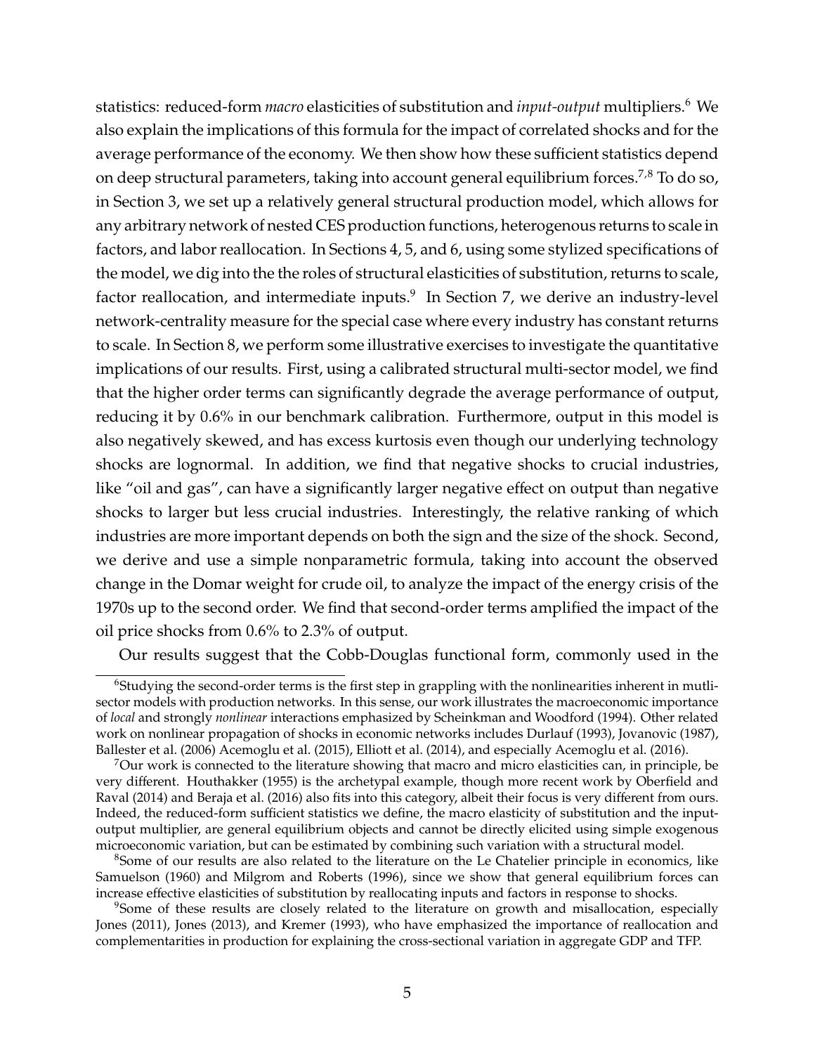statistics: reduced-form *macro* elasticities of substitution and *input-output* multipliers.[6] We also explain the implications of this formula for the impact of correlated shocks and for the average performance of the economy. We then show how these sufficient statistics depend on deep structural parameters, taking into account general equilibrium forces.[7,8] To do so, in Section 3, we set up a relatively general structural production model, which allows for any arbitrary network of nested CES production functions, heterogenous returns to scale in factors, and labor reallocation. In Sections 4, 5, and 6, using some stylized specifications of the model, we dig into the the roles of structural elasticities of substitution, returns to scale, factor reallocation, and intermediate inputs.[9] In Section 7, we derive an industry-level network-centrality measure for the special case where every industry has constant returns to scale. In Section 8, we perform some illustrative exercises to investigate the quantitative implications of our results. First, using a calibrated structural multi-sector model, we find that the higher order terms can significantly degrade the average performance of output, reducing it by 0.6% in our benchmark calibration. Furthermore, output in this model is also negatively skewed, and has excess kurtosis even though our underlying technology shocks are lognormal. In addition, we find that negative shocks to crucial industries, like "oil and gas", can have a significantly larger negative effect on output than negative shocks to larger but less crucial industries. Interestingly, the relative ranking of which industries are more important depends on both the sign and the size of the shock. Second, we derive and use a simple nonparametric formula, taking into account the observed change in the Domar weight for crude oil, to analyze the impact of the energy crisis of the 1970s up to the second order. We find that second-order terms amplified the impact of the oil price shocks from 0.6% to 2.3% of output.

Our results suggest that the Cobb-Douglas functional form, commonly used in the

[6] Studying the second-order terms is the first step in grappling with the nonlinearities inherent in mutli-sector models with production networks. In this sense, our work illustrates the macroeconomic importance of *local* and strongly *nonlinear* interactions emphasized by Scheinkman and Woodford (1994). Other related work on nonlinear propagation of shocks in economic networks includes Durlauf (1993), Jovanovic (1987), Ballester et al. (2006) Acemoglu et al. (2015), Elliott et al. (2014), and especially Acemoglu et al. (2016).

[7] Our work is connected to the literature showing that macro and micro elasticities can, in principle, be very different. Houthakker (1955) is the archetypal example, though more recent work by Oberfield and Raval (2014) and Beraja et al. (2016) also fits into this category, albeit their focus is very different from ours. Indeed, the reduced-form sufficient statistics we define, the macro elasticity of substitution and the input-output multiplier, are general equilibrium objects and cannot be directly elicited using simple exogenous microeconomic variation, but can be estimated by combining such variation with a structural model.

[8] Some of our results are also related to the literature on the Le Chatelier principle in economics, like Samuelson (1960) and Milgrom and Roberts (1996), since we show that general equilibrium forces can increase effective elasticities of substitution by reallocating inputs and factors in response to shocks.

[9] Some of these results are closely related to the literature on growth and misallocation, especially Jones (2011), Jones (2013), and Kremer (1993), who have emphasized the importance of reallocation and complementarities in production for explaining the cross-sectional variation in aggregate GDP and TFP.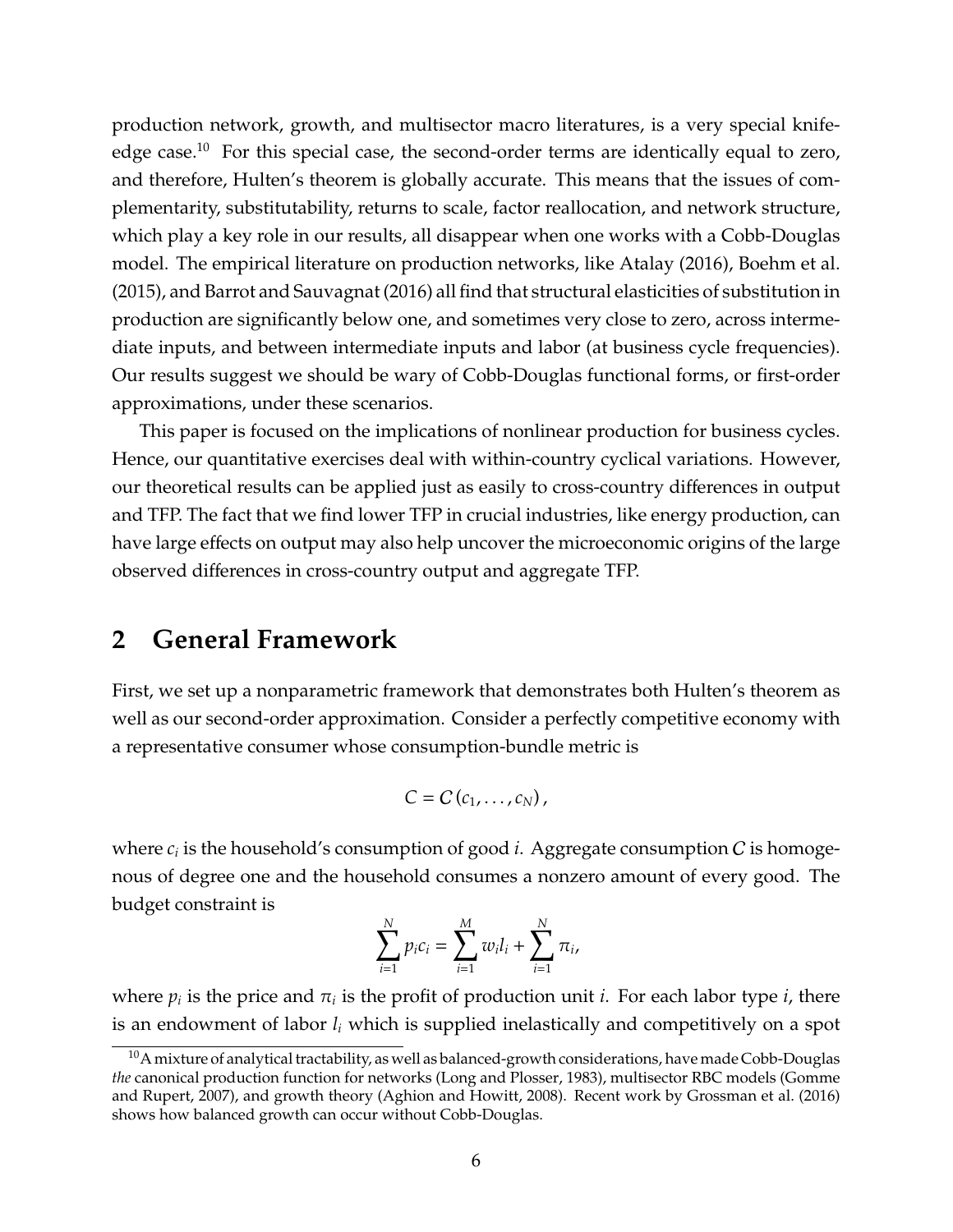production network, growth, and multisector macro literatures, is a very special knife-edge case.[10] For this special case, the second-order terms are identically equal to zero, and therefore, Hulten's theorem is globally accurate. This means that the issues of complementarity, substitutability, returns to scale, factor reallocation, and network structure, which play a key role in our results, all disappear when one works with a Cobb-Douglas model. The empirical literature on production networks, like Atalay (2016), Boehm et al. (2015), and Barrot and Sauvagnat (2016) all find that structural elasticities of substitution in production are significantly below one, and sometimes very close to zero, across intermediate inputs, and between intermediate inputs and labor (at business cycle frequencies). Our results suggest we should be wary of Cobb-Douglas functional forms, or first-order approximations, under these scenarios.

This paper is focused on the implications of nonlinear production for business cycles. Hence, our quantitative exercises deal with within-country cyclical variations. However, our theoretical results can be applied just as easily to cross-country differences in output and TFP. The fact that we find lower TFP in crucial industries, like energy production, can have large effects on output may also help uncover the microeconomic origins of the large observed differences in cross-country output and aggregate TFP.

## 2 General Framework

First, we set up a nonparametric framework that demonstrates both Hulten's theorem as well as our second-order approximation. Consider a perfectly competitive economy with a representative consumer whose consumption-bundle metric is

$$C = \mathcal{C}(c_1, \ldots, c_N),$$

where $c_i$ is the household's consumption of good $i$. Aggregate consumption $\mathcal{C}$ is homogenous of degree one and the household consumes a nonzero amount of every good. The budget constraint is

$$\sum_{i=1}^{N} p_i c_i = \sum_{i=1}^{M} w_i l_i + \sum_{i=1}^{N} \pi_i,$$

where $p_i$ is the price and $\pi_i$ is the profit of production unit $i$. For each labor type $i$, there is an endowment of labor $l_i$ which is supplied inelastically and competitively on a spot

[10] A mixture of analytical tractability, as well as balanced-growth considerations, have made Cobb-Douglas *the* canonical production function for networks (Long and Plosser, 1983), multisector RBC models (Gomme and Rupert, 2007), and growth theory (Aghion and Howitt, 2008). Recent work by Grossman et al. (2016) shows how balanced growth can occur without Cobb-Douglas.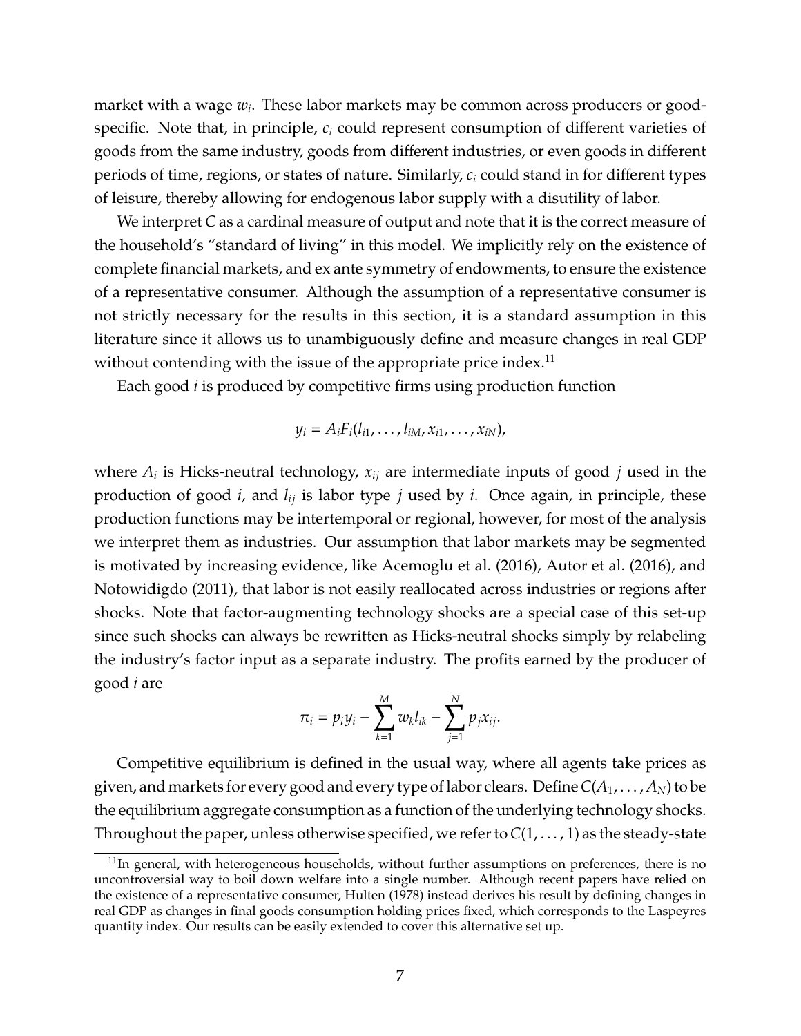market with a wage $w_i$. These labor markets may be common across producers or good-specific. Note that, in principle, $c_i$ could represent consumption of different varieties of goods from the same industry, goods from different industries, or even goods in different periods of time, regions, or states of nature. Similarly, $c_i$ could stand in for different types of leisure, thereby allowing for endogenous labor supply with a disutility of labor.

We interpret $C$ as a cardinal measure of output and note that it is the correct measure of the household's "standard of living" in this model. We implicitly rely on the existence of complete financial markets, and ex ante symmetry of endowments, to ensure the existence of a representative consumer. Although the assumption of a representative consumer is not strictly necessary for the results in this section, it is a standard assumption in this literature since it allows us to unambiguously define and measure changes in real GDP without contending with the issue of the appropriate price index.[11]

Each good $i$ is produced by competitive firms using production function

$$y_i = A_i F_i(l_{i1}, \dots, l_{iM}, x_{i1}, \dots, x_{iN}),$$

where $A_i$ is Hicks-neutral technology, $x_{ij}$ are intermediate inputs of good $j$ used in the production of good $i$, and $l_{ij}$ is labor type $j$ used by $i$. Once again, in principle, these production functions may be intertemporal or regional, however, for most of the analysis we interpret them as industries. Our assumption that labor markets may be segmented is motivated by increasing evidence, like Acemoglu et al. (2016), Autor et al. (2016), and Notowidigdo (2011), that labor is not easily reallocated across industries or regions after shocks. Note that factor-augmenting technology shocks are a special case of this set-up since such shocks can always be rewritten as Hicks-neutral shocks simply by relabeling the industry's factor input as a separate industry. The profits earned by the producer of good $i$ are

$$\pi_i = p_i y_i - \sum_{k=1}^{M} w_k l_{ik} - \sum_{j=1}^{N} p_j x_{ij}.$$

Competitive equilibrium is defined in the usual way, where all agents take prices as given, and markets for every good and every type of labor clears. Define $C(A_1, \dots, A_N)$ to be the equilibrium aggregate consumption as a function of the underlying technology shocks. Throughout the paper, unless otherwise specified, we refer to $C(1, \dots, 1)$ as the steady-state

[11] In general, with heterogeneous households, without further assumptions on preferences, there is no uncontroversial way to boil down welfare into a single number. Although recent papers have relied on the existence of a representative consumer, Hulten (1978) instead derives his result by defining changes in real GDP as changes in final goods consumption holding prices fixed, which corresponds to the Laspeyres quantity index. Our results can be easily extended to cover this alternative set up.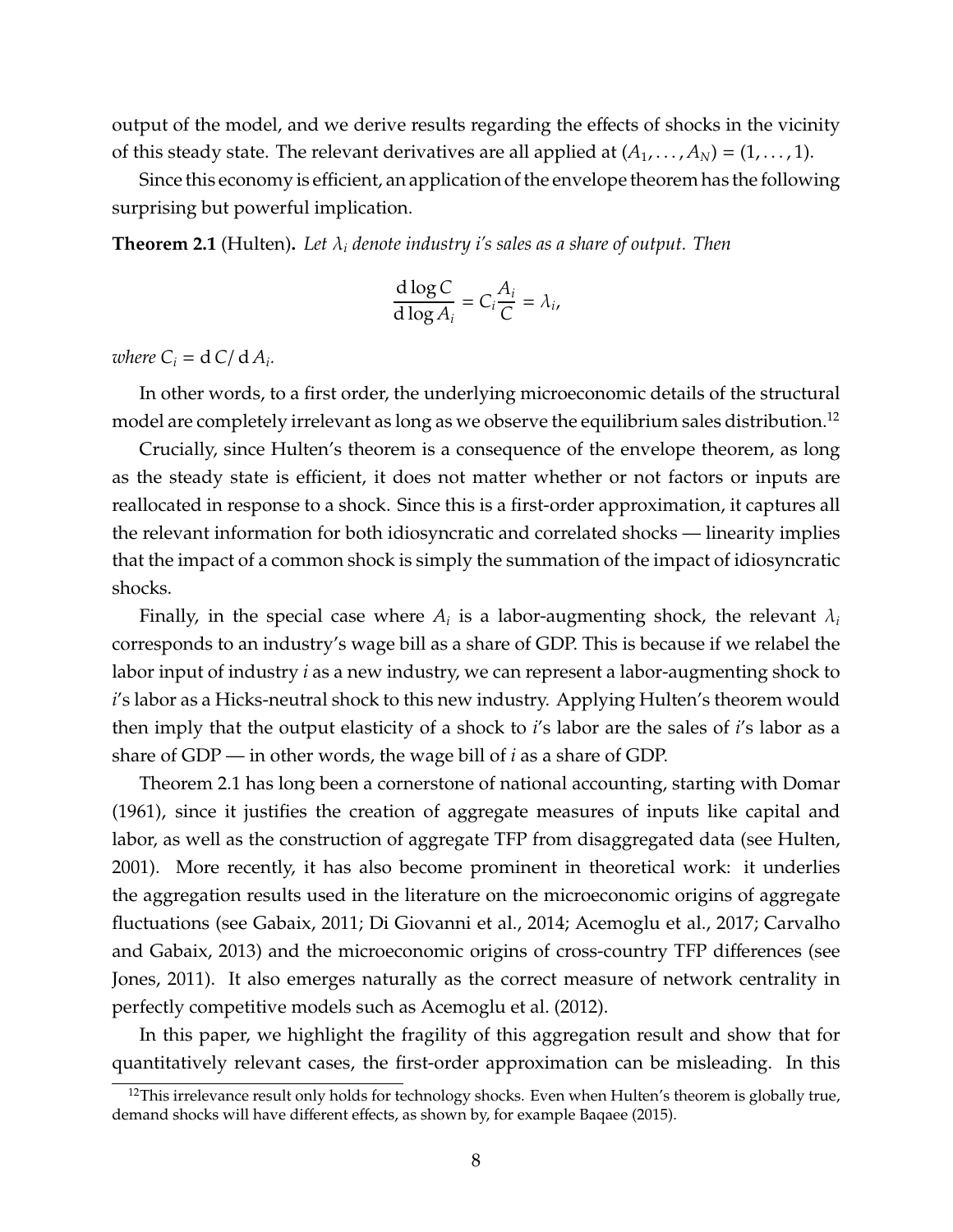output of the model, and we derive results regarding the effects of shocks in the vicinity of this steady state. The relevant derivatives are all applied at $(A_1, \ldots, A_N) = (1, \ldots, 1)$.

Since this economy is efficient, an application of the envelope theorem has the following surprising but powerful implication.

**Theorem 2.1** (Hulten)**.** *Let $\lambda_i$ denote industry i's sales as a share of output. Then*

$$\frac{\mathrm{d}\log C}{\mathrm{d}\log A_i} = C_i \frac{A_i}{C} = \lambda_i,$$

*where $C_i = \mathrm{d}\, C / \mathrm{d}\, A_i$.*

In other words, to a first order, the underlying microeconomic details of the structural model are completely irrelevant as long as we observe the equilibrium sales distribution.[12]

Crucially, since Hulten's theorem is a consequence of the envelope theorem, as long as the steady state is efficient, it does not matter whether or not factors or inputs are reallocated in response to a shock. Since this is a first-order approximation, it captures all the relevant information for both idiosyncratic and correlated shocks — linearity implies that the impact of a common shock is simply the summation of the impact of idiosyncratic shocks.

Finally, in the special case where $A_i$ is a labor-augmenting shock, the relevant $\lambda_i$ corresponds to an industry's wage bill as a share of GDP. This is because if we relabel the labor input of industry *i* as a new industry, we can represent a labor-augmenting shock to *i*'s labor as a Hicks-neutral shock to this new industry. Applying Hulten's theorem would then imply that the output elasticity of a shock to *i*'s labor are the sales of *i*'s labor as a share of GDP — in other words, the wage bill of *i* as a share of GDP.

Theorem 2.1 has long been a cornerstone of national accounting, starting with Domar (1961), since it justifies the creation of aggregate measures of inputs like capital and labor, as well as the construction of aggregate TFP from disaggregated data (see Hulten, 2001). More recently, it has also become prominent in theoretical work: it underlies the aggregation results used in the literature on the microeconomic origins of aggregate fluctuations (see Gabaix, 2011; Di Giovanni et al., 2014; Acemoglu et al., 2017; Carvalho and Gabaix, 2013) and the microeconomic origins of cross-country TFP differences (see Jones, 2011). It also emerges naturally as the correct measure of network centrality in perfectly competitive models such as Acemoglu et al. (2012).

In this paper, we highlight the fragility of this aggregation result and show that for quantitatively relevant cases, the first-order approximation can be misleading. In this

[12] This irrelevance result only holds for technology shocks. Even when Hulten's theorem is globally true, demand shocks will have different effects, as shown by, for example Baqaee (2015).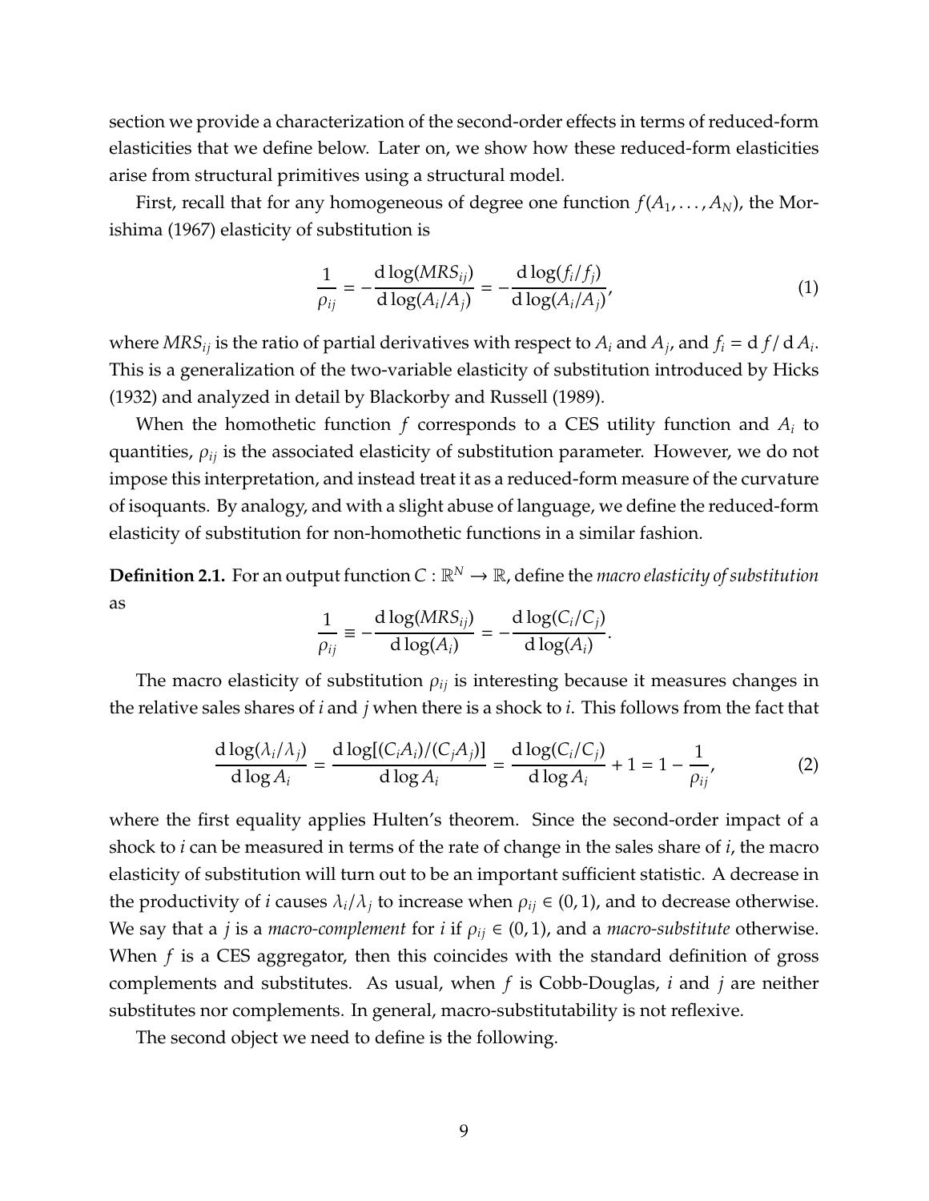section we provide a characterization of the second-order effects in terms of reduced-form elasticities that we define below. Later on, we show how these reduced-form elasticities arise from structural primitives using a structural model.

First, recall that for any homogeneous of degree one function $f(A_1, \ldots, A_N)$, the Morishima (1967) elasticity of substitution is

$$\frac{1}{\rho_{ij}} = -\frac{\mathrm{d}\log(MRS_{ij})}{\mathrm{d}\log(A_i/A_j)} = -\frac{\mathrm{d}\log(f_i/f_j)}{\mathrm{d}\log(A_i/A_j)}, \tag{1}$$

where $MRS_{ij}$ is the ratio of partial derivatives with respect to $A_i$ and $A_j$, and $f_i = \mathrm{d}\, f / \mathrm{d}\, A_i$. This is a generalization of the two-variable elasticity of substitution introduced by Hicks (1932) and analyzed in detail by Blackorby and Russell (1989).

When the homothetic function $f$ corresponds to a CES utility function and $A_i$ to quantities, $\rho_{ij}$ is the associated elasticity of substitution parameter. However, we do not impose this interpretation, and instead treat it as a reduced-form measure of the curvature of isoquants. By analogy, and with a slight abuse of language, we define the reduced-form elasticity of substitution for non-homothetic functions in a similar fashion.

**Definition 2.1.** For an output function $C : \mathbb{R}^N \to \mathbb{R}$, define the *macro elasticity of substitution* as

$$\frac{1}{\rho_{ij}} \equiv -\frac{\mathrm{d}\log(MRS_{ij})}{\mathrm{d}\log(A_i)} = -\frac{\mathrm{d}\log(C_i/C_j)}{\mathrm{d}\log(A_i)}.$$

The macro elasticity of substitution $\rho_{ij}$ is interesting because it measures changes in the relative sales shares of $i$ and $j$ when there is a shock to $i$. This follows from the fact that

$$\frac{\mathrm{d}\log(\lambda_i/\lambda_j)}{\mathrm{d}\log A_i} = \frac{\mathrm{d}\log[(C_i A_i)/(C_j A_j)]}{\mathrm{d}\log A_i} = \frac{\mathrm{d}\log(C_i/C_j)}{\mathrm{d}\log A_i} + 1 = 1 - \frac{1}{\rho_{ij}}, \tag{2}$$

where the first equality applies Hulten's theorem. Since the second-order impact of a shock to $i$ can be measured in terms of the rate of change in the sales share of $i$, the macro elasticity of substitution will turn out to be an important sufficient statistic. A decrease in the productivity of $i$ causes $\lambda_i/\lambda_j$ to increase when $\rho_{ij} \in (0, 1)$, and to decrease otherwise. We say that a $j$ is a *macro-complement* for $i$ if $\rho_{ij} \in (0, 1)$, and a *macro-substitute* otherwise. When $f$ is a CES aggregator, then this coincides with the standard definition of gross complements and substitutes. As usual, when $f$ is Cobb-Douglas, $i$ and $j$ are neither substitutes nor complements. In general, macro-substitutability is not reflexive.

The second object we need to define is the following.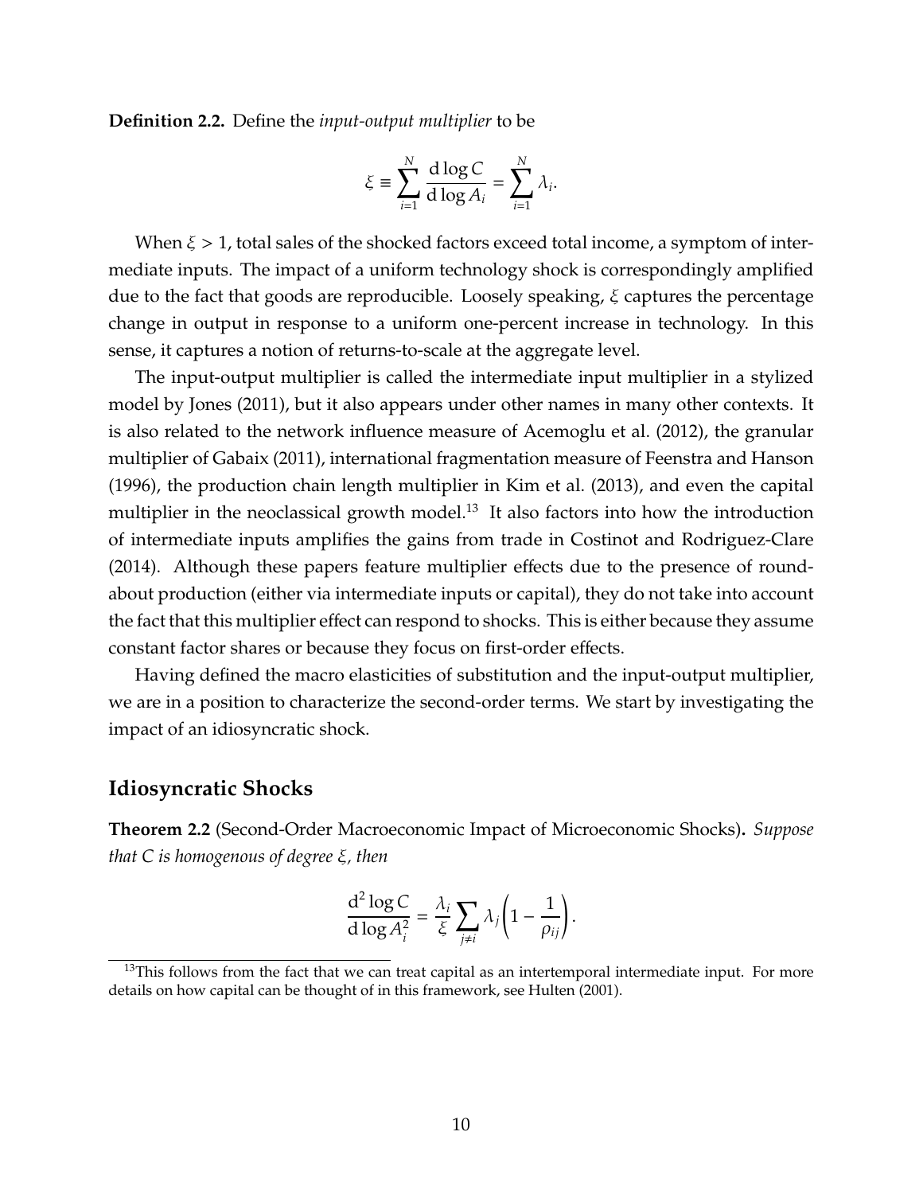**Definition 2.2.** Define the *input-output multiplier* to be

$$\xi \equiv \sum_{i=1}^{N} \frac{\mathrm{d}\log C}{\mathrm{d}\log A_i} = \sum_{i=1}^{N} \lambda_i.$$

When $\xi > 1$, total sales of the shocked factors exceed total income, a symptom of intermediate inputs. The impact of a uniform technology shock is correspondingly amplified due to the fact that goods are reproducible. Loosely speaking, $\xi$ captures the percentage change in output in response to a uniform one-percent increase in technology. In this sense, it captures a notion of returns-to-scale at the aggregate level.

The input-output multiplier is called the intermediate input multiplier in a stylized model by Jones (2011), but it also appears under other names in many other contexts. It is also related to the network influence measure of Acemoglu et al. (2012), the granular multiplier of Gabaix (2011), international fragmentation measure of Feenstra and Hanson (1996), the production chain length multiplier in Kim et al. (2013), and even the capital multiplier in the neoclassical growth model.[13] It also factors into how the introduction of intermediate inputs amplifies the gains from trade in Costinot and Rodriguez-Clare (2014). Although these papers feature multiplier effects due to the presence of roundabout production (either via intermediate inputs or capital), they do not take into account the fact that this multiplier effect can respond to shocks. This is either because they assume constant factor shares or because they focus on first-order effects.

Having defined the macro elasticities of substitution and the input-output multiplier, we are in a position to characterize the second-order terms. We start by investigating the impact of an idiosyncratic shock.

## Idiosyncratic Shocks

**Theorem 2.2** (Second-Order Macroeconomic Impact of Microeconomic Shocks)**.** *Suppose that C is homogenous of degree $\xi$, then*

$$\frac{\mathrm{d}^2 \log C}{\mathrm{d}\log A_i^2} = \frac{\lambda_i}{\xi} \sum_{j \neq i} \lambda_j \left(1 - \frac{1}{\rho_{ij}}\right).$$

[13] This follows from the fact that we can treat capital as an intertemporal intermediate input. For more details on how capital can be thought of in this framework, see Hulten (2001).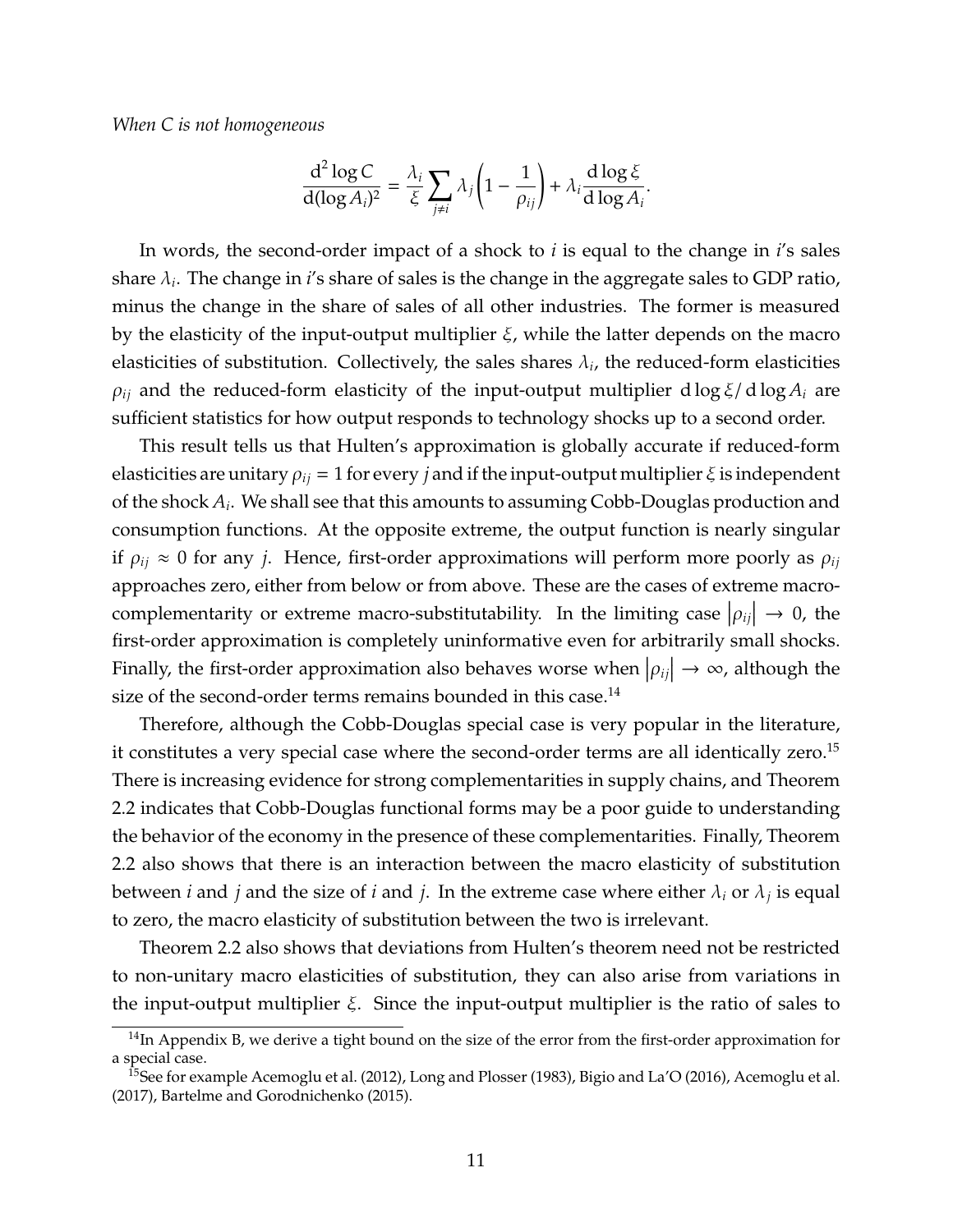*When C is not homogeneous*

$$\frac{\mathrm{d}^2 \log C}{\mathrm{d}(\log A_i)^2} = \frac{\lambda_i}{\xi} \sum_{j \neq i} \lambda_j \left(1 - \frac{1}{\rho_{ij}}\right) + \lambda_i \frac{\mathrm{d} \log \xi}{\mathrm{d} \log A_i}.$$

In words, the second-order impact of a shock to $i$ is equal to the change in $i$'s sales share $\lambda_i$. The change in $i$'s share of sales is the change in the aggregate sales to GDP ratio, minus the change in the share of sales of all other industries. The former is measured by the elasticity of the input-output multiplier $\xi$, while the latter depends on the macro elasticities of substitution. Collectively, the sales shares $\lambda_i$, the reduced-form elasticities $\rho_{ij}$ and the reduced-form elasticity of the input-output multiplier $\mathrm{d} \log \xi / \mathrm{d} \log A_i$ are sufficient statistics for how output responds to technology shocks up to a second order.

This result tells us that Hulten's approximation is globally accurate if reduced-form elasticities are unitary $\rho_{ij} = 1$ for every $j$ and if the input-output multiplier $\xi$ is independent of the shock $A_i$. We shall see that this amounts to assuming Cobb-Douglas production and consumption functions. At the opposite extreme, the output function is nearly singular if $\rho_{ij} \approx 0$ for any $j$. Hence, first-order approximations will perform more poorly as $\rho_{ij}$ approaches zero, either from below or from above. These are the cases of extreme macro-complementarity or extreme macro-substitutability. In the limiting case $|\rho_{ij}| \to 0$, the first-order approximation is completely uninformative even for arbitrarily small shocks. Finally, the first-order approximation also behaves worse when $|\rho_{ij}| \to \infty$, although the size of the second-order terms remains bounded in this case.[14]

Therefore, although the Cobb-Douglas special case is very popular in the literature, it constitutes a very special case where the second-order terms are all identically zero.[15] There is increasing evidence for strong complementarities in supply chains, and Theorem 2.2 indicates that Cobb-Douglas functional forms may be a poor guide to understanding the behavior of the economy in the presence of these complementarities. Finally, Theorem 2.2 also shows that there is an interaction between the macro elasticity of substitution between $i$ and $j$ and the size of $i$ and $j$. In the extreme case where either $\lambda_i$ or $\lambda_j$ is equal to zero, the macro elasticity of substitution between the two is irrelevant.

Theorem 2.2 also shows that deviations from Hulten's theorem need not be restricted to non-unitary macro elasticities of substitution, they can also arise from variations in the input-output multiplier $\xi$. Since the input-output multiplier is the ratio of sales to

[14] In Appendix B, we derive a tight bound on the size of the error from the first-order approximation for a special case.

[15] See for example Acemoglu et al. (2012), Long and Plosser (1983), Bigio and La'O (2016), Acemoglu et al. (2017), Bartelme and Gorodnichenko (2015).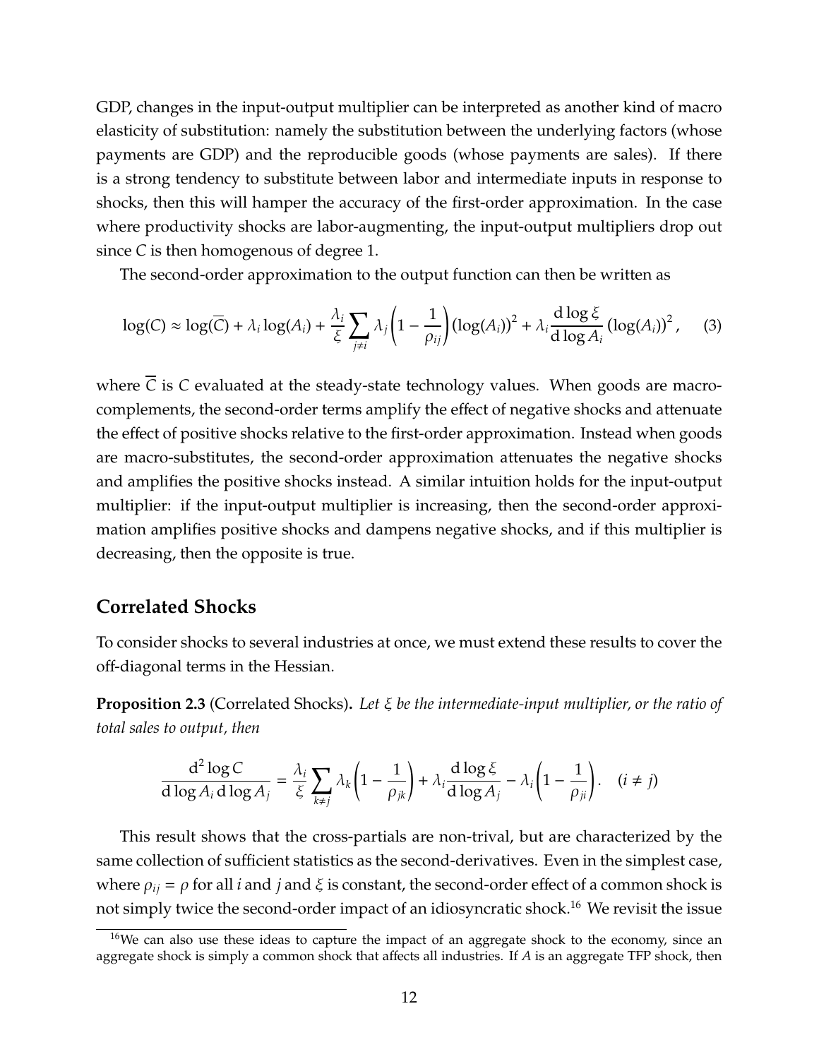GDP, changes in the input-output multiplier can be interpreted as another kind of macro elasticity of substitution: namely the substitution between the underlying factors (whose payments are GDP) and the reproducible goods (whose payments are sales). If there is a strong tendency to substitute between labor and intermediate inputs in response to shocks, then this will hamper the accuracy of the first-order approximation. In the case where productivity shocks are labor-augmenting, the input-output multipliers drop out since $C$ is then homogenous of degree 1.

The second-order approximation to the output function can then be written as

$$\log(C) \approx \log(\overline{C}) + \lambda_i \log(A_i) + \frac{\lambda_i}{\xi} \sum_{j \neq i} \lambda_j \left(1 - \frac{1}{\rho_{ij}}\right) (\log(A_i))^2 + \lambda_i \frac{\mathrm{d} \log \xi}{\mathrm{d} \log A_i} (\log(A_i))^2, \quad (3)$$

where $\overline{C}$ is $C$ evaluated at the steady-state technology values. When goods are macro-complements, the second-order terms amplify the effect of negative shocks and attenuate the effect of positive shocks relative to the first-order approximation. Instead when goods are macro-substitutes, the second-order approximation attenuates the negative shocks and amplifies the positive shocks instead. A similar intuition holds for the input-output multiplier: if the input-output multiplier is increasing, then the second-order approximation amplifies positive shocks and dampens negative shocks, and if this multiplier is decreasing, then the opposite is true.

## Correlated Shocks

To consider shocks to several industries at once, we must extend these results to cover the off-diagonal terms in the Hessian.

**Proposition 2.3** (Correlated Shocks)**.** *Let $\xi$ be the intermediate-input multiplier, or the ratio of total sales to output, then*

$$\frac{\mathrm{d}^2 \log C}{\mathrm{d} \log A_i \, \mathrm{d} \log A_j} = \frac{\lambda_i}{\xi} \sum_{k \neq j} \lambda_k \left(1 - \frac{1}{\rho_{jk}}\right) + \lambda_i \frac{\mathrm{d} \log \xi}{\mathrm{d} \log A_j} - \lambda_i \left(1 - \frac{1}{\rho_{ji}}\right). \quad (i \neq j)$$

This result shows that the cross-partials are non-trival, but are characterized by the same collection of sufficient statistics as the second-derivatives. Even in the simplest case, where $\rho_{ij} = \rho$ for all $i$ and $j$ and $\xi$ is constant, the second-order effect of a common shock is not simply twice the second-order impact of an idiosyncratic shock.[16] We revisit the issue

[16] We can also use these ideas to capture the impact of an aggregate shock to the economy, since an aggregate shock is simply a common shock that affects all industries. If $A$ is an aggregate TFP shock, then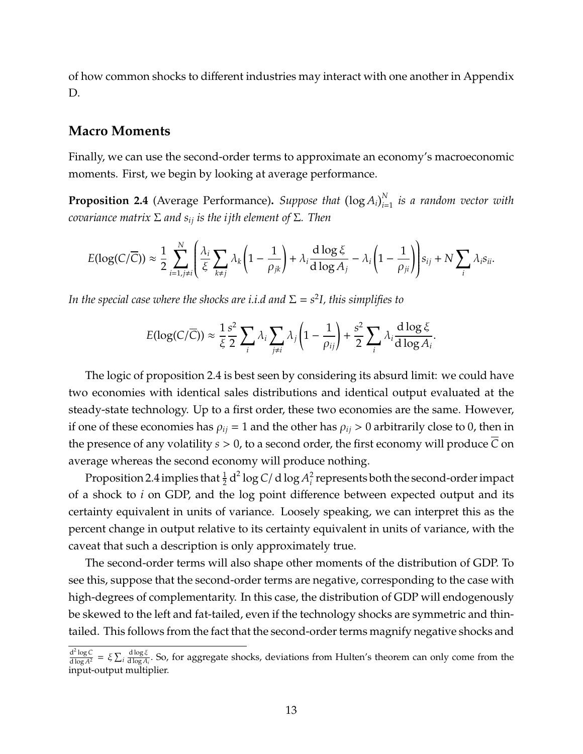of how common shocks to different industries may interact with one another in Appendix D.

## Macro Moments

Finally, we can use the second-order terms to approximate an economy's macroeconomic moments. First, we begin by looking at average performance.

**Proposition 2.4** (Average Performance)**.** *Suppose that $(\log A_i)_{i=1}^N$ is a random vector with covariance matrix $\Sigma$ and $s_{ij}$ is the ijth element of $\Sigma$. Then*

$$E(\log(C/\overline{C})) \approx \frac{1}{2}\sum_{i=1,j\neq i}^{N}\left(\frac{\lambda_i}{\xi}\sum_{k\neq j}\lambda_k\left(1-\frac{1}{\rho_{jk}}\right)+\lambda_i\frac{\mathrm{d}\log\xi}{\mathrm{d}\log A_j}-\lambda_i\left(1-\frac{1}{\rho_{ji}}\right)\right)s_{ij}+N\sum_i\lambda_i s_{ii}.$$

*In the special case where the shocks are i.i.d and $\Sigma = s^2 I$, this simplifies to*

$$E(\log(C/\overline{C})) \approx \frac{1}{\xi}\frac{s^2}{2}\sum_i\lambda_i\sum_{j\neq i}\lambda_j\left(1-\frac{1}{\rho_{ij}}\right)+\frac{s^2}{2}\sum_i\lambda_i\frac{\mathrm{d}\log\xi}{\mathrm{d}\log A_i}.$$

The logic of proposition 2.4 is best seen by considering its absurd limit: we could have two economies with identical sales distributions and identical output evaluated at the steady-state technology. Up to a first order, these two economies are the same. However, if one of these economies has $\rho_{ij} = 1$ and the other has $\rho_{ij} > 0$ arbitrarily close to 0, then in the presence of any volatility $s > 0$, to a second order, the first economy will produce $\overline{C}$ on average whereas the second economy will produce nothing.

Proposition 2.4 implies that $\frac{1}{2}\,\mathrm{d}^2\log C/\,\mathrm{d}\log A_i^2$ represents both the second-order impact of a shock to $i$ on GDP, and the log point difference between expected output and its certainty equivalent in units of variance. Loosely speaking, we can interpret this as the percent change in output relative to its certainty equivalent in units of variance, with the caveat that such a description is only approximately true.

The second-order terms will also shape other moments of the distribution of GDP. To see this, suppose that the second-order terms are negative, corresponding to the case with high-degrees of complementarity. In this case, the distribution of GDP will endogenously be skewed to the left and fat-tailed, even if the technology shocks are symmetric and thin-tailed. This follows from the fact that the second-order terms magnify negative shocks and

$\frac{\mathrm{d}^2\log C}{\mathrm{d}\log A^2} = \xi\sum_i\frac{\mathrm{d}\log\xi}{\mathrm{d}\log A_i}$. So, for aggregate shocks, deviations from Hulten's theorem can only come from the input-output multiplier.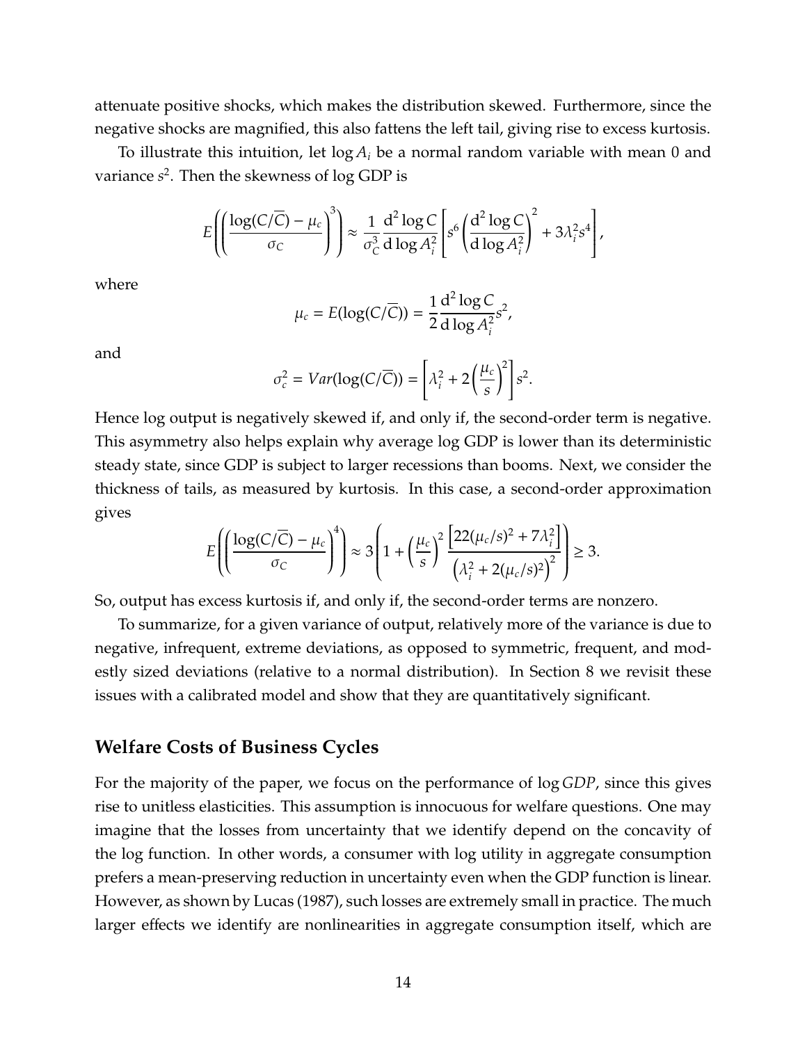attenuate positive shocks, which makes the distribution skewed. Furthermore, since the negative shocks are magnified, this also fattens the left tail, giving rise to excess kurtosis.

To illustrate this intuition, let $\log A_i$ be a normal random variable with mean 0 and variance $s^2$. Then the skewness of log GDP is

$$E\left(\left(\frac{\log(C/\overline{C})-\mu_c}{\sigma_C}\right)^3\right) \approx \frac{1}{\sigma_C^3}\frac{\mathrm{d}^2\log C}{\mathrm{d}\log A_i^2}\left[s^6\left(\frac{\mathrm{d}^2\log C}{\mathrm{d}\log A_i^2}\right)^2+3\lambda_i^2 s^4\right],$$

where

$$\mu_c = E(\log(C/\overline{C})) = \frac{1}{2}\frac{\mathrm{d}^2\log C}{\mathrm{d}\log A_i^2}s^2,$$

and

$$\sigma_c^2 = Var(\log(C/\overline{C})) = \left[\lambda_i^2 + 2\left(\frac{\mu_c}{s}\right)^2\right]s^2.$$

Hence log output is negatively skewed if, and only if, the second-order term is negative. This asymmetry also helps explain why average log GDP is lower than its deterministic steady state, since GDP is subject to larger recessions than booms. Next, we consider the thickness of tails, as measured by kurtosis. In this case, a second-order approximation gives

$$E\left(\left(\frac{\log(C/\overline{C})-\mu_c}{\sigma_C}\right)^4\right) \approx 3\left(1+\left(\frac{\mu_c}{s}\right)^2\frac{\left[22(\mu_c/s)^2+7\lambda_i^2\right]}{\left(\lambda_i^2+2(\mu_c/s)^2\right)^2}\right) \geq 3.$$

So, output has excess kurtosis if, and only if, the second-order terms are nonzero.

To summarize, for a given variance of output, relatively more of the variance is due to negative, infrequent, extreme deviations, as opposed to symmetric, frequent, and modestly sized deviations (relative to a normal distribution). In Section 8 we revisit these issues with a calibrated model and show that they are quantitatively significant.

## Welfare Costs of Business Cycles

For the majority of the paper, we focus on the performance of $\log GDP$, since this gives rise to unitless elasticities. This assumption is innocuous for welfare questions. One may imagine that the losses from uncertainty that we identify depend on the concavity of the log function. In other words, a consumer with log utility in aggregate consumption prefers a mean-preserving reduction in uncertainty even when the GDP function is linear. However, as shown by Lucas (1987), such losses are extremely small in practice. The much larger effects we identify are nonlinearities in aggregate consumption itself, which are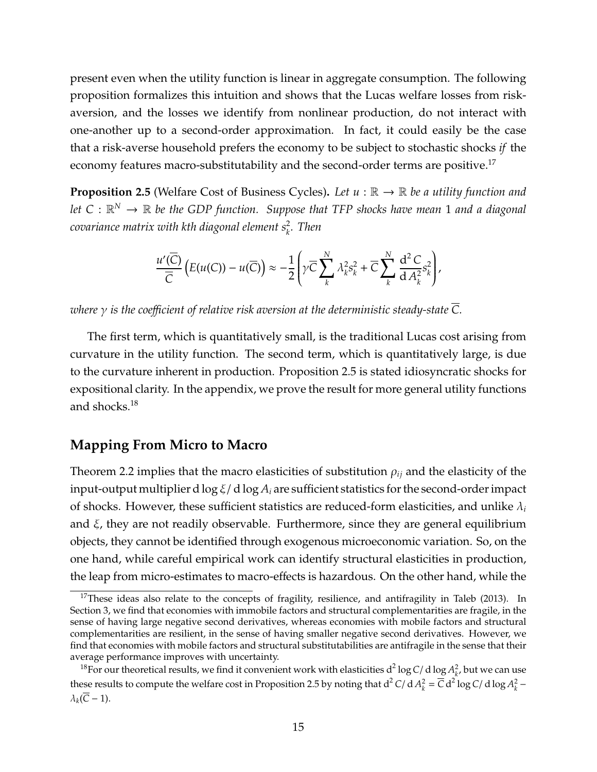present even when the utility function is linear in aggregate consumption. The following proposition formalizes this intuition and shows that the Lucas welfare losses from risk-aversion, and the losses we identify from nonlinear production, do not interact with one-another up to a second-order approximation. In fact, it could easily be the case that a risk-averse household prefers the economy to be subject to stochastic shocks *if* the economy features macro-substitutability and the second-order terms are positive.[17]

**Proposition 2.5** (Welfare Cost of Business Cycles)**.** *Let $u : \mathbb{R} \to \mathbb{R}$ be a utility function and let $C : \mathbb{R}^N \to \mathbb{R}$ be the GDP function. Suppose that TFP shocks have mean 1 and a diagonal covariance matrix with kth diagonal element $s_k^2$. Then*

$$\frac{u'(\overline{C})}{\overline{C}}\left(E(u(C)) - u(\overline{C})\right) \approx -\frac{1}{2}\left(\gamma \overline{C} \sum_{k}^{N} \lambda_k^2 s_k^2 + \overline{C} \sum_{k}^{N} \frac{\mathrm{d}^2 C}{\mathrm{d} A_k^2} s_k^2\right),$$

*where $\gamma$ is the coefficient of relative risk aversion at the deterministic steady-state $\overline{C}$.*

The first term, which is quantitatively small, is the traditional Lucas cost arising from curvature in the utility function. The second term, which is quantitatively large, is due to the curvature inherent in production. Proposition 2.5 is stated idiosyncratic shocks for expositional clarity. In the appendix, we prove the result for more general utility functions and shocks.[18]

## Mapping From Micro to Macro

Theorem 2.2 implies that the macro elasticities of substitution $\rho_{ij}$ and the elasticity of the input-output multiplier $\mathrm{d}\log\xi/\mathrm{d}\log A_i$ are sufficient statistics for the second-order impact of shocks. However, these sufficient statistics are reduced-form elasticities, and unlike $\lambda_i$ and $\xi$, they are not readily observable. Furthermore, since they are general equilibrium objects, they cannot be identified through exogenous microeconomic variation. So, on the one hand, while careful empirical work can identify structural elasticities in production, the leap from micro-estimates to macro-effects is hazardous. On the other hand, while the

[17] These ideas also relate to the concepts of fragility, resilience, and antifragility in Taleb (2013). In Section 3, we find that economies with immobile factors and structural complementarities are fragile, in the sense of having large negative second derivatives, whereas economies with mobile factors and structural complementarities are resilient, in the sense of having smaller negative second derivatives. However, we find that economies with mobile factors and structural substitutabilities are antifragile in the sense that their average performance improves with uncertainty.

[18] For our theoretical results, we find it convenient work with elasticities $\mathrm{d}^2 \log C/\mathrm{d}\log A_k^2$, but we can use these results to compute the welfare cost in Proposition 2.5 by noting that $\mathrm{d}^2 C/\mathrm{d} A_k^2 = \overline{C}\,\mathrm{d}^2 \log C/\mathrm{d}\log A_k^2 - \lambda_k(\overline{C} - 1)$.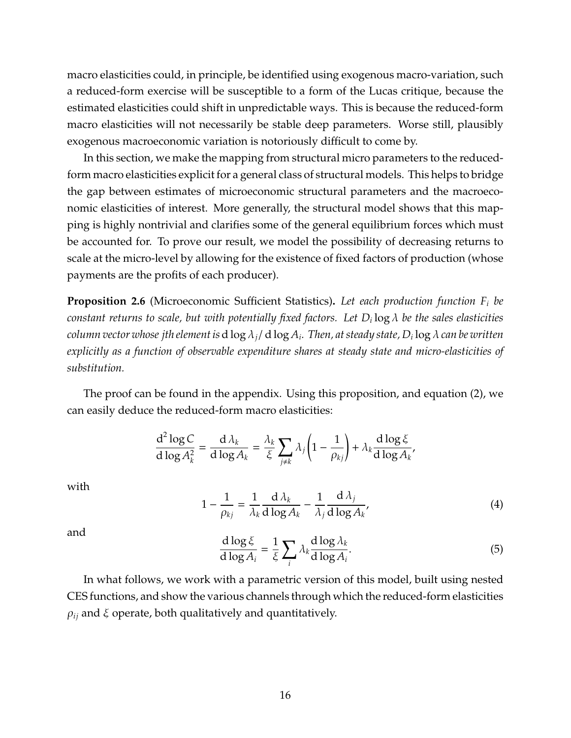macro elasticities could, in principle, be identified using exogenous macro-variation, such a reduced-form exercise will be susceptible to a form of the Lucas critique, because the estimated elasticities could shift in unpredictable ways. This is because the reduced-form macro elasticities will not necessarily be stable deep parameters. Worse still, plausibly exogenous macroeconomic variation is notoriously difficult to come by.

In this section, we make the mapping from structural micro parameters to the reduced-form macro elasticities explicit for a general class of structural models. This helps to bridge the gap between estimates of microeconomic structural parameters and the macroeconomic elasticities of interest. More generally, the structural model shows that this mapping is highly nontrivial and clarifies some of the general equilibrium forces which must be accounted for. To prove our result, we model the possibility of decreasing returns to scale at the micro-level by allowing for the existence of fixed factors of production (whose payments are the profits of each producer).

**Proposition 2.6** (Microeconomic Sufficient Statistics)**.** *Let each production function $F_i$ be constant returns to scale, but with potentially fixed factors. Let $D_i \log \lambda$ be the sales elasticities column vector whose jth element is $\mathrm{d}\log \lambda_j / \mathrm{d}\log A_i$. Then, at steady state, $D_i \log \lambda$ can be written explicitly as a function of observable expenditure shares at steady state and micro-elasticities of substitution.*

The proof can be found in the appendix. Using this proposition, and equation (2), we can easily deduce the reduced-form macro elasticities:

$$\frac{\mathrm{d}^2 \log C}{\mathrm{d}\log A_k^2} = \frac{\mathrm{d}\,\lambda_k}{\mathrm{d}\log A_k} = \frac{\lambda_k}{\xi} \sum_{j \neq k} \lambda_j \left(1 - \frac{1}{\rho_{kj}}\right) + \lambda_k \frac{\mathrm{d}\log \xi}{\mathrm{d}\log A_k},$$

with

$$1 - \frac{1}{\rho_{kj}} = \frac{1}{\lambda_k} \frac{\mathrm{d}\,\lambda_k}{\mathrm{d}\log A_k} - \frac{1}{\lambda_j} \frac{\mathrm{d}\,\lambda_j}{\mathrm{d}\log A_k}, \tag{4}$$

and

$$\frac{\mathrm{d}\log \xi}{\mathrm{d}\log A_i} = \frac{1}{\xi} \sum_i \lambda_k \frac{\mathrm{d}\log \lambda_k}{\mathrm{d}\log A_i}. \tag{5}$$

In what follows, we work with a parametric version of this model, built using nested CES functions, and show the various channels through which the reduced-form elasticities $\rho_{ij}$ and $\xi$ operate, both qualitatively and quantitatively.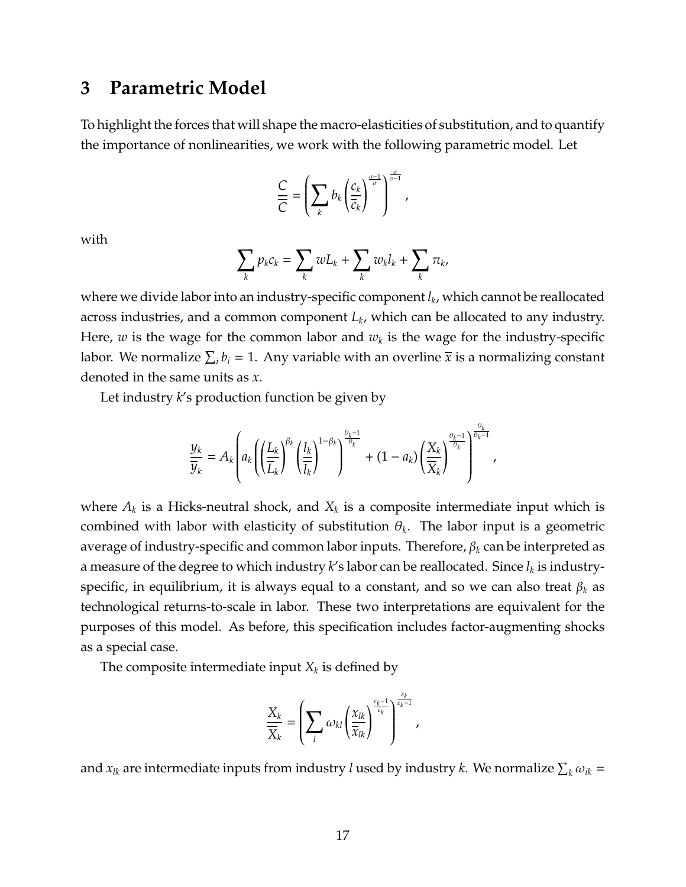## 3 Parametric Model

To highlight the forces that will shape the macro-elasticities of substitution, and to quantify the importance of nonlinearities, we work with the following parametric model. Let

$$\frac{C}{\overline{C}} = \left( \sum_k b_k \left( \frac{c_k}{\overline{c}_k} \right)^{\frac{\sigma-1}{\sigma}} \right)^{\frac{\sigma}{\sigma-1}},$$

with

$$\sum_k p_k c_k = \sum_k w L_k + \sum_k w_k l_k + \sum_k \pi_k,$$

where we divide labor into an industry-specific component $l_k$, which cannot be reallocated across industries, and a common component $L_k$, which can be allocated to any industry. Here, $w$ is the wage for the common labor and $w_k$ is the wage for the industry-specific labor. We normalize $\sum_i b_i = 1$. Any variable with an overline $\overline{x}$ is a normalizing constant denoted in the same units as $x$.

Let industry $k$'s production function be given by

$$\frac{y_k}{\overline{y}_k} = A_k \left( a_k \left( \left( \frac{L_k}{\overline{L}_k} \right)^{\beta_k} \left( \frac{l_k}{\overline{l}_k} \right)^{1-\beta_k} \right)^{\frac{\theta_k - 1}{\theta_k}} + (1 - a_k) \left( \frac{X_k}{\overline{X}_k} \right)^{\frac{\theta_k - 1}{\theta_k}} \right)^{\frac{\theta_k}{\theta_k - 1}},$$

where $A_k$ is a Hicks-neutral shock, and $X_k$ is a composite intermediate input which is combined with labor with elasticity of substitution $\theta_k$. The labor input is a geometric average of industry-specific and common labor inputs. Therefore, $\beta_k$ can be interpreted as a measure of the degree to which industry $k$'s labor can be reallocated. Since $l_k$ is industry-specific, in equilibrium, it is always equal to a constant, and so we can also treat $\beta_k$ as technological returns-to-scale in labor. These two interpretations are equivalent for the purposes of this model. As before, this specification includes factor-augmenting shocks as a special case.

The composite intermediate input $X_k$ is defined by

$$\frac{X_k}{\overline{X}_k} = \left( \sum_l \omega_{kl} \left( \frac{x_{lk}}{\overline{x}_{lk}} \right)^{\frac{\varepsilon_k - 1}{\varepsilon_k}} \right)^{\frac{\varepsilon_k}{\varepsilon_k - 1}},$$

and $x_{lk}$ are intermediate inputs from industry $l$ used by industry $k$. We normalize $\sum_k \omega_{ik} =$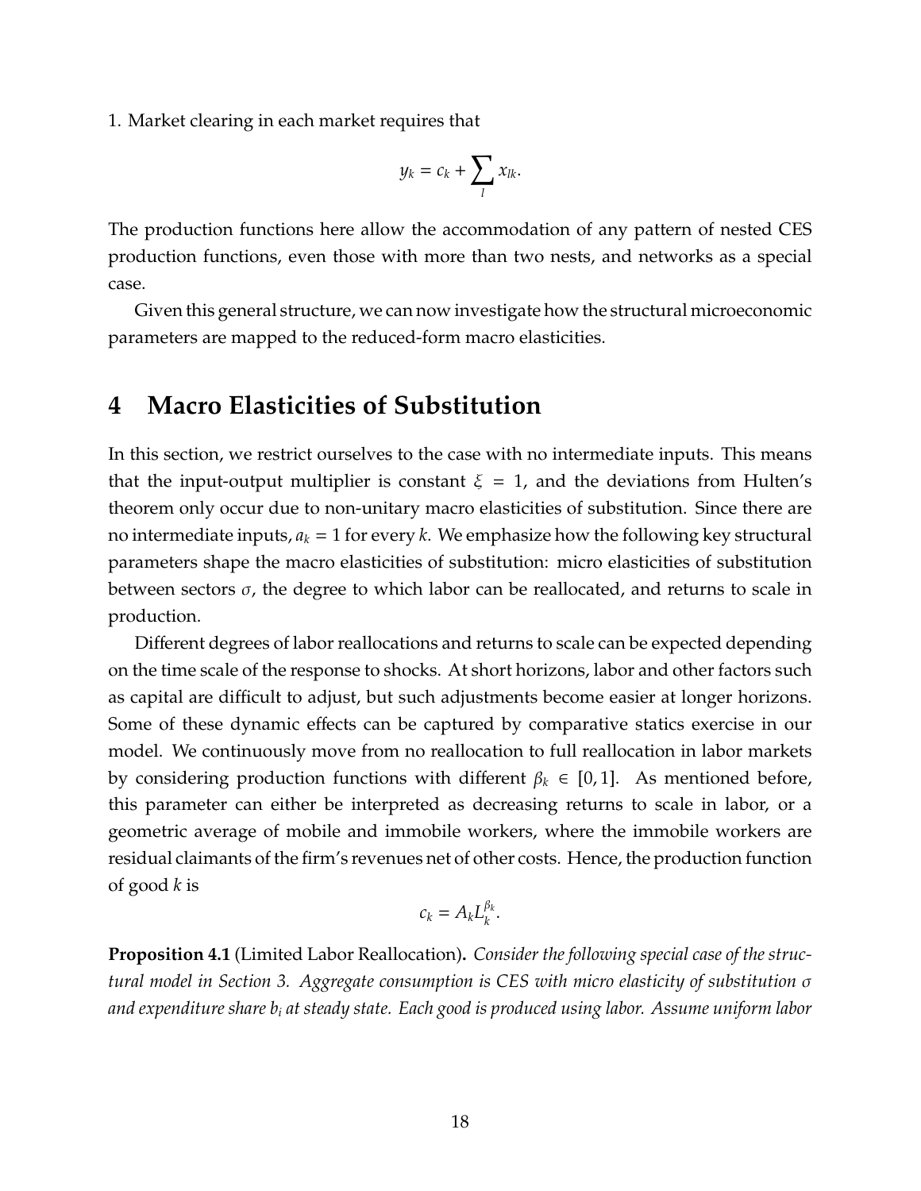1. Market clearing in each market requires that

$$y_k = c_k + \sum_l x_{lk}.$$

The production functions here allow the accommodation of any pattern of nested CES production functions, even those with more than two nests, and networks as a special case.

Given this general structure, we can now investigate how the structural microeconomic parameters are mapped to the reduced-form macro elasticities.

# 4 Macro Elasticities of Substitution

In this section, we restrict ourselves to the case with no intermediate inputs. This means that the input-output multiplier is constant $\xi = 1$, and the deviations from Hulten's theorem only occur due to non-unitary macro elasticities of substitution. Since there are no intermediate inputs, $a_k = 1$ for every $k$. We emphasize how the following key structural parameters shape the macro elasticities of substitution: micro elasticities of substitution between sectors $\sigma$, the degree to which labor can be reallocated, and returns to scale in production.

Different degrees of labor reallocations and returns to scale can be expected depending on the time scale of the response to shocks. At short horizons, labor and other factors such as capital are difficult to adjust, but such adjustments become easier at longer horizons. Some of these dynamic effects can be captured by comparative statics exercise in our model. We continuously move from no reallocation to full reallocation in labor markets by considering production functions with different $\beta_k \in [0, 1]$. As mentioned before, this parameter can either be interpreted as decreasing returns to scale in labor, or a geometric average of mobile and immobile workers, where the immobile workers are residual claimants of the firm's revenues net of other costs. Hence, the production function of good $k$ is

$$c_k = A_k L_k^{\beta_k}.$$

**Proposition 4.1** (Limited Labor Reallocation)**.** *Consider the following special case of the structural model in Section 3. Aggregate consumption is CES with micro elasticity of substitution $\sigma$ and expenditure share $b_i$ at steady state. Each good is produced using labor. Assume uniform labor*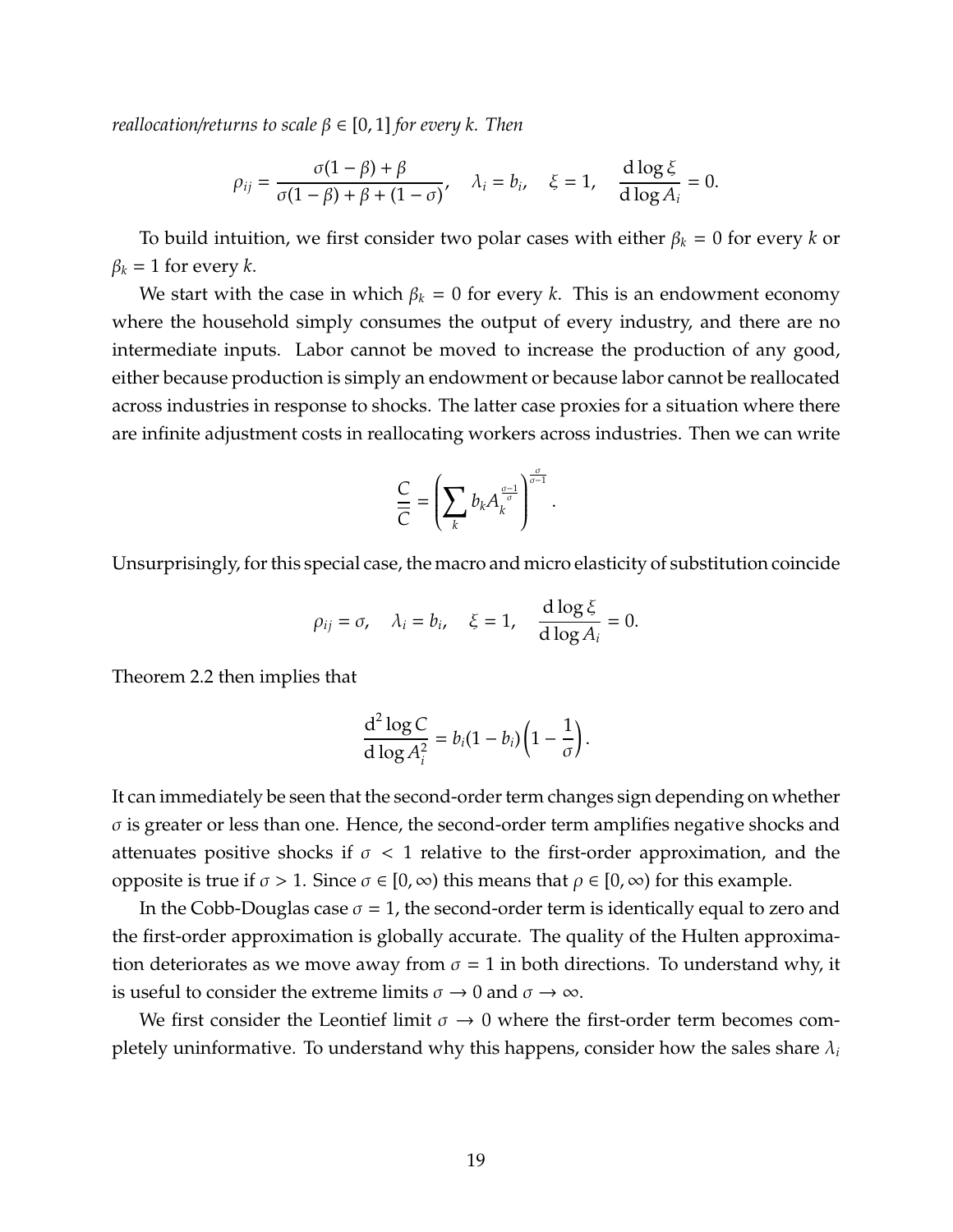*reallocation/returns to scale $\beta \in [0,1]$ for every $k$. Then*

$$\rho_{ij} = \frac{\sigma(1-\beta)+\beta}{\sigma(1-\beta)+\beta+(1-\sigma)}, \quad \lambda_i = b_i, \quad \xi = 1, \quad \frac{\mathrm{d}\log\xi}{\mathrm{d}\log A_i} = 0.$$

To build intuition, we first consider two polar cases with either $\beta_k = 0$ for every $k$ or $\beta_k = 1$ for every $k$.

We start with the case in which $\beta_k = 0$ for every $k$. This is an endowment economy where the household simply consumes the output of every industry, and there are no intermediate inputs. Labor cannot be moved to increase the production of any good, either because production is simply an endowment or because labor cannot be reallocated across industries in response to shocks. The latter case proxies for a situation where there are infinite adjustment costs in reallocating workers across industries. Then we can write

$$\frac{C}{\overline{C}} = \left(\sum_k b_k A_k^{\frac{\sigma-1}{\sigma}}\right)^{\frac{\sigma}{\sigma-1}}.$$

Unsurprisingly, for this special case, the macro and micro elasticity of substitution coincide

$$\rho_{ij} = \sigma, \quad \lambda_i = b_i, \quad \xi = 1, \quad \frac{\mathrm{d}\log\xi}{\mathrm{d}\log A_i} = 0.$$

Theorem 2.2 then implies that

$$\frac{\mathrm{d}^2\log C}{\mathrm{d}\log A_i^2} = b_i(1-b_i)\left(1-\frac{1}{\sigma}\right).$$

It can immediately be seen that the second-order term changes sign depending on whether $\sigma$ is greater or less than one. Hence, the second-order term amplifies negative shocks and attenuates positive shocks if $\sigma < 1$ relative to the first-order approximation, and the opposite is true if $\sigma > 1$. Since $\sigma \in [0,\infty)$ this means that $\rho \in [0,\infty)$ for this example.

In the Cobb-Douglas case $\sigma = 1$, the second-order term is identically equal to zero and the first-order approximation is globally accurate. The quality of the Hulten approximation deteriorates as we move away from $\sigma = 1$ in both directions. To understand why, it is useful to consider the extreme limits $\sigma \to 0$ and $\sigma \to \infty$.

We first consider the Leontief limit $\sigma \to 0$ where the first-order term becomes completely uninformative. To understand why this happens, consider how the sales share $\lambda_i$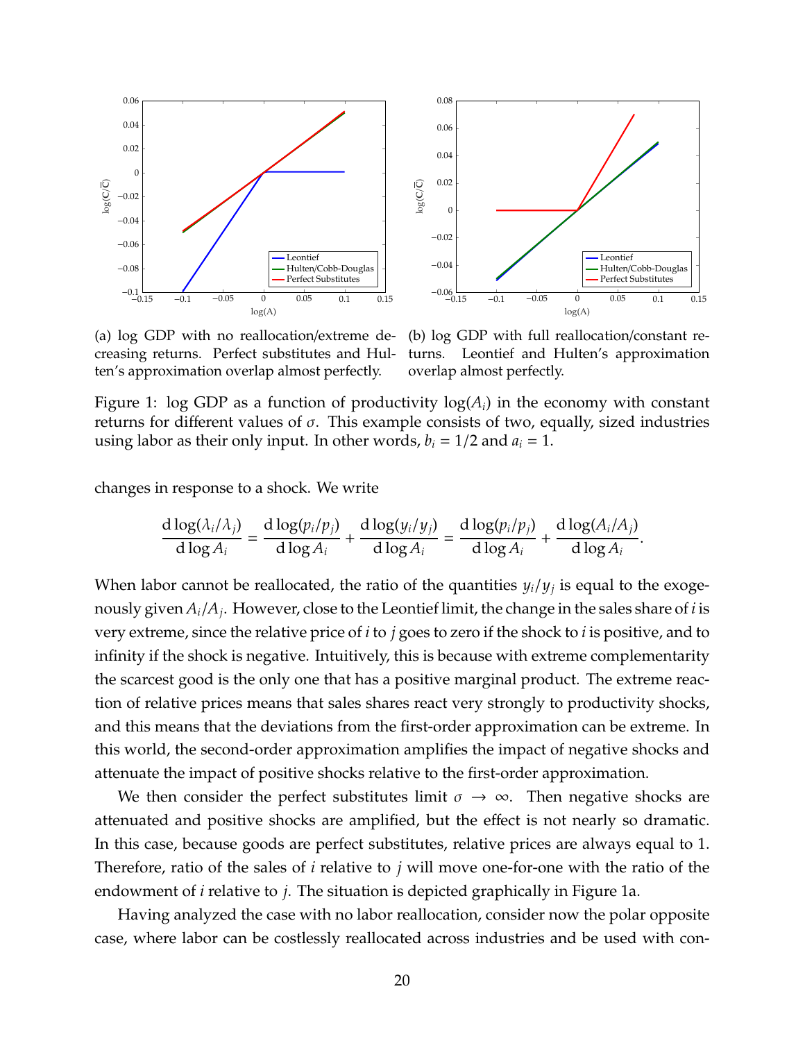(a) log GDP with no reallocation/extreme decreasing returns. Perfect substitutes and Hulten's approximation overlap almost perfectly.

(b) log GDP with full reallocation/constant returns. Leontief and Hulten's approximation overlap almost perfectly.

Figure 1: log GDP as a function of productivity $\log(A_i)$ in the economy with constant returns for different values of $\sigma$. This example consists of two, equally, sized industries using labor as their only input. In other words, $b_i = 1/2$ and $a_i = 1$.

changes in response to a shock. We write

$$\frac{\mathrm{d}\log(\lambda_i/\lambda_j)}{\mathrm{d}\log A_i} = \frac{\mathrm{d}\log(p_i/p_j)}{\mathrm{d}\log A_i} + \frac{\mathrm{d}\log(y_i/y_j)}{\mathrm{d}\log A_i} = \frac{\mathrm{d}\log(p_i/p_j)}{\mathrm{d}\log A_i} + \frac{\mathrm{d}\log(A_i/A_j)}{\mathrm{d}\log A_i}.$$

When labor cannot be reallocated, the ratio of the quantities $y_i/y_j$ is equal to the exogenously given $A_i/A_j$. However, close to the Leontief limit, the change in the sales share of $i$ is very extreme, since the relative price of $i$ to $j$ goes to zero if the shock to $i$ is positive, and to infinity if the shock is negative. Intuitively, this is because with extreme complementarity the scarcest good is the only one that has a positive marginal product. The extreme reaction of relative prices means that sales shares react very strongly to productivity shocks, and this means that the deviations from the first-order approximation can be extreme. In this world, the second-order approximation amplifies the impact of negative shocks and attenuate the impact of positive shocks relative to the first-order approximation.

We then consider the perfect substitutes limit $\sigma \to \infty$. Then negative shocks are attenuated and positive shocks are amplified, but the effect is not nearly so dramatic. In this case, because goods are perfect substitutes, relative prices are always equal to 1. Therefore, ratio of the sales of $i$ relative to $j$ will move one-for-one with the ratio of the endowment of $i$ relative to $j$. The situation is depicted graphically in Figure 1a.

Having analyzed the case with no labor reallocation, consider now the polar opposite case, where labor can be costlessly reallocated across industries and be used with con-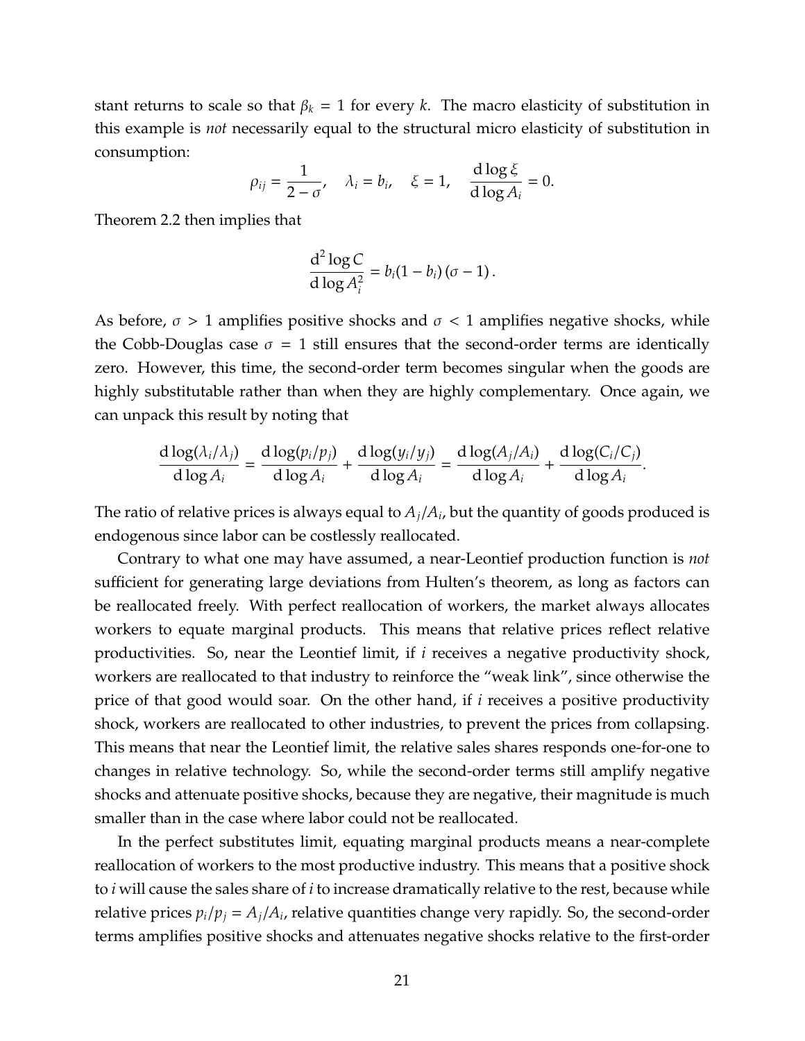stant returns to scale so that $\beta_k = 1$ for every $k$. The macro elasticity of substitution in this example is *not* necessarily equal to the structural micro elasticity of substitution in consumption:

$$\rho_{ij} = \frac{1}{2-\sigma}, \quad \lambda_i = b_i, \quad \xi = 1, \quad \frac{\mathrm{d}\log \xi}{\mathrm{d}\log A_i} = 0.$$

Theorem 2.2 then implies that

$$\frac{\mathrm{d}^2 \log C}{\mathrm{d}\log A_i^2} = b_i(1-b_i)(\sigma - 1).$$

As before, $\sigma > 1$ amplifies positive shocks and $\sigma < 1$ amplifies negative shocks, while the Cobb-Douglas case $\sigma = 1$ still ensures that the second-order terms are identically zero. However, this time, the second-order term becomes singular when the goods are highly substitutable rather than when they are highly complementary. Once again, we can unpack this result by noting that

$$\frac{\mathrm{d}\log(\lambda_i/\lambda_j)}{\mathrm{d}\log A_i} = \frac{\mathrm{d}\log(p_i/p_j)}{\mathrm{d}\log A_i} + \frac{\mathrm{d}\log(y_i/y_j)}{\mathrm{d}\log A_i} = \frac{\mathrm{d}\log(A_j/A_i)}{\mathrm{d}\log A_i} + \frac{\mathrm{d}\log(C_i/C_j)}{\mathrm{d}\log A_i}.$$

The ratio of relative prices is always equal to $A_j/A_i$, but the quantity of goods produced is endogenous since labor can be costlessly reallocated.

Contrary to what one may have assumed, a near-Leontief production function is *not* sufficient for generating large deviations from Hulten's theorem, as long as factors can be reallocated freely. With perfect reallocation of workers, the market always allocates workers to equate marginal products. This means that relative prices reflect relative productivities. So, near the Leontief limit, if $i$ receives a negative productivity shock, workers are reallocated to that industry to reinforce the "weak link", since otherwise the price of that good would soar. On the other hand, if $i$ receives a positive productivity shock, workers are reallocated to other industries, to prevent the prices from collapsing. This means that near the Leontief limit, the relative sales shares responds one-for-one to changes in relative technology. So, while the second-order terms still amplify negative shocks and attenuate positive shocks, because they are negative, their magnitude is much smaller than in the case where labor could not be reallocated.

In the perfect substitutes limit, equating marginal products means a near-complete reallocation of workers to the most productive industry. This means that a positive shock to $i$ will cause the sales share of $i$ to increase dramatically relative to the rest, because while relative prices $p_i/p_j = A_j/A_i$, relative quantities change very rapidly. So, the second-order terms amplifies positive shocks and attenuates negative shocks relative to the first-order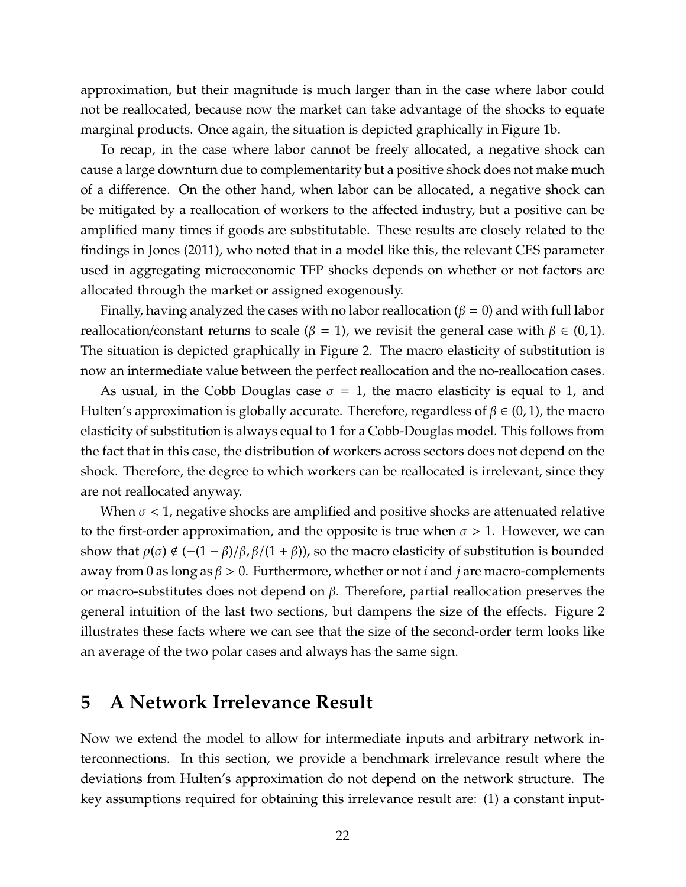approximation, but their magnitude is much larger than in the case where labor could not be reallocated, because now the market can take advantage of the shocks to equate marginal products. Once again, the situation is depicted graphically in Figure 1b.

To recap, in the case where labor cannot be freely allocated, a negative shock can cause a large downturn due to complementarity but a positive shock does not make much of a difference. On the other hand, when labor can be allocated, a negative shock can be mitigated by a reallocation of workers to the affected industry, but a positive can be amplified many times if goods are substitutable. These results are closely related to the findings in Jones (2011), who noted that in a model like this, the relevant CES parameter used in aggregating microeconomic TFP shocks depends on whether or not factors are allocated through the market or assigned exogenously.

Finally, having analyzed the cases with no labor reallocation ($\beta = 0$) and with full labor reallocation/constant returns to scale ($\beta = 1$), we revisit the general case with $\beta \in (0, 1)$. The situation is depicted graphically in Figure 2. The macro elasticity of substitution is now an intermediate value between the perfect reallocation and the no-reallocation cases.

As usual, in the Cobb Douglas case $\sigma = 1$, the macro elasticity is equal to 1, and Hulten's approximation is globally accurate. Therefore, regardless of $\beta \in (0, 1)$, the macro elasticity of substitution is always equal to 1 for a Cobb-Douglas model. This follows from the fact that in this case, the distribution of workers across sectors does not depend on the shock. Therefore, the degree to which workers can be reallocated is irrelevant, since they are not reallocated anyway.

When $\sigma < 1$, negative shocks are amplified and positive shocks are attenuated relative to the first-order approximation, and the opposite is true when $\sigma > 1$. However, we can show that $\rho(\sigma) \notin (-(1-\beta)/\beta, \beta/(1+\beta))$, so the macro elasticity of substitution is bounded away from 0 as long as $\beta > 0$. Furthermore, whether or not $i$ and $j$ are macro-complements or macro-substitutes does not depend on $\beta$. Therefore, partial reallocation preserves the general intuition of the last two sections, but dampens the size of the effects. Figure 2 illustrates these facts where we can see that the size of the second-order term looks like an average of the two polar cases and always has the same sign.

# 5 A Network Irrelevance Result

Now we extend the model to allow for intermediate inputs and arbitrary network interconnections. In this section, we provide a benchmark irrelevance result where the deviations from Hulten's approximation do not depend on the network structure. The key assumptions required for obtaining this irrelevance result are: (1) a constant input-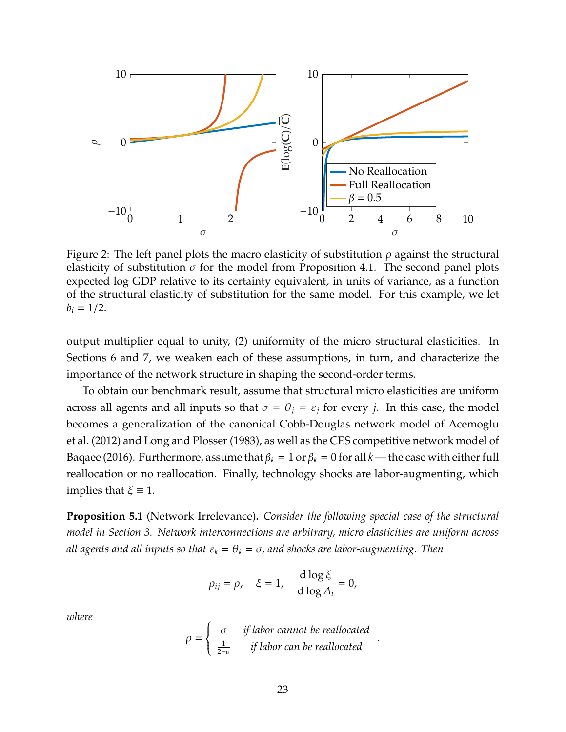Figure 2: The left panel plots the macro elasticity of substitution $\rho$ against the structural elasticity of substitution $\sigma$ for the model from Proposition 4.1. The second panel plots expected log GDP relative to its certainty equivalent, in units of variance, as a function of the structural elasticity of substitution for the same model. For this example, we let $b_i = 1/2$.

output multiplier equal to unity, (2) uniformity of the micro structural elasticities. In Sections 6 and 7, we weaken each of these assumptions, in turn, and characterize the importance of the network structure in shaping the second-order terms.

To obtain our benchmark result, assume that structural micro elasticities are uniform across all agents and all inputs so that $\sigma = \theta_j = \varepsilon_j$ for every $j$. In this case, the model becomes a generalization of the canonical Cobb-Douglas network model of Acemoglu et al. (2012) and Long and Plosser (1983), as well as the CES competitive network model of Baqaee (2016). Furthermore, assume that $\beta_k = 1$ or $\beta_k = 0$ for all $k$ — the case with either full reallocation or no reallocation. Finally, technology shocks are labor-augmenting, which implies that $\xi \equiv 1$.

**Proposition 5.1** (Network Irrelevance)**.** *Consider the following special case of the structural model in Section 3. Network interconnections are arbitrary, micro elasticities are uniform across all agents and all inputs so that $\varepsilon_k = \theta_k = \sigma$, and shocks are labor-augmenting. Then*

$$\rho_{ij} = \rho, \quad \xi = 1, \quad \frac{\mathrm{d}\log \xi}{\mathrm{d}\log A_i} = 0,$$

*where*

$$\rho = \begin{cases} \sigma & \text{if labor cannot be reallocated} \\ \frac{1}{2-\sigma} & \text{if labor can be reallocated} \end{cases}.$$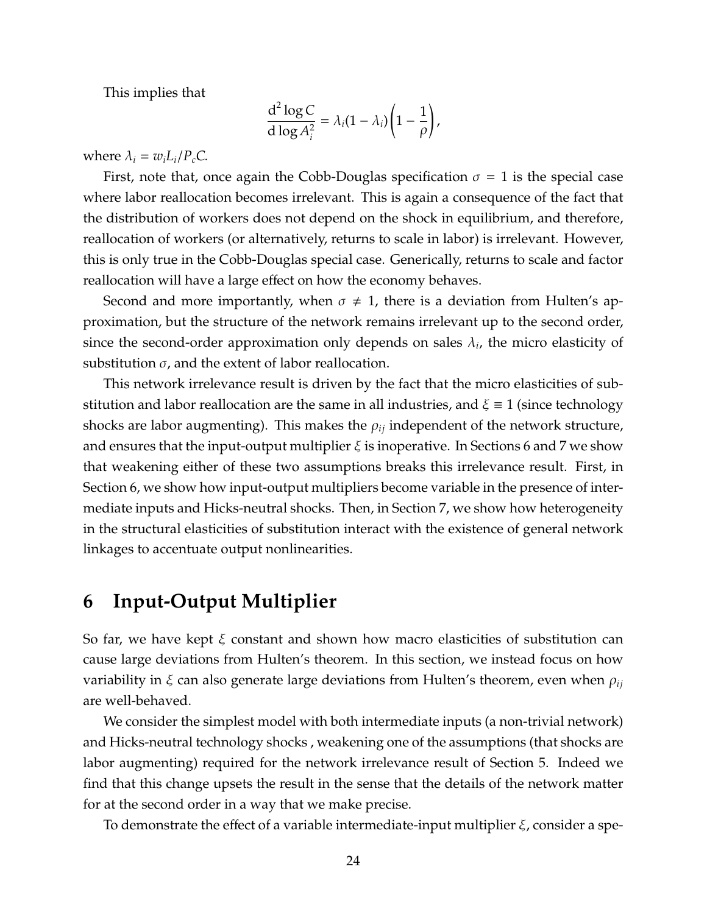This implies that

$$\frac{\mathrm{d}^2 \log C}{\mathrm{d} \log A_i^2} = \lambda_i (1 - \lambda_i) \left(1 - \frac{1}{\rho}\right),$$

where $\lambda_i = w_i L_i / P_c C$.

First, note that, once again the Cobb-Douglas specification $\sigma = 1$ is the special case where labor reallocation becomes irrelevant. This is again a consequence of the fact that the distribution of workers does not depend on the shock in equilibrium, and therefore, reallocation of workers (or alternatively, returns to scale in labor) is irrelevant. However, this is only true in the Cobb-Douglas special case. Generically, returns to scale and factor reallocation will have a large effect on how the economy behaves.

Second and more importantly, when $\sigma \neq 1$, there is a deviation from Hulten's approximation, but the structure of the network remains irrelevant up to the second order, since the second-order approximation only depends on sales $\lambda_i$, the micro elasticity of substitution $\sigma$, and the extent of labor reallocation.

This network irrelevance result is driven by the fact that the micro elasticities of substitution and labor reallocation are the same in all industries, and $\xi \equiv 1$ (since technology shocks are labor augmenting). This makes the $\rho_{ij}$ independent of the network structure, and ensures that the input-output multiplier $\xi$ is inoperative. In Sections 6 and 7 we show that weakening either of these two assumptions breaks this irrelevance result. First, in Section 6, we show how input-output multipliers become variable in the presence of intermediate inputs and Hicks-neutral shocks. Then, in Section 7, we show how heterogeneity in the structural elasticities of substitution interact with the existence of general network linkages to accentuate output nonlinearities.

# 6 Input-Output Multiplier

So far, we have kept $\xi$ constant and shown how macro elasticities of substitution can cause large deviations from Hulten's theorem. In this section, we instead focus on how variability in $\xi$ can also generate large deviations from Hulten's theorem, even when $\rho_{ij}$ are well-behaved.

We consider the simplest model with both intermediate inputs (a non-trivial network) and Hicks-neutral technology shocks , weakening one of the assumptions (that shocks are labor augmenting) required for the network irrelevance result of Section 5. Indeed we find that this change upsets the result in the sense that the details of the network matter for at the second order in a way that we make precise.

To demonstrate the effect of a variable intermediate-input multiplier $\xi$, consider a spe-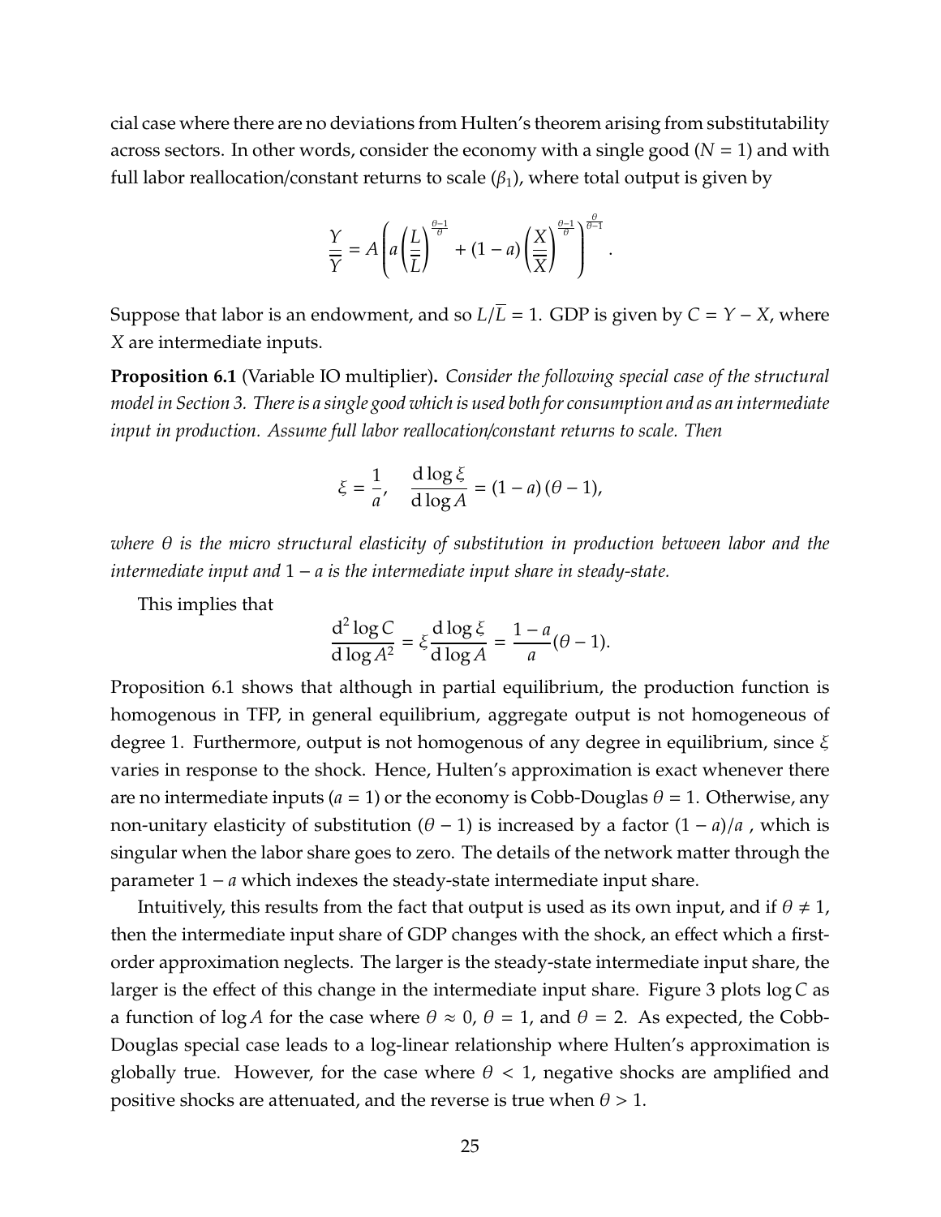cial case where there are no deviations from Hulten's theorem arising from substitutability across sectors. In other words, consider the economy with a single good ($N = 1$) and with full labor reallocation/constant returns to scale ($\beta_1$), where total output is given by

$$\frac{Y}{\overline{Y}} = A\left(a\left(\frac{L}{\overline{L}}\right)^{\frac{\theta-1}{\theta}} + (1-a)\left(\frac{X}{\overline{X}}\right)^{\frac{\theta-1}{\theta}}\right)^{\frac{\theta}{\theta-1}}.$$

Suppose that labor is an endowment, and so $L/\overline{L} = 1$. GDP is given by $C = Y - X$, where $X$ are intermediate inputs.

**Proposition 6.1** (Variable IO multiplier)**.** *Consider the following special case of the structural model in Section 3. There is a single good which is used both for consumption and as an intermediate input in production. Assume full labor reallocation/constant returns to scale. Then*

$$\xi = \frac{1}{a}, \quad \frac{\mathrm{d}\log\xi}{\mathrm{d}\log A} = (1-a)(\theta - 1),$$

*where $\theta$ is the micro structural elasticity of substitution in production between labor and the intermediate input and $1-a$ is the intermediate input share in steady-state.*

This implies that

$$\frac{\mathrm{d}^2\log C}{\mathrm{d}\log A^2} = \xi\frac{\mathrm{d}\log\xi}{\mathrm{d}\log A} = \frac{1-a}{a}(\theta - 1).$$

Proposition 6.1 shows that although in partial equilibrium, the production function is homogenous in TFP, in general equilibrium, aggregate output is not homogeneous of degree 1. Furthermore, output is not homogenous of any degree in equilibrium, since $\xi$ varies in response to the shock. Hence, Hulten's approximation is exact whenever there are no intermediate inputs ($a = 1$) or the economy is Cobb-Douglas $\theta = 1$. Otherwise, any non-unitary elasticity of substitution ($\theta - 1$) is increased by a factor $(1-a)/a$ , which is singular when the labor share goes to zero. The details of the network matter through the parameter $1-a$ which indexes the steady-state intermediate input share.

Intuitively, this results from the fact that output is used as its own input, and if $\theta \neq 1$, then the intermediate input share of GDP changes with the shock, an effect which a first-order approximation neglects. The larger is the steady-state intermediate input share, the larger is the effect of this change in the intermediate input share. Figure 3 plots $\log C$ as a function of $\log A$ for the case where $\theta \approx 0$, $\theta = 1$, and $\theta = 2$. As expected, the Cobb-Douglas special case leads to a log-linear relationship where Hulten's approximation is globally true. However, for the case where $\theta < 1$, negative shocks are amplified and positive shocks are attenuated, and the reverse is true when $\theta > 1$.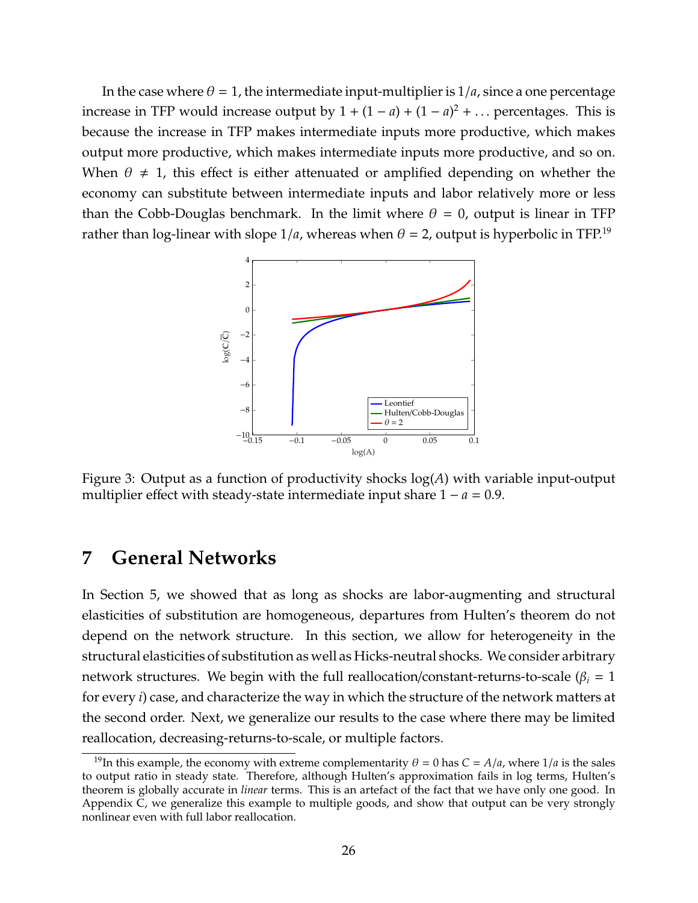In the case where $\theta = 1$, the intermediate input-multiplier is $1/a$, since a one percentage increase in TFP would increase output by $1 + (1 - a) + (1 - a)^2 + \dots$ percentages. This is because the increase in TFP makes intermediate inputs more productive, which makes output more productive, which makes intermediate inputs more productive, and so on. When $\theta \neq 1$, this effect is either attenuated or amplified depending on whether the economy can substitute between intermediate inputs and labor relatively more or less than the Cobb-Douglas benchmark. In the limit where $\theta = 0$, output is linear in TFP rather than log-linear with slope $1/a$, whereas when $\theta = 2$, output is hyperbolic in TFP.[19]

Figure 3: Output as a function of productivity shocks $\log(A)$ with variable input-output multiplier effect with steady-state intermediate input share $1 - a = 0.9$.

# 7 General Networks

In Section 5, we showed that as long as shocks are labor-augmenting and structural elasticities of substitution are homogeneous, departures from Hulten's theorem do not depend on the network structure. In this section, we allow for heterogeneity in the structural elasticities of substitution as well as Hicks-neutral shocks. We consider arbitrary network structures. We begin with the full reallocation/constant-returns-to-scale ($\beta_i = 1$ for every $i$) case, and characterize the way in which the structure of the network matters at the second order. Next, we generalize our results to the case where there may be limited reallocation, decreasing-returns-to-scale, or multiple factors.

[19] In this example, the economy with extreme complementarity $\theta = 0$ has $C = A/a$, where $1/a$ is the sales to output ratio in steady state. Therefore, although Hulten's approximation fails in log terms, Hulten's theorem is globally accurate in *linear* terms. This is an artefact of the fact that we have only one good. In Appendix C, we generalize this example to multiple goods, and show that output can be very strongly nonlinear even with full labor reallocation.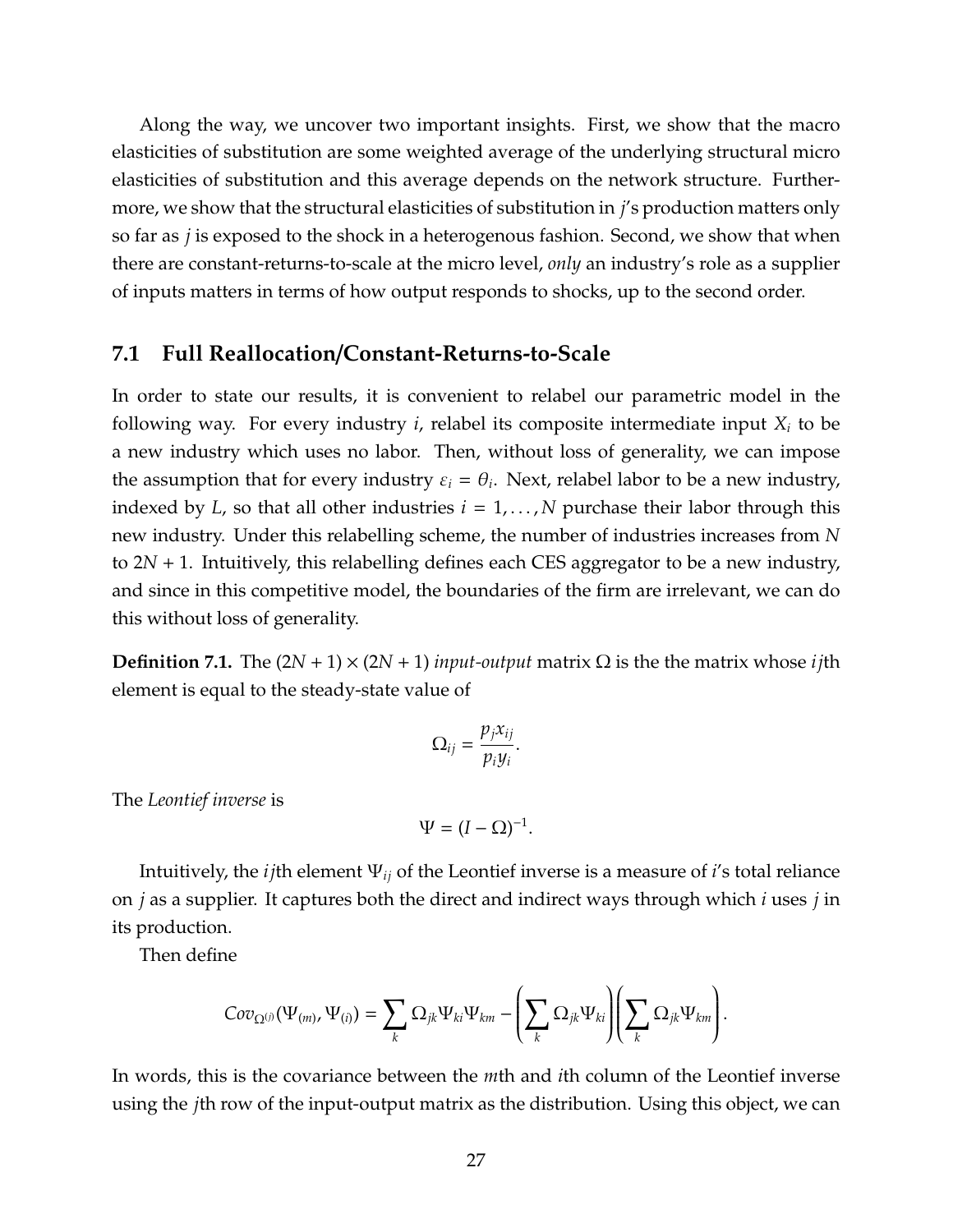Along the way, we uncover two important insights. First, we show that the macro elasticities of substitution are some weighted average of the underlying structural micro elasticities of substitution and this average depends on the network structure. Furthermore, we show that the structural elasticities of substitution in $j$'s production matters only so far as $j$ is exposed to the shock in a heterogenous fashion. Second, we show that when there are constant-returns-to-scale at the micro level, *only* an industry's role as a supplier of inputs matters in terms of how output responds to shocks, up to the second order.

## 7.1 Full Reallocation/Constant-Returns-to-Scale

In order to state our results, it is convenient to relabel our parametric model in the following way. For every industry $i$, relabel its composite intermediate input $X_i$ to be a new industry which uses no labor. Then, without loss of generality, we can impose the assumption that for every industry $\varepsilon_i = \theta_i$. Next, relabel labor to be a new industry, indexed by $L$, so that all other industries $i = 1, \ldots, N$ purchase their labor through this new industry. Under this relabelling scheme, the number of industries increases from $N$ to $2N + 1$. Intuitively, this relabelling defines each CES aggregator to be a new industry, and since in this competitive model, the boundaries of the firm are irrelevant, we can do this without loss of generality.

**Definition 7.1.** The $(2N + 1) \times (2N + 1)$ *input-output* matrix $\Omega$ is the the matrix whose $ij$th element is equal to the steady-state value of

$$\Omega_{ij} = \frac{p_j x_{ij}}{p_i y_i}.$$

The *Leontief inverse* is

$$\Psi = (I - \Omega)^{-1}.$$

Intuitively, the $ij$th element $\Psi_{ij}$ of the Leontief inverse is a measure of $i$'s total reliance on $j$ as a supplier. It captures both the direct and indirect ways through which $i$ uses $j$ in its production.

Then define

$$Cov_{\Omega^{(j)}}(\Psi_{(m)}, \Psi_{(i)}) = \sum_k \Omega_{jk} \Psi_{ki} \Psi_{km} - \left( \sum_k \Omega_{jk} \Psi_{ki} \right) \left( \sum_k \Omega_{jk} \Psi_{km} \right).$$

In words, this is the covariance between the $m$th and $i$th column of the Leontief inverse using the $j$th row of the input-output matrix as the distribution. Using this object, we can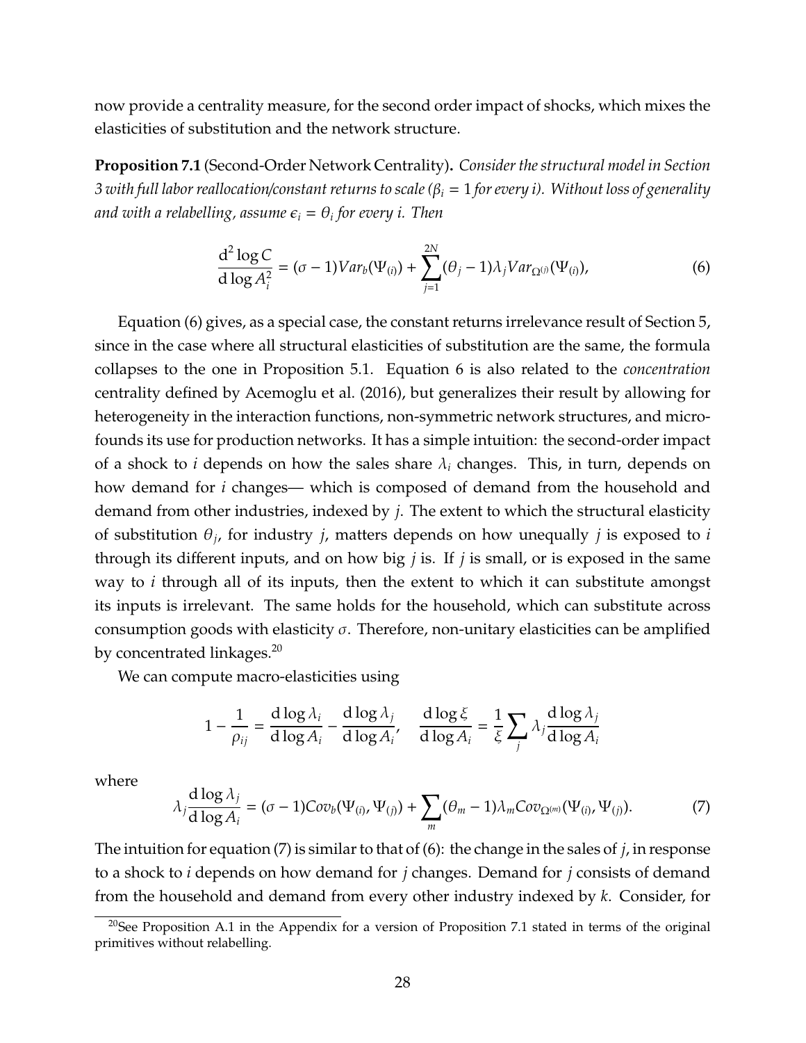now provide a centrality measure, for the second order impact of shocks, which mixes the elasticities of substitution and the network structure.

**Proposition 7.1** (Second-Order Network Centrality)**.** *Consider the structural model in Section 3 with full labor reallocation/constant returns to scale ($\beta_i = 1$ for every i). Without loss of generality and with a relabelling, assume $\epsilon_i = \theta_i$ for every i. Then*

$$\frac{\mathrm{d}^2 \log C}{\mathrm{d} \log A_i^2} = (\sigma - 1) Var_b(\Psi_{(i)}) + \sum_{j=1}^{2N} (\theta_j - 1) \lambda_j Var_{\Omega^{(j)}}(\Psi_{(i)}), \tag{6}$$

Equation (6) gives, as a special case, the constant returns irrelevance result of Section 5, since in the case where all structural elasticities of substitution are the same, the formula collapses to the one in Proposition 5.1. Equation 6 is also related to the *concentration* centrality defined by Acemoglu et al. (2016), but generalizes their result by allowing for heterogeneity in the interaction functions, non-symmetric network structures, and micro-founds its use for production networks. It has a simple intuition: the second-order impact of a shock to $i$ depends on how the sales share $\lambda_i$ changes. This, in turn, depends on how demand for $i$ changes— which is composed of demand from the household and demand from other industries, indexed by $j$. The extent to which the structural elasticity of substitution $\theta_j$, for industry $j$, matters depends on how unequally $j$ is exposed to $i$ through its different inputs, and on how big $j$ is. If $j$ is small, or is exposed in the same way to $i$ through all of its inputs, then the extent to which it can substitute amongst its inputs is irrelevant. The same holds for the household, which can substitute across consumption goods with elasticity $\sigma$. Therefore, non-unitary elasticities can be amplified by concentrated linkages.[20]

We can compute macro-elasticities using

$$1 - \frac{1}{\rho_{ij}} = \frac{\mathrm{d} \log \lambda_i}{\mathrm{d} \log A_i} - \frac{\mathrm{d} \log \lambda_j}{\mathrm{d} \log A_i}, \quad \frac{\mathrm{d} \log \xi}{\mathrm{d} \log A_i} = \frac{1}{\xi} \sum_j \lambda_j \frac{\mathrm{d} \log \lambda_j}{\mathrm{d} \log A_i}$$

where

$$\lambda_j \frac{\mathrm{d} \log \lambda_j}{\mathrm{d} \log A_i} = (\sigma - 1) Cov_b(\Psi_{(i)}, \Psi_{(j)}) + \sum_m (\theta_m - 1) \lambda_m Cov_{\Omega^{(m)}}(\Psi_{(i)}, \Psi_{(j)}). \tag{7}$$

The intuition for equation (7) is similar to that of (6): the change in the sales of $j$, in response to a shock to $i$ depends on how demand for $j$ changes. Demand for $j$ consists of demand from the household and demand from every other industry indexed by $k$. Consider, for

[20] See Proposition A.1 in the Appendix for a version of Proposition 7.1 stated in terms of the original primitives without relabelling.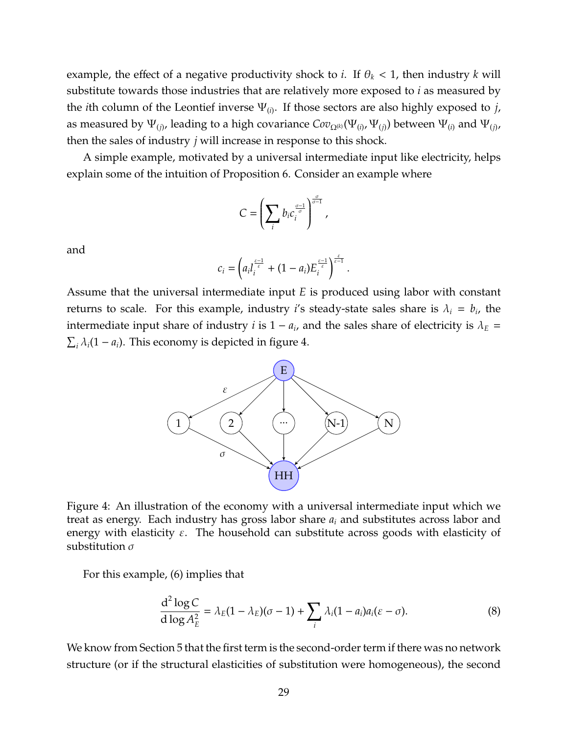example, the effect of a negative productivity shock to $i$. If $\theta_k < 1$, then industry $k$ will substitute towards those industries that are relatively more exposed to $i$ as measured by the $i$th column of the Leontief inverse $\Psi_{(i)}$. If those sectors are also highly exposed to $j$, as measured by $\Psi_{(j)}$, leading to a high covariance $Cov_{\Omega^{(k)}}(\Psi_{(i)}, \Psi_{(j)})$ between $\Psi_{(i)}$ and $\Psi_{(j)}$, then the sales of industry $j$ will increase in response to this shock.

A simple example, motivated by a universal intermediate input like electricity, helps explain some of the intuition of Proposition 6. Consider an example where

$$C = \left( \sum_i b_i c_i^{\frac{\sigma-1}{\sigma}} \right)^{\frac{\sigma}{\sigma-1}},$$

and

$$c_i = \left( a_i l_i^{\frac{\varepsilon-1}{\varepsilon}} + (1-a_i) E_i^{\frac{\varepsilon-1}{\varepsilon}} \right)^{\frac{\varepsilon}{\varepsilon-1}}.$$

Assume that the universal intermediate input $E$ is produced using labor with constant returns to scale. For this example, industry $i$'s steady-state sales share is $\lambda_i = b_i$, the intermediate input share of industry $i$ is $1 - a_i$, and the sales share of electricity is $\lambda_E = \sum_i \lambda_i (1 - a_i)$. This economy is depicted in figure 4.

Figure 4: An illustration of the economy with a universal intermediate input which we treat as energy. Each industry has gross labor share $a_i$ and substitutes across labor and energy with elasticity $\varepsilon$. The household can substitute across goods with elasticity of substitution $\sigma$

For this example, (6) implies that

$$\frac{\mathrm{d}^2 \log C}{\mathrm{d} \log A_E^2} = \lambda_E(1-\lambda_E)(\sigma - 1) + \sum_i \lambda_i (1-a_i) a_i (\varepsilon - \sigma). \tag{8}$$

We know from Section 5 that the first term is the second-order term if there was no network structure (or if the structural elasticities of substitution were homogeneous), the second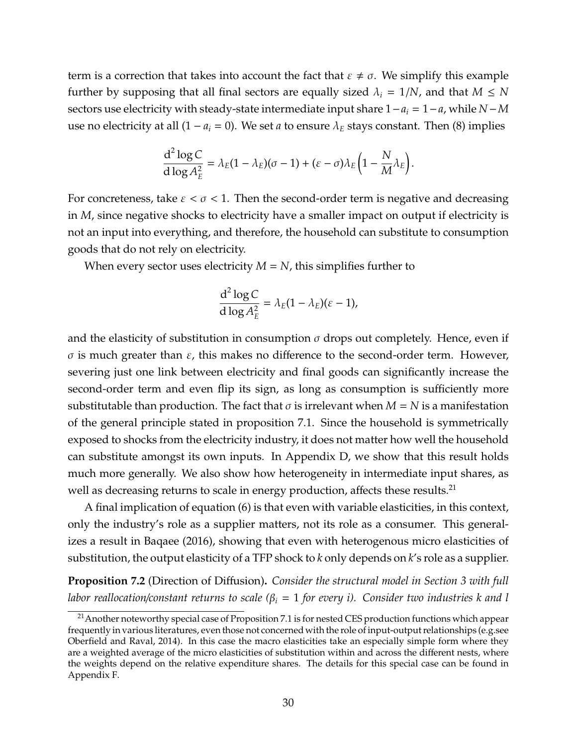term is a correction that takes into account the fact that $\varepsilon \neq \sigma$. We simplify this example further by supposing that all final sectors are equally sized $\lambda_i = 1/N$, and that $M \leq N$ sectors use electricity with steady-state intermediate input share $1 - a_i = 1 - a$, while $N - M$ use no electricity at all $(1 - a_i = 0)$. We set $a$ to ensure $\lambda_E$ stays constant. Then (8) implies

$$\frac{\mathrm{d}^2 \log C}{\mathrm{d} \log A_E^2} = \lambda_E(1 - \lambda_E)(\sigma - 1) + (\varepsilon - \sigma)\lambda_E \left(1 - \frac{N}{M}\lambda_E\right).$$

For concreteness, take $\varepsilon < \sigma < 1$. Then the second-order term is negative and decreasing in $M$, since negative shocks to electricity have a smaller impact on output if electricity is not an input into everything, and therefore, the household can substitute to consumption goods that do not rely on electricity.

When every sector uses electricity $M = N$, this simplifies further to

$$\frac{\mathrm{d}^2 \log C}{\mathrm{d} \log A_E^2} = \lambda_E(1 - \lambda_E)(\varepsilon - 1),$$

and the elasticity of substitution in consumption $\sigma$ drops out completely. Hence, even if $\sigma$ is much greater than $\varepsilon$, this makes no difference to the second-order term. However, severing just one link between electricity and final goods can significantly increase the second-order term and even flip its sign, as long as consumption is sufficiently more substitutable than production. The fact that $\sigma$ is irrelevant when $M = N$ is a manifestation of the general principle stated in proposition 7.1. Since the household is symmetrically exposed to shocks from the electricity industry, it does not matter how well the household can substitute amongst its own inputs. In Appendix D, we show that this result holds much more generally. We also show how heterogeneity in intermediate input shares, as well as decreasing returns to scale in energy production, affects these results.[21]

A final implication of equation (6) is that even with variable elasticities, in this context, only the industry's role as a supplier matters, not its role as a consumer. This generalizes a result in Baqaee (2016), showing that even with heterogenous micro elasticities of substitution, the output elasticity of a TFP shock to $k$ only depends on $k$'s role as a supplier.

**Proposition 7.2** (Direction of Diffusion)**.** *Consider the structural model in Section 3 with full labor reallocation/constant returns to scale ($\beta_i = 1$ for every $i$). Consider two industries $k$ and $l$*

[21] Another noteworthy special case of Proposition 7.1 is for nested CES production functions which appear frequently in various literatures, even those not concerned with the role of input-output relationships (e.g.see Oberfield and Raval, 2014). In this case the macro elasticities take an especially simple form where they are a weighted average of the micro elasticities of substitution within and across the different nests, where the weights depend on the relative expenditure shares. The details for this special case can be found in Appendix F.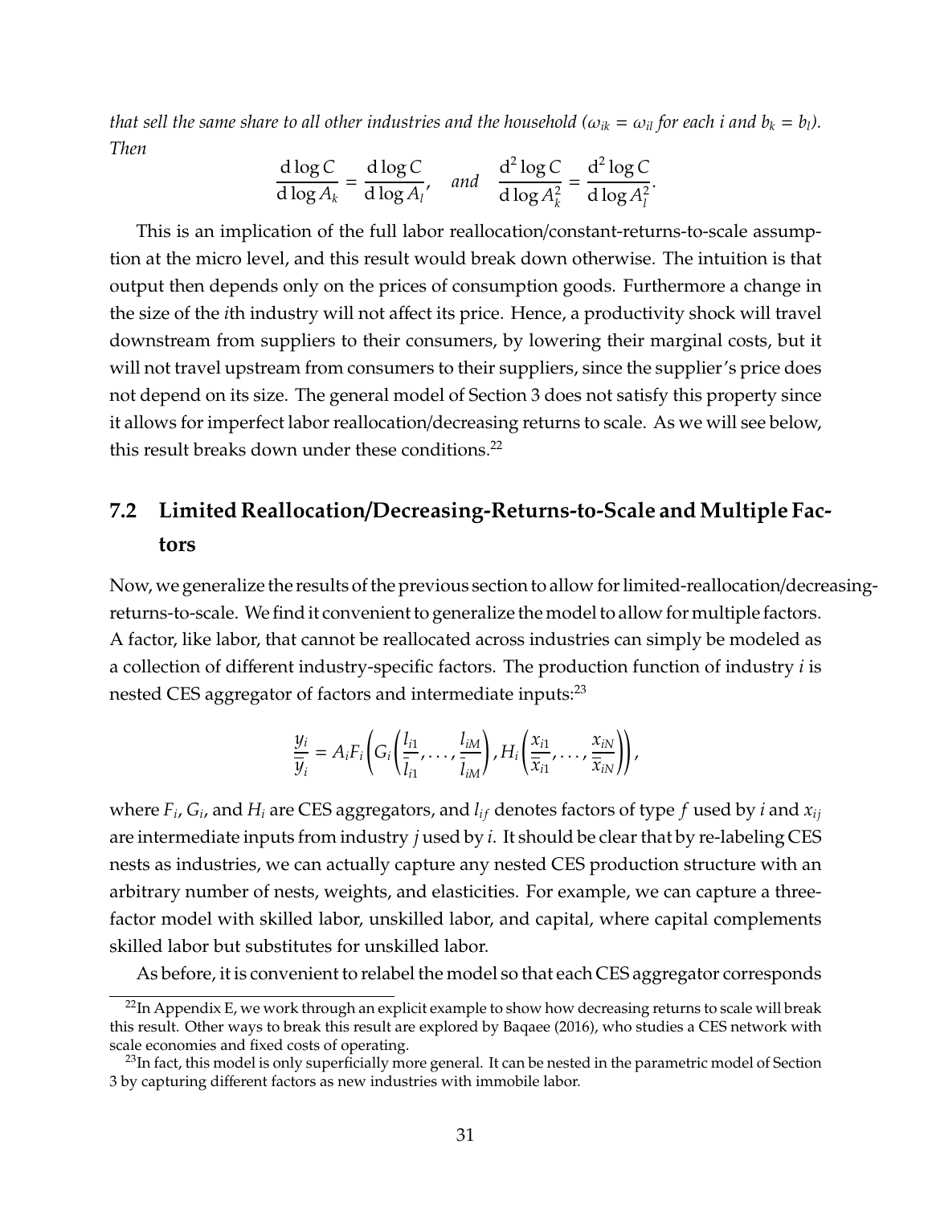*that sell the same share to all other industries and the household ($\omega_{ik} = \omega_{il}$ for each $i$ and $b_k = b_l$). Then*

$$\frac{\mathrm{d}\log C}{\mathrm{d}\log A_k} = \frac{\mathrm{d}\log C}{\mathrm{d}\log A_l}, \quad \text{and} \quad \frac{\mathrm{d}^2\log C}{\mathrm{d}\log A_k^2} = \frac{\mathrm{d}^2\log C}{\mathrm{d}\log A_l^2}.$$

This is an implication of the full labor reallocation/constant-returns-to-scale assumption at the micro level, and this result would break down otherwise. The intuition is that output then depends only on the prices of consumption goods. Furthermore a change in the size of the $i$th industry will not affect its price. Hence, a productivity shock will travel downstream from suppliers to their consumers, by lowering their marginal costs, but it will not travel upstream from consumers to their suppliers, since the supplier's price does not depend on its size. The general model of Section 3 does not satisfy this property since it allows for imperfect labor reallocation/decreasing returns to scale. As we will see below, this result breaks down under these conditions.[22]

## 7.2 Limited Reallocation/Decreasing-Returns-to-Scale and Multiple Factors

Now, we generalize the results of the previous section to allow for limited-reallocation/decreasing-returns-to-scale. We find it convenient to generalize the model to allow for multiple factors. A factor, like labor, that cannot be reallocated across industries can simply be modeled as a collection of different industry-specific factors. The production function of industry $i$ is nested CES aggregator of factors and intermediate inputs:[23]

$$\frac{y_i}{\bar{y}_i} = A_i F_i\left(G_i\left(\frac{l_{i1}}{\bar{l}_{i1}}, \ldots, \frac{l_{iM}}{\bar{l}_{iM}}\right), H_i\left(\frac{x_{i1}}{\bar{x}_{i1}}, \ldots, \frac{x_{iN}}{\bar{x}_{iN}}\right)\right),$$

where $F_i$, $G_i$, and $H_i$ are CES aggregators, and $l_{if}$ denotes factors of type $f$ used by $i$ and $x_{ij}$ are intermediate inputs from industry $j$ used by $i$. It should be clear that by re-labeling CES nests as industries, we can actually capture any nested CES production structure with an arbitrary number of nests, weights, and elasticities. For example, we can capture a three-factor model with skilled labor, unskilled labor, and capital, where capital complements skilled labor but substitutes for unskilled labor.

As before, it is convenient to relabel the model so that each CES aggregator corresponds

[22] In Appendix E, we work through an explicit example to show how decreasing returns to scale will break this result. Other ways to break this result are explored by Baqaee (2016), who studies a CES network with scale economies and fixed costs of operating.

[23] In fact, this model is only superficially more general. It can be nested in the parametric model of Section 3 by capturing different factors as new industries with immobile labor.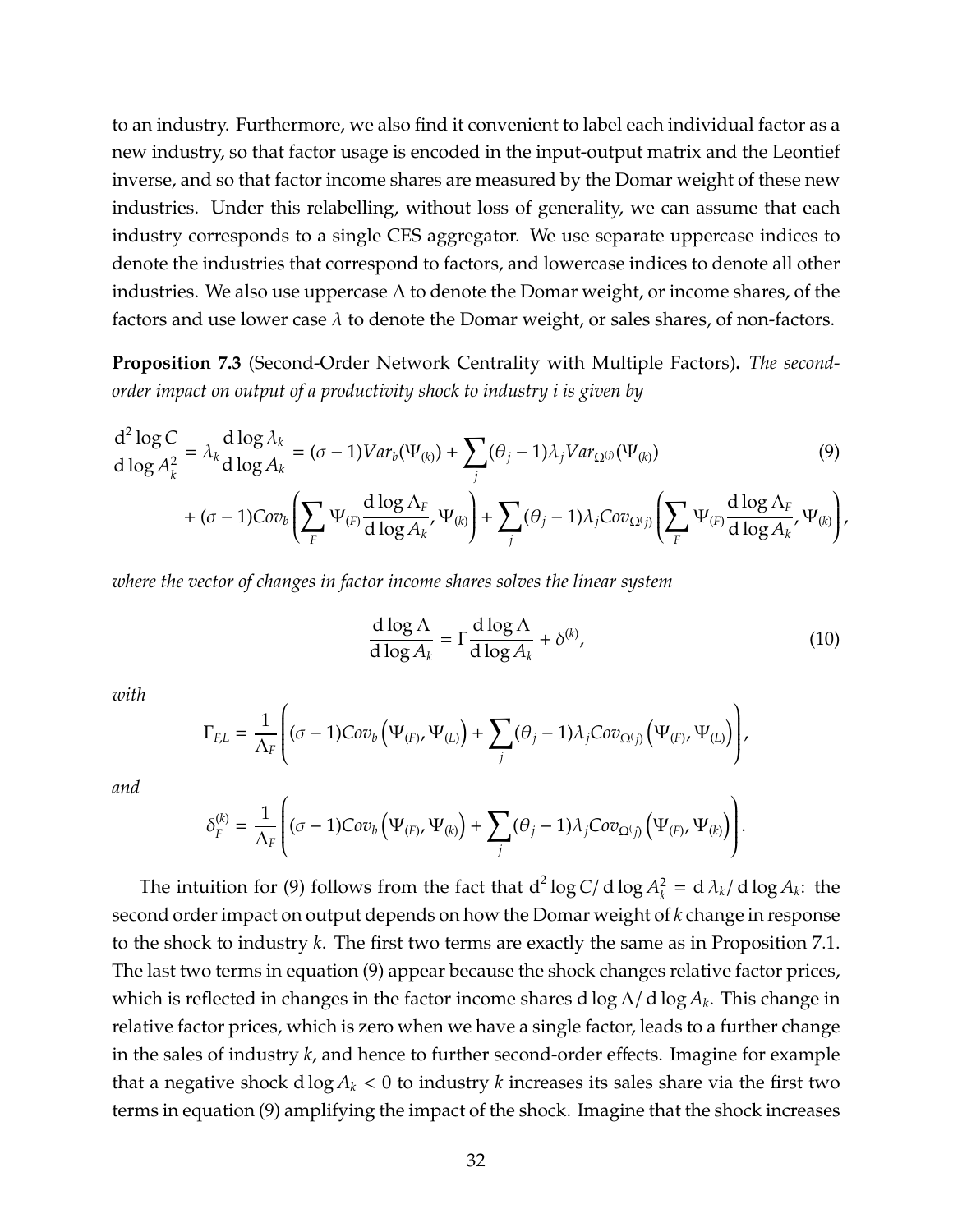to an industry. Furthermore, we also find it convenient to label each individual factor as a new industry, so that factor usage is encoded in the input-output matrix and the Leontief inverse, and so that factor income shares are measured by the Domar weight of these new industries. Under this relabelling, without loss of generality, we can assume that each industry corresponds to a single CES aggregator. We use separate uppercase indices to denote the industries that correspond to factors, and lowercase indices to denote all other industries. We also use uppercase $\Lambda$ to denote the Domar weight, or income shares, of the factors and use lower case $\lambda$ to denote the Domar weight, or sales shares, of non-factors.

**Proposition 7.3** (Second-Order Network Centrality with Multiple Factors)**.** *The second-order impact on output of a productivity shock to industry i is given by*

$$\frac{\mathrm{d}^2 \log C}{\mathrm{d} \log A_k^2} = \lambda_k \frac{\mathrm{d} \log \lambda_k}{\mathrm{d} \log A_k} = (\sigma - 1) Var_b(\Psi_{(k)}) + \sum_j (\theta_j - 1) \lambda_j Var_{\Omega^{(j)}}(\Psi_{(k)}) \tag{9}$$

$$+ (\sigma - 1) Cov_b \left( \sum_F \Psi_{(F)} \frac{\mathrm{d} \log \Lambda_F}{\mathrm{d} \log A_k}, \Psi_{(k)} \right) + \sum_j (\theta_j - 1) \lambda_j Cov_{\Omega^{(j)}} \left( \sum_F \Psi_{(F)} \frac{\mathrm{d} \log \Lambda_F}{\mathrm{d} \log A_k}, \Psi_{(k)} \right),$$

*where the vector of changes in factor income shares solves the linear system*

$$\frac{\mathrm{d} \log \Lambda}{\mathrm{d} \log A_k} = \Gamma \frac{\mathrm{d} \log \Lambda}{\mathrm{d} \log A_k} + \delta^{(k)}, \tag{10}$$

*with*

$$\Gamma_{F,L} = \frac{1}{\Lambda_F} \left( (\sigma - 1) Cov_b \left( \Psi_{(F)}, \Psi_{(L)} \right) + \sum_j (\theta_j - 1) \lambda_j Cov_{\Omega^{(j)}} \left( \Psi_{(F)}, \Psi_{(L)} \right) \right),$$

*and*

$$\delta_F^{(k)} = \frac{1}{\Lambda_F} \left( (\sigma - 1) Cov_b \left( \Psi_{(F)}, \Psi_{(k)} \right) + \sum_j (\theta_j - 1) \lambda_j Cov_{\Omega^{(j)}} \left( \Psi_{(F)}, \Psi_{(k)} \right) \right).$$

The intuition for (9) follows from the fact that $\mathrm{d}^2 \log C / \mathrm{d} \log A_k^2 = \mathrm{d} \lambda_k / \mathrm{d} \log A_k$: the second order impact on output depends on how the Domar weight of $k$ change in response to the shock to industry $k$. The first two terms are exactly the same as in Proposition 7.1. The last two terms in equation (9) appear because the shock changes relative factor prices, which is reflected in changes in the factor income shares $\mathrm{d} \log \Lambda / \mathrm{d} \log A_k$. This change in relative factor prices, which is zero when we have a single factor, leads to a further change in the sales of industry $k$, and hence to further second-order effects. Imagine for example that a negative shock $\mathrm{d} \log A_k < 0$ to industry $k$ increases its sales share via the first two terms in equation (9) amplifying the impact of the shock. Imagine that the shock increases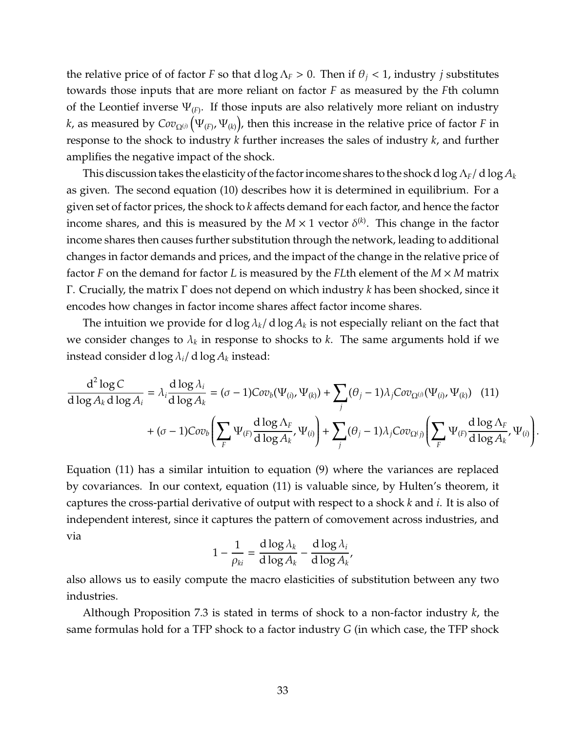the relative price of of factor $F$ so that $\mathrm{d}\log\Lambda_F > 0$. Then if $\theta_j < 1$, industry $j$ substitutes towards those inputs that are more reliant on factor $F$ as measured by the $F$th column of the Leontief inverse $\Psi_{(F)}$. If those inputs are also relatively more reliant on industry $k$, as measured by $Cov_{\Omega^{(j)}}\left(\Psi_{(F)}, \Psi_{(k)}\right)$, then this increase in the relative price of factor $F$ in response to the shock to industry $k$ further increases the sales of industry $k$, and further amplifies the negative impact of the shock.

This discussion takes the elasticity of the factor income shares to the shock $\mathrm{d}\log\Lambda_F/\,\mathrm{d}\log A_k$ as given. The second equation (10) describes how it is determined in equilibrium. For a given set of factor prices, the shock to $k$ affects demand for each factor, and hence the factor income shares, and this is measured by the $M \times 1$ vector $\delta^{(k)}$. This change in the factor income shares then causes further substitution through the network, leading to additional changes in factor demands and prices, and the impact of the change in the relative price of factor $F$ on the demand for factor $L$ is measured by the $FL$th element of the $M \times M$ matrix $\Gamma$. Crucially, the matrix $\Gamma$ does not depend on which industry $k$ has been shocked, since it encodes how changes in factor income shares affect factor income shares.

The intuition we provide for $\mathrm{d}\log\lambda_k/\,\mathrm{d}\log A_k$ is not especially reliant on the fact that we consider changes to $\lambda_k$ in response to shocks to $k$. The same arguments hold if we instead consider $\mathrm{d}\log\lambda_i/\,\mathrm{d}\log A_k$ instead:

$$
\begin{aligned}
\frac{\mathrm{d}^2\log C}{\mathrm{d}\log A_k\,\mathrm{d}\log A_i} = \lambda_i\frac{\mathrm{d}\log\lambda_i}{\mathrm{d}\log A_k} &= (\sigma-1)Cov_b(\Psi_{(i)},\Psi_{(k)}) + \sum_j(\theta_j-1)\lambda_j Cov_{\Omega^{(j)}}(\Psi_{(i)},\Psi_{(k)}) \quad (11)\\
&+ (\sigma-1)Cov_b\left(\sum_F \Psi_{(F)}\frac{\mathrm{d}\log\Lambda_F}{\mathrm{d}\log A_k},\Psi_{(i)}\right) + \sum_j(\theta_j-1)\lambda_j Cov_{\Omega^{(j)}}\left(\sum_F \Psi_{(F)}\frac{\mathrm{d}\log\Lambda_F}{\mathrm{d}\log A_k},\Psi_{(i)}\right).
\end{aligned}
$$

Equation (11) has a similar intuition to equation (9) where the variances are replaced by covariances. In our context, equation (11) is valuable since, by Hulten's theorem, it captures the cross-partial derivative of output with respect to a shock $k$ and $i$. It is also of independent interest, since it captures the pattern of comovement across industries, and via

$$
1-\frac{1}{\rho_{ki}} = \frac{\mathrm{d}\log\lambda_k}{\mathrm{d}\log A_k} - \frac{\mathrm{d}\log\lambda_i}{\mathrm{d}\log A_k},
$$

also allows us to easily compute the macro elasticities of substitution between any two industries.

Although Proposition 7.3 is stated in terms of shock to a non-factor industry $k$, the same formulas hold for a TFP shock to a factor industry $G$ (in which case, the TFP shock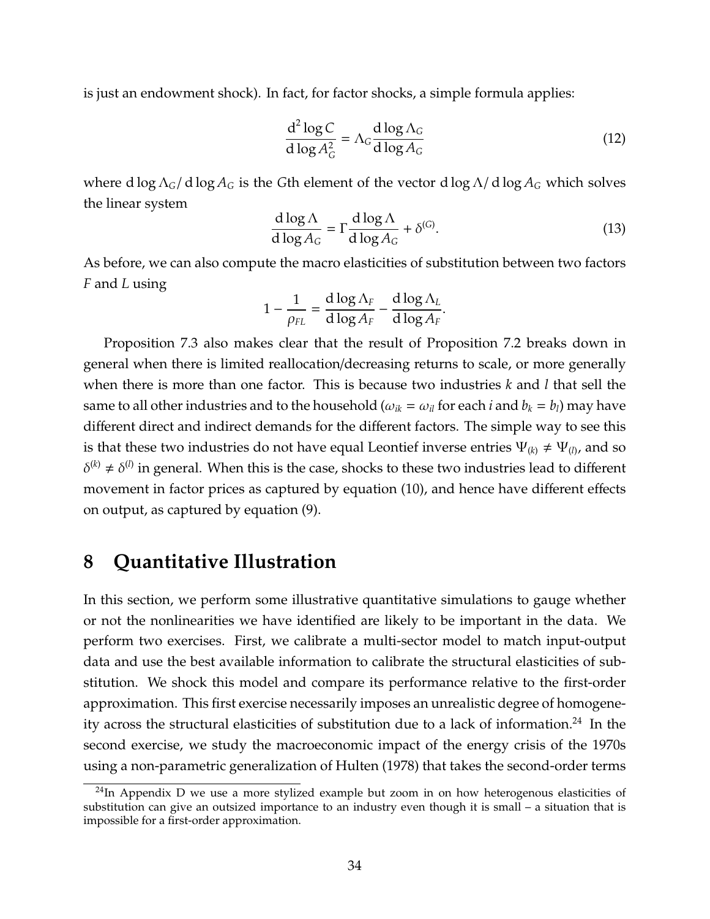is just an endowment shock). In fact, for factor shocks, a simple formula applies:

$$\frac{\mathrm{d}^2 \log C}{\mathrm{d} \log A_G^2} = \Lambda_G \frac{\mathrm{d} \log \Lambda_G}{\mathrm{d} \log A_G} \tag{12}$$

where $\mathrm{d} \log \Lambda_G / \mathrm{d} \log A_G$ is the $G$th element of the vector $\mathrm{d} \log \Lambda / \mathrm{d} \log A_G$ which solves the linear system

$$\frac{\mathrm{d} \log \Lambda}{\mathrm{d} \log A_G} = \Gamma \frac{\mathrm{d} \log \Lambda}{\mathrm{d} \log A_G} + \delta^{(G)}. \tag{13}$$

As before, we can also compute the macro elasticities of substitution between two factors $F$ and $L$ using

$$1 - \frac{1}{\rho_{FL}} = \frac{\mathrm{d} \log \Lambda_F}{\mathrm{d} \log A_F} - \frac{\mathrm{d} \log \Lambda_L}{\mathrm{d} \log A_F}.$$

Proposition 7.3 also makes clear that the result of Proposition 7.2 breaks down in general when there is limited reallocation/decreasing returns to scale, or more generally when there is more than one factor. This is because two industries $k$ and $l$ that sell the same to all other industries and to the household ($\omega_{ik} = \omega_{il}$ for each $i$ and $b_k = b_l$) may have different direct and indirect demands for the different factors. The simple way to see this is that these two industries do not have equal Leontief inverse entries $\Psi_{(k)} \neq \Psi_{(l)}$, and so $\delta^{(k)} \neq \delta^{(l)}$ in general. When this is the case, shocks to these two industries lead to different movement in factor prices as captured by equation (10), and hence have different effects on output, as captured by equation (9).

# 8 Quantitative Illustration

In this section, we perform some illustrative quantitative simulations to gauge whether or not the nonlinearities we have identified are likely to be important in the data. We perform two exercises. First, we calibrate a multi-sector model to match input-output data and use the best available information to calibrate the structural elasticities of substitution. We shock this model and compare its performance relative to the first-order approximation. This first exercise necessarily imposes an unrealistic degree of homogeneity across the structural elasticities of substitution due to a lack of information.[24] In the second exercise, we study the macroeconomic impact of the energy crisis of the 1970s using a non-parametric generalization of Hulten (1978) that takes the second-order terms

[24]In Appendix D we use a more stylized example but zoom in on how heterogenous elasticities of substitution can give an outsized importance to an industry even though it is small – a situation that is impossible for a first-order approximation.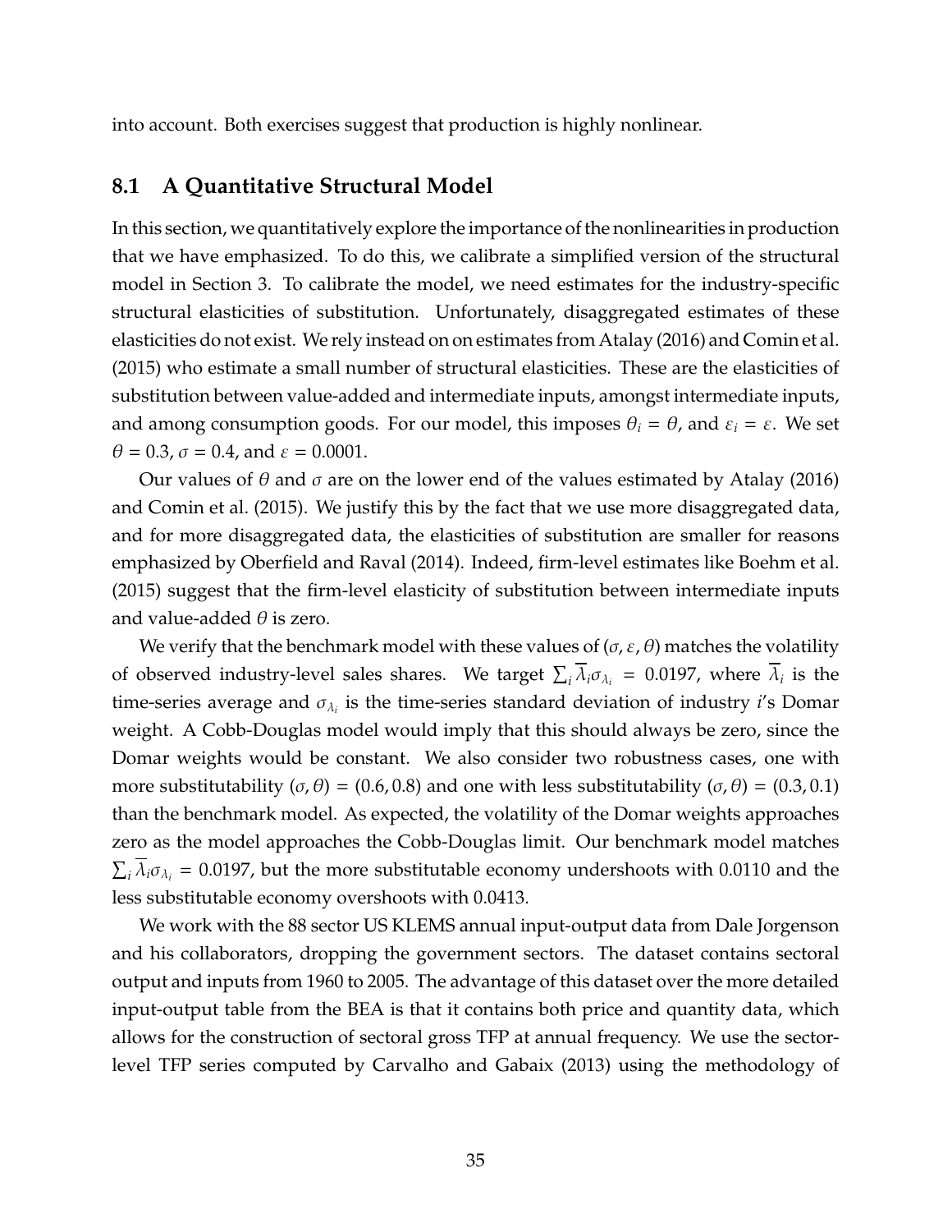into account. Both exercises suggest that production is highly nonlinear.

## 8.1 A Quantitative Structural Model

In this section, we quantitatively explore the importance of the nonlinearities in production that we have emphasized. To do this, we calibrate a simplified version of the structural model in Section 3. To calibrate the model, we need estimates for the industry-specific structural elasticities of substitution. Unfortunately, disaggregated estimates of these elasticities do not exist. We rely instead on on estimates from Atalay (2016) and Comin et al. (2015) who estimate a small number of structural elasticities. These are the elasticities of substitution between value-added and intermediate inputs, amongst intermediate inputs, and among consumption goods. For our model, this imposes $\theta_i = \theta$, and $\varepsilon_i = \varepsilon$. We set $\theta = 0.3$, $\sigma = 0.4$, and $\varepsilon = 0.0001$.

Our values of $\theta$ and $\sigma$ are on the lower end of the values estimated by Atalay (2016) and Comin et al. (2015). We justify this by the fact that we use more disaggregated data, and for more disaggregated data, the elasticities of substitution are smaller for reasons emphasized by Oberfield and Raval (2014). Indeed, firm-level estimates like Boehm et al. (2015) suggest that the firm-level elasticity of substitution between intermediate inputs and value-added $\theta$ is zero.

We verify that the benchmark model with these values of $(\sigma, \varepsilon, \theta)$ matches the volatility of observed industry-level sales shares. We target $\sum_i \overline{\lambda}_i \sigma_{\lambda_i} = 0.0197$, where $\overline{\lambda}_i$ is the time-series average and $\sigma_{\lambda_i}$ is the time-series standard deviation of industry $i$'s Domar weight. A Cobb-Douglas model would imply that this should always be zero, since the Domar weights would be constant. We also consider two robustness cases, one with more substitutability $(\sigma, \theta) = (0.6, 0.8)$ and one with less substitutability $(\sigma, \theta) = (0.3, 0.1)$ than the benchmark model. As expected, the volatility of the Domar weights approaches zero as the model approaches the Cobb-Douglas limit. Our benchmark model matches $\sum_i \overline{\lambda}_i \sigma_{\lambda_i} = 0.0197$, but the more substitutable economy undershoots with 0.0110 and the less substitutable economy overshoots with 0.0413.

We work with the 88 sector US KLEMS annual input-output data from Dale Jorgenson and his collaborators, dropping the government sectors. The dataset contains sectoral output and inputs from 1960 to 2005. The advantage of this dataset over the more detailed input-output table from the BEA is that it contains both price and quantity data, which allows for the construction of sectoral gross TFP at annual frequency. We use the sector-level TFP series computed by Carvalho and Gabaix (2013) using the methodology of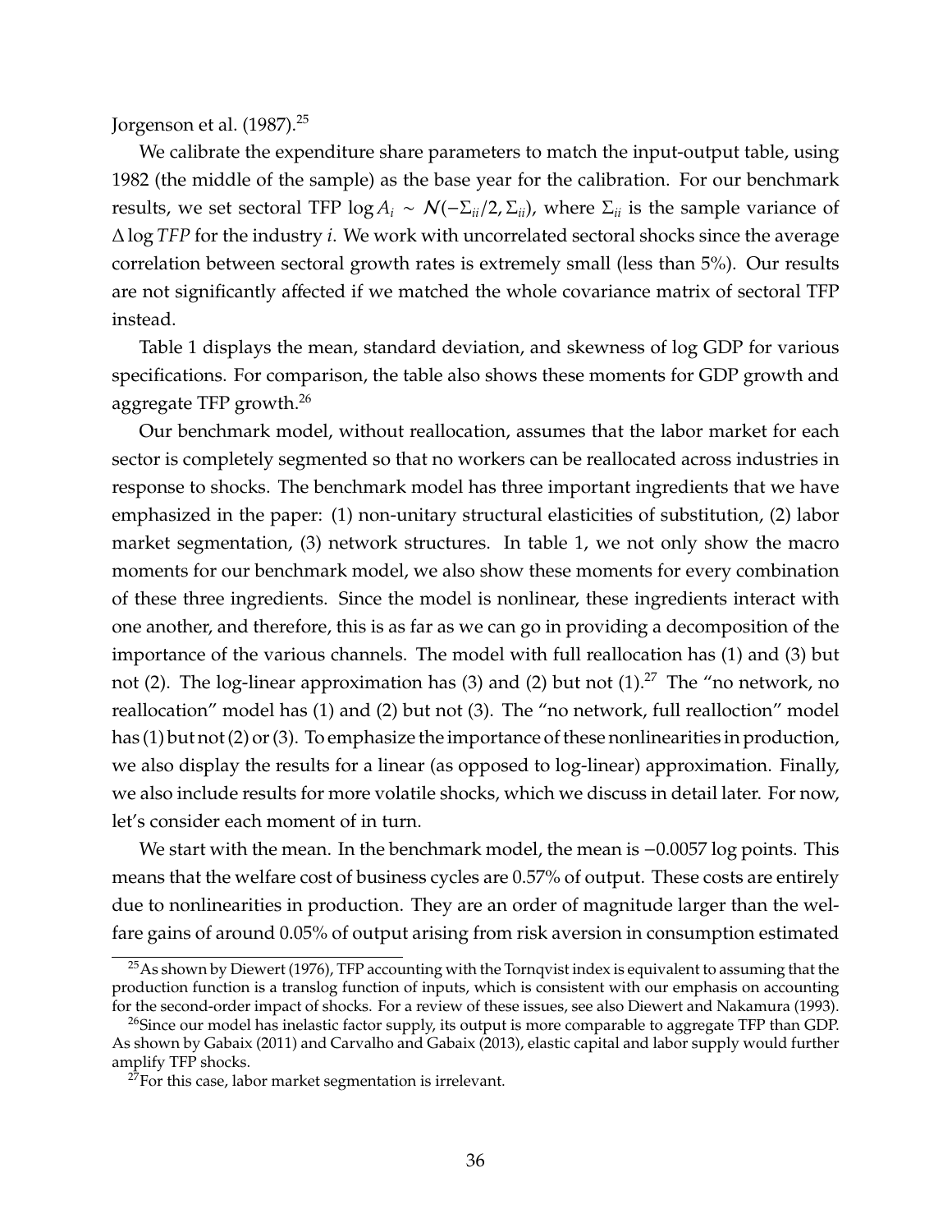Jorgenson et al. (1987).[25]

We calibrate the expenditure share parameters to match the input-output table, using 1982 (the middle of the sample) as the base year for the calibration. For our benchmark results, we set sectoral TFP $\log A_i \sim N(-\Sigma_{ii}/2, \Sigma_{ii})$, where $\Sigma_{ii}$ is the sample variance of $\Delta \log TFP$ for the industry $i$. We work with uncorrelated sectoral shocks since the average correlation between sectoral growth rates is extremely small (less than 5%). Our results are not significantly affected if we matched the whole covariance matrix of sectoral TFP instead.

Table 1 displays the mean, standard deviation, and skewness of log GDP for various specifications. For comparison, the table also shows these moments for GDP growth and aggregate TFP growth.[26]

Our benchmark model, without reallocation, assumes that the labor market for each sector is completely segmented so that no workers can be reallocated across industries in response to shocks. The benchmark model has three important ingredients that we have emphasized in the paper: (1) non-unitary structural elasticities of substitution, (2) labor market segmentation, (3) network structures. In table 1, we not only show the macro moments for our benchmark model, we also show these moments for every combination of these three ingredients. Since the model is nonlinear, these ingredients interact with one another, and therefore, this is as far as we can go in providing a decomposition of the importance of the various channels. The model with full reallocation has (1) and (3) but not (2). The log-linear approximation has (3) and (2) but not (1).[27] The "no network, no reallocation" model has (1) and (2) but not (3). The "no network, full realloction" model has (1) but not (2) or (3). To emphasize the importance of these nonlinearities in production, we also display the results for a linear (as opposed to log-linear) approximation. Finally, we also include results for more volatile shocks, which we discuss in detail later. For now, let's consider each moment of in turn.

We start with the mean. In the benchmark model, the mean is $-0.0057$ log points. This means that the welfare cost of business cycles are 0.57% of output. These costs are entirely due to nonlinearities in production. They are an order of magnitude larger than the welfare gains of around 0.05% of output arising from risk aversion in consumption estimated

[25] As shown by Diewert (1976), TFP accounting with the Tornqvist index is equivalent to assuming that the production function is a translog function of inputs, which is consistent with our emphasis on accounting for the second-order impact of shocks. For a review of these issues, see also Diewert and Nakamura (1993).

[26] Since our model has inelastic factor supply, its output is more comparable to aggregate TFP than GDP. As shown by Gabaix (2011) and Carvalho and Gabaix (2013), elastic capital and labor supply would further amplify TFP shocks.

[27] For this case, labor market segmentation is irrelevant.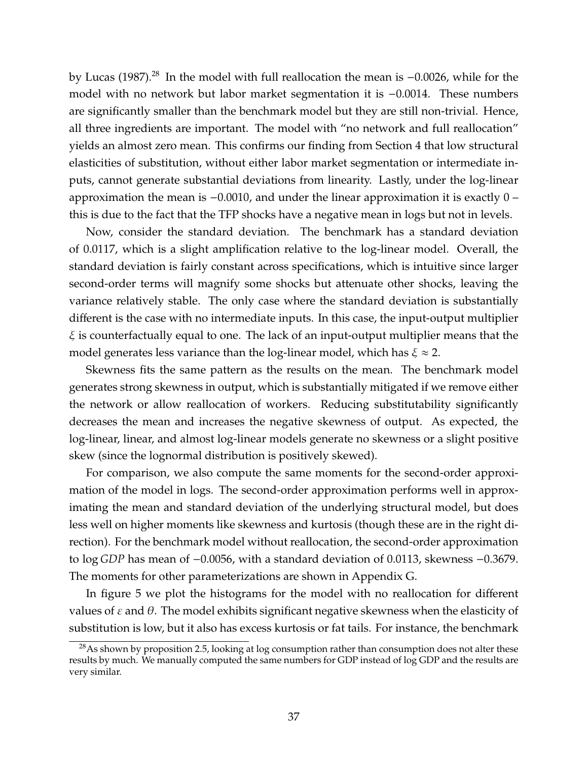by Lucas (1987).[28] In the model with full reallocation the mean is $-0.0026$, while for the model with no network but labor market segmentation it is $-0.0014$. These numbers are significantly smaller than the benchmark model but they are still non-trivial. Hence, all three ingredients are important. The model with "no network and full reallocation" yields an almost zero mean. This confirms our finding from Section 4 that low structural elasticities of substitution, without either labor market segmentation or intermediate inputs, cannot generate substantial deviations from linearity. Lastly, under the log-linear approximation the mean is $-0.0010$, and under the linear approximation it is exactly $0$ – this is due to the fact that the TFP shocks have a negative mean in logs but not in levels.

Now, consider the standard deviation. The benchmark has a standard deviation of 0.0117, which is a slight amplification relative to the log-linear model. Overall, the standard deviation is fairly constant across specifications, which is intuitive since larger second-order terms will magnify some shocks but attenuate other shocks, leaving the variance relatively stable. The only case where the standard deviation is substantially different is the case with no intermediate inputs. In this case, the input-output multiplier $\xi$ is counterfactually equal to one. The lack of an input-output multiplier means that the model generates less variance than the log-linear model, which has $\xi \approx 2$.

Skewness fits the same pattern as the results on the mean. The benchmark model generates strong skewness in output, which is substantially mitigated if we remove either the network or allow reallocation of workers. Reducing substitutability significantly decreases the mean and increases the negative skewness of output. As expected, the log-linear, linear, and almost log-linear models generate no skewness or a slight positive skew (since the lognormal distribution is positively skewed).

For comparison, we also compute the same moments for the second-order approximation of the model in logs. The second-order approximation performs well in approximating the mean and standard deviation of the underlying structural model, but does less well on higher moments like skewness and kurtosis (though these are in the right direction). For the benchmark model without reallocation, the second-order approximation to $\log GDP$ has mean of $-0.0056$, with a standard deviation of 0.0113, skewness $-0.3679$. The moments for other parameterizations are shown in Appendix G.

In figure 5 we plot the histograms for the model with no reallocation for different values of $\varepsilon$ and $\theta$. The model exhibits significant negative skewness when the elasticity of substitution is low, but it also has excess kurtosis or fat tails. For instance, the benchmark

[28] As shown by proposition 2.5, looking at log consumption rather than consumption does not alter these results by much. We manually computed the same numbers for GDP instead of log GDP and the results are very similar.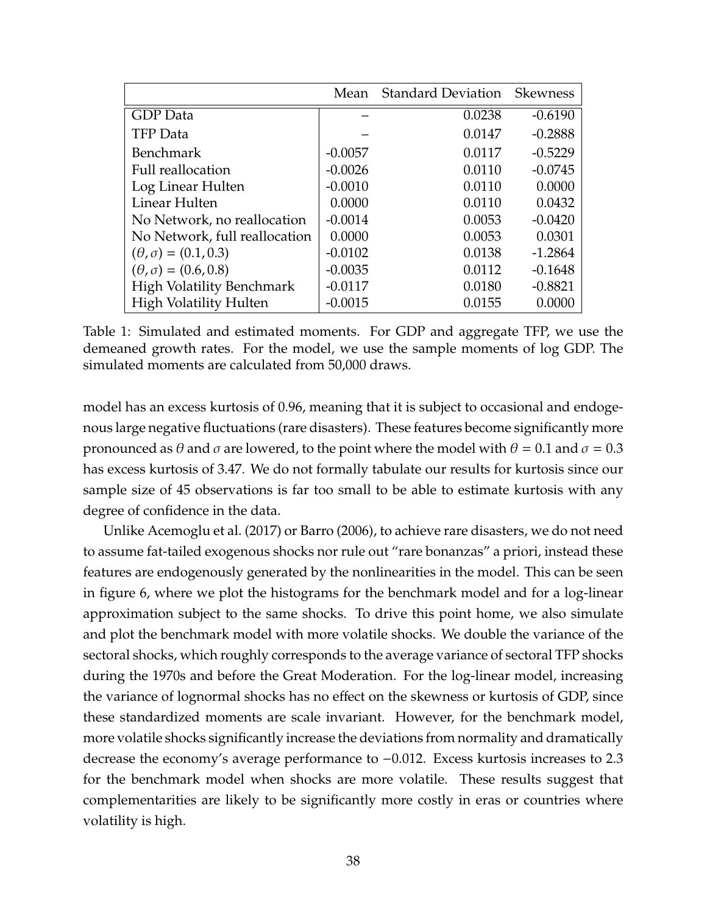| | Mean | Standard Deviation | Skewness |
|---|---|---|---|
| GDP Data | – | 0.0238 | -0.6190 |
| TFP Data | – | 0.0147 | -0.2888 |
| Benchmark | -0.0057 | 0.0117 | -0.5229 |
| Full reallocation | -0.0026 | 0.0110 | -0.0745 |
| Log Linear Hulten | -0.0010 | 0.0110 | 0.0000 |
| Linear Hulten | 0.0000 | 0.0110 | 0.0432 |
| No Network, no reallocation | -0.0014 | 0.0053 | -0.0420 |
| No Network, full reallocation | 0.0000 | 0.0053 | 0.0301 |
| $(\theta, \sigma) = (0.1, 0.3)$ | -0.0102 | 0.0138 | -1.2864 |
| $(\theta, \sigma) = (0.6, 0.8)$ | -0.0035 | 0.0112 | -0.1648 |
| High Volatility Benchmark | -0.0117 | 0.0180 | -0.8821 |
| High Volatility Hulten | -0.0015 | 0.0155 | 0.0000 |

Table 1: Simulated and estimated moments. For GDP and aggregate TFP, we use the demeaned growth rates. For the model, we use the sample moments of log GDP. The simulated moments are calculated from 50,000 draws.

model has an excess kurtosis of 0.96, meaning that it is subject to occasional and endogenous large negative fluctuations (rare disasters). These features become significantly more pronounced as $\theta$ and $\sigma$ are lowered, to the point where the model with $\theta = 0.1$ and $\sigma = 0.3$ has excess kurtosis of 3.47. We do not formally tabulate our results for kurtosis since our sample size of 45 observations is far too small to be able to estimate kurtosis with any degree of confidence in the data.

Unlike Acemoglu et al. (2017) or Barro (2006), to achieve rare disasters, we do not need to assume fat-tailed exogenous shocks nor rule out "rare bonanzas" a priori, instead these features are endogenously generated by the nonlinearities in the model. This can be seen in figure 6, where we plot the histograms for the benchmark model and for a log-linear approximation subject to the same shocks. To drive this point home, we also simulate and plot the benchmark model with more volatile shocks. We double the variance of the sectoral shocks, which roughly corresponds to the average variance of sectoral TFP shocks during the 1970s and before the Great Moderation. For the log-linear model, increasing the variance of lognormal shocks has no effect on the skewness or kurtosis of GDP, since these standardized moments are scale invariant. However, for the benchmark model, more volatile shocks significantly increase the deviations from normality and dramatically decrease the economy's average performance to $-0.012$. Excess kurtosis increases to 2.3 for the benchmark model when shocks are more volatile. These results suggest that complementarities are likely to be significantly more costly in eras or countries where volatility is high.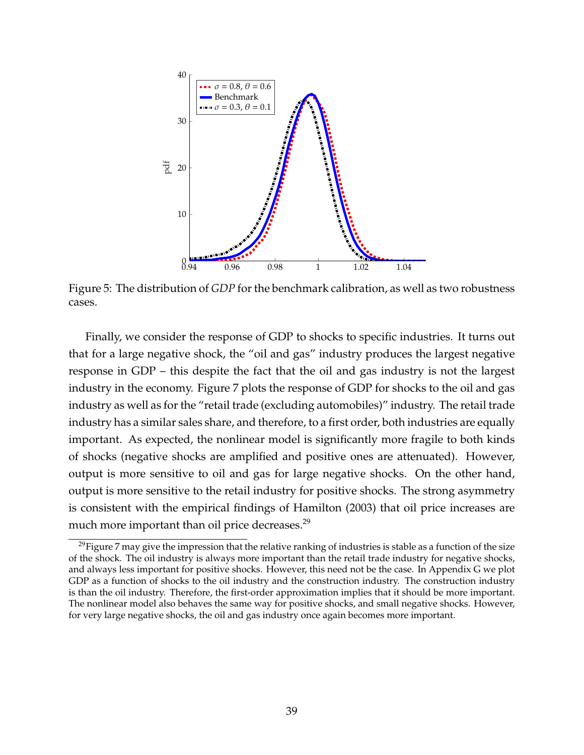Figure 5: The distribution of *GDP* for the benchmark calibration, as well as two robustness cases.

Finally, we consider the response of GDP to shocks to specific industries. It turns out that for a large negative shock, the "oil and gas" industry produces the largest negative response in GDP – this despite the fact that the oil and gas industry is not the largest industry in the economy. Figure 7 plots the response of GDP for shocks to the oil and gas industry as well as for the "retail trade (excluding automobiles)" industry. The retail trade industry has a similar sales share, and therefore, to a first order, both industries are equally important. As expected, the nonlinear model is significantly more fragile to both kinds of shocks (negative shocks are amplified and positive ones are attenuated). However, output is more sensitive to oil and gas for large negative shocks. On the other hand, output is more sensitive to the retail industry for positive shocks. The strong asymmetry is consistent with the empirical findings of Hamilton (2003) that oil price increases are much more important than oil price decreases.[29]

[29] Figure 7 may give the impression that the relative ranking of industries is stable as a function of the size of the shock. The oil industry is always more important than the retail trade industry for negative shocks, and always less important for positive shocks. However, this need not be the case. In Appendix G we plot GDP as a function of shocks to the oil industry and the construction industry. The construction industry is than the oil industry. Therefore, the first-order approximation implies that it should be more important. The nonlinear model also behaves the same way for positive shocks, and small negative shocks. However, for very large negative shocks, the oil and gas industry once again becomes more important.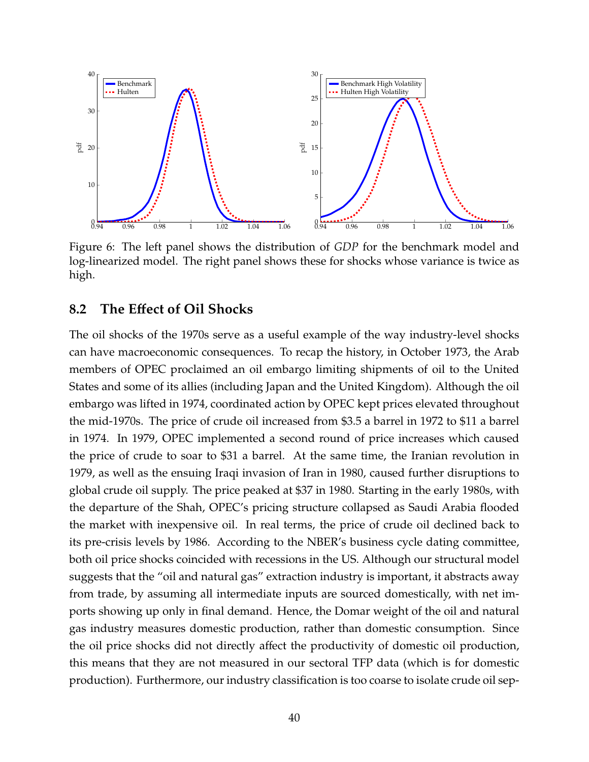Figure 6: The left panel shows the distribution of *GDP* for the benchmark model and log-linearized model. The right panel shows these for shocks whose variance is twice as high.

## 8.2 The Effect of Oil Shocks

The oil shocks of the 1970s serve as a useful example of the way industry-level shocks can have macroeconomic consequences. To recap the history, in October 1973, the Arab members of OPEC proclaimed an oil embargo limiting shipments of oil to the United States and some of its allies (including Japan and the United Kingdom). Although the oil embargo was lifted in 1974, coordinated action by OPEC kept prices elevated throughout the mid-1970s. The price of crude oil increased from $3.5 a barrel in 1972 to $11 a barrel in 1974. In 1979, OPEC implemented a second round of price increases which caused the price of crude to soar to $31 a barrel. At the same time, the Iranian revolution in 1979, as well as the ensuing Iraqi invasion of Iran in 1980, caused further disruptions to global crude oil supply. The price peaked at $37 in 1980. Starting in the early 1980s, with the departure of the Shah, OPEC's pricing structure collapsed as Saudi Arabia flooded the market with inexpensive oil. In real terms, the price of crude oil declined back to its pre-crisis levels by 1986. According to the NBER's business cycle dating committee, both oil price shocks coincided with recessions in the US. Although our structural model suggests that the "oil and natural gas" extraction industry is important, it abstracts away from trade, by assuming all intermediate inputs are sourced domestically, with net imports showing up only in final demand. Hence, the Domar weight of the oil and natural gas industry measures domestic production, rather than domestic consumption. Since the oil price shocks did not directly affect the productivity of domestic oil production, this means that they are not measured in our sectoral TFP data (which is for domestic production). Furthermore, our industry classification is too coarse to isolate crude oil sep-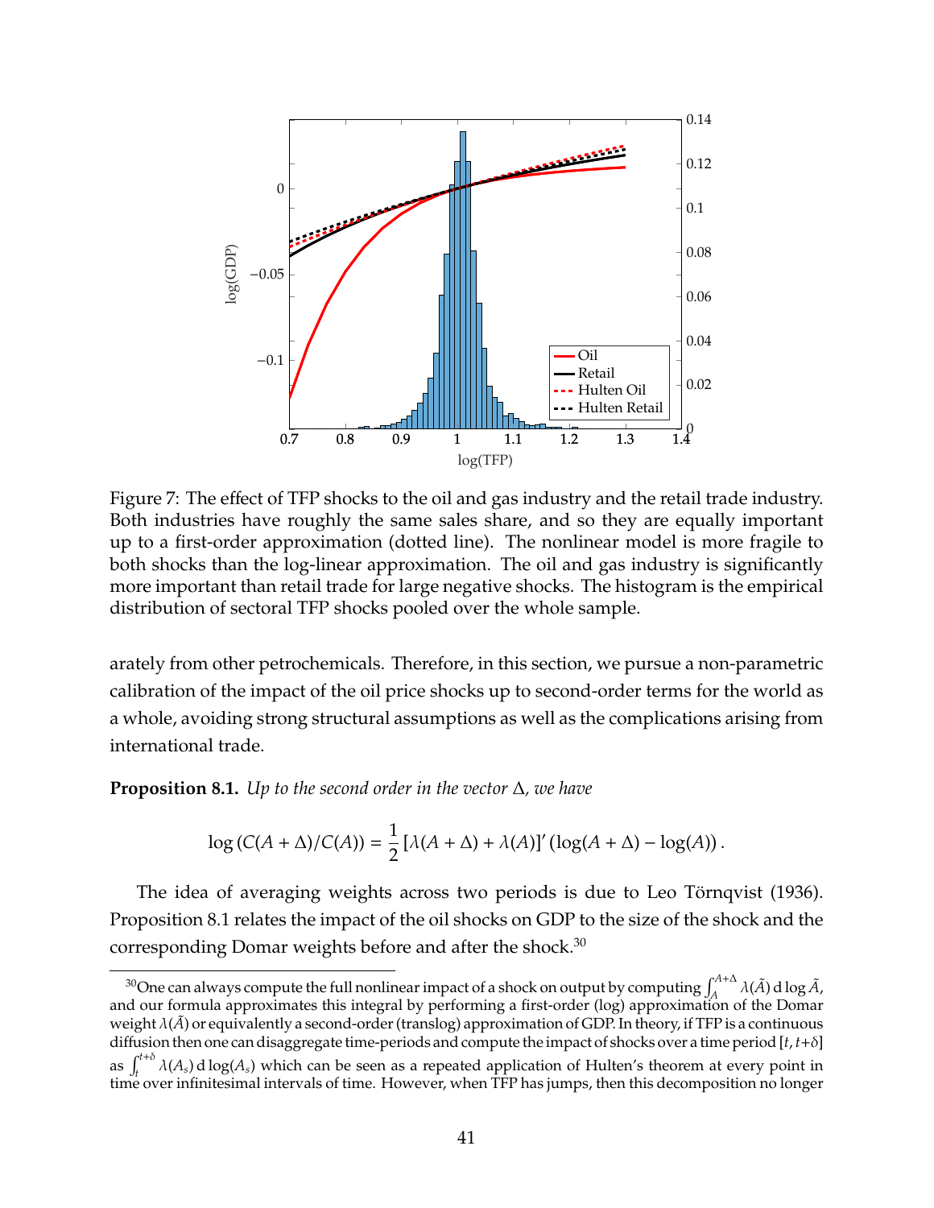Figure 7: The effect of TFP shocks to the oil and gas industry and the retail trade industry. Both industries have roughly the same sales share, and so they are equally important up to a first-order approximation (dotted line). The nonlinear model is more fragile to both shocks than the log-linear approximation. The oil and gas industry is significantly more important than retail trade for large negative shocks. The histogram is the empirical distribution of sectoral TFP shocks pooled over the whole sample.

arately from other petrochemicals. Therefore, in this section, we pursue a non-parametric calibration of the impact of the oil price shocks up to second-order terms for the world as a whole, avoiding strong structural assumptions as well as the complications arising from international trade.

**Proposition 8.1.** *Up to the second order in the vector* $\Delta$*, we have*

$$\log\left(C(A+\Delta)/C(A)\right) = \frac{1}{2}\left[\lambda(A+\Delta)+\lambda(A)\right]'\left(\log(A+\Delta)-\log(A)\right).$$

The idea of averaging weights across two periods is due to Leo Törnqvist (1936). Proposition 8.1 relates the impact of the oil shocks on GDP to the size of the shock and the corresponding Domar weights before and after the shock.[30]

[30] One can always compute the full nonlinear impact of a shock on output by computing $\int_A^{A+\Delta} \lambda(\tilde{A})\, \mathrm{d}\log \tilde{A}$, and our formula approximates this integral by performing a first-order (log) approximation of the Domar weight $\lambda(\tilde{A})$ or equivalently a second-order (translog) approximation of GDP. In theory, if TFP is a continuous diffusion then one can disaggregate time-periods and compute the impact of shocks over a time period $[t, t+\delta]$ as $\int_t^{t+\delta} \lambda(A_s)\, \mathrm{d}\log(A_s)$ which can be seen as a repeated application of Hulten's theorem at every point in time over infinitesimal intervals of time. However, when TFP has jumps, then this decomposition no longer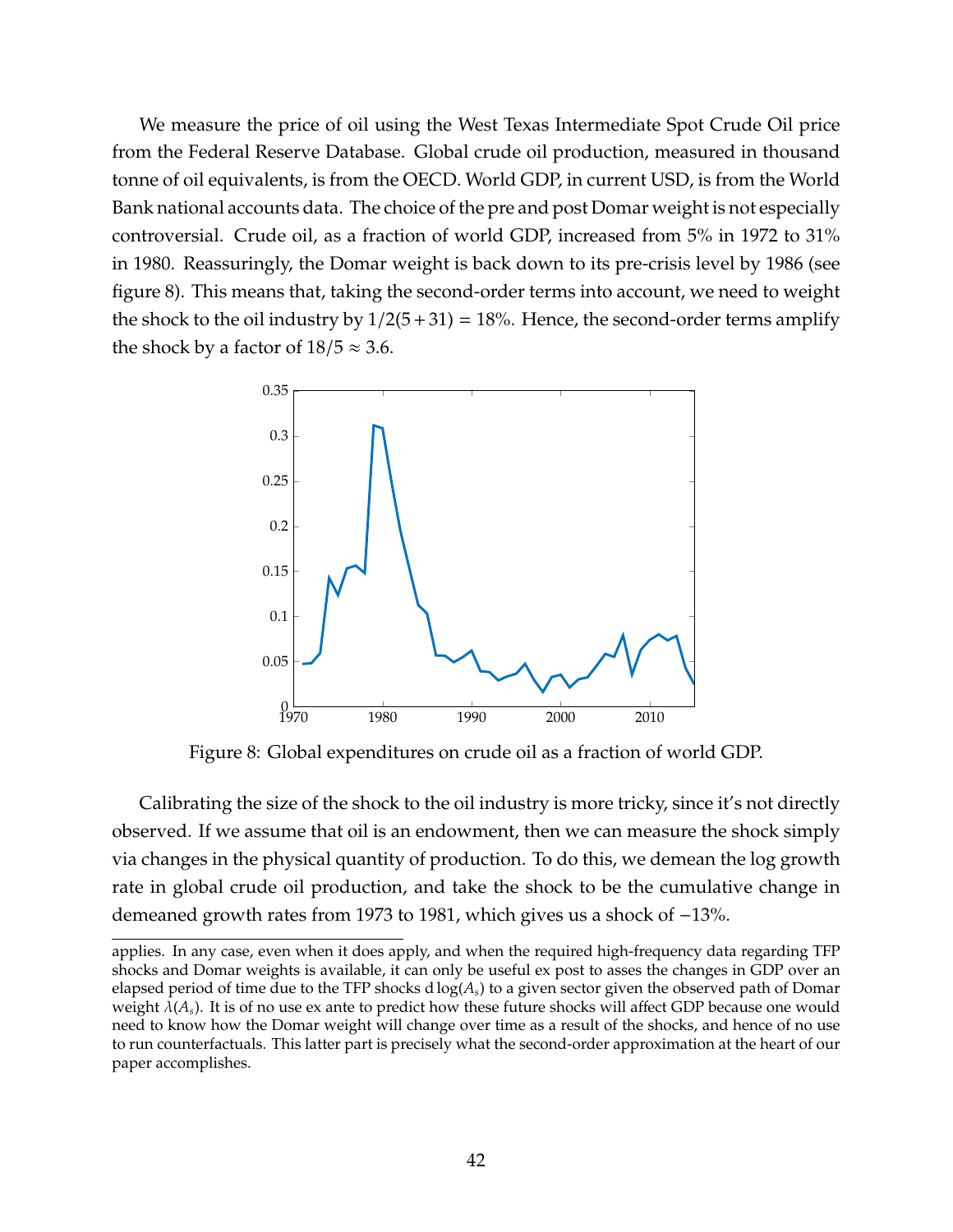We measure the price of oil using the West Texas Intermediate Spot Crude Oil price from the Federal Reserve Database. Global crude oil production, measured in thousand tonne of oil equivalents, is from the OECD. World GDP, in current USD, is from the World Bank national accounts data. The choice of the pre and post Domar weight is not especially controversial. Crude oil, as a fraction of world GDP, increased from 5% in 1972 to 31% in 1980. Reassuringly, the Domar weight is back down to its pre-crisis level by 1986 (see figure 8). This means that, taking the second-order terms into account, we need to weight the shock to the oil industry by $1/2(5 + 31) = 18\%$. Hence, the second-order terms amplify the shock by a factor of $18/5 \approx 3.6$.

Figure 8: Global expenditures on crude oil as a fraction of world GDP.

Calibrating the size of the shock to the oil industry is more tricky, since it's not directly observed. If we assume that oil is an endowment, then we can measure the shock simply via changes in the physical quantity of production. To do this, we demean the log growth rate in global crude oil production, and take the shock to be the cumulative change in demeaned growth rates from 1973 to 1981, which gives us a shock of $-13\%$.

applies. In any case, even when it does apply, and when the required high-frequency data regarding TFP shocks and Domar weights is available, it can only be useful ex post to asses the changes in GDP over an elapsed period of time due to the TFP shocks $d\log(A_s)$ to a given sector given the observed path of Domar weight $\lambda(A_s)$. It is of no use ex ante to predict how these future shocks will affect GDP because one would need to know how the Domar weight will change over time as a result of the shocks, and hence of no use to run counterfactuals. This latter part is precisely what the second-order approximation at the heart of our paper accomplishes.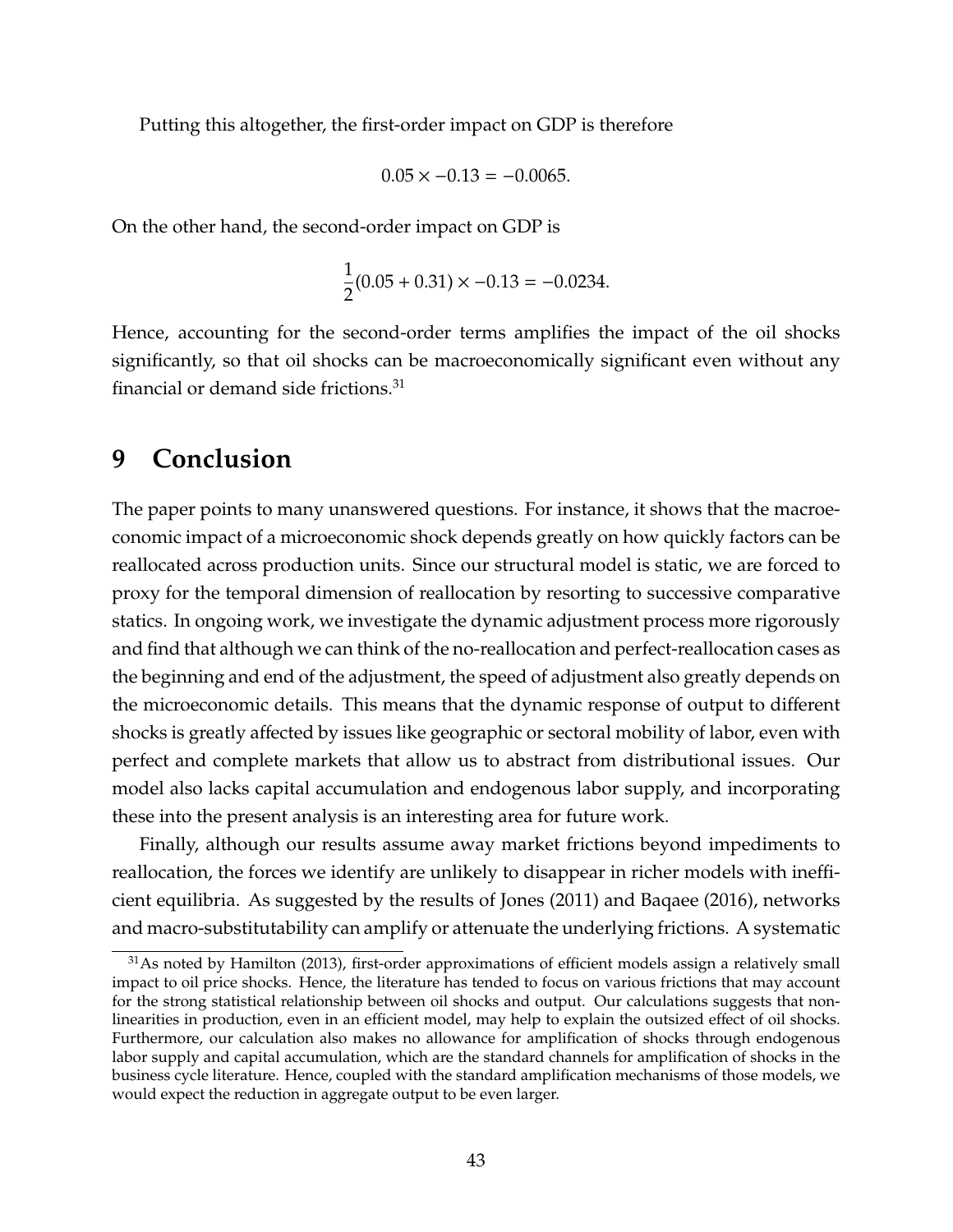Putting this altogether, the first-order impact on GDP is therefore

$$0.05 \times -0.13 = -0.0065.$$

On the other hand, the second-order impact on GDP is

$$\frac{1}{2}(0.05 + 0.31) \times -0.13 = -0.0234.$$

Hence, accounting for the second-order terms amplifies the impact of the oil shocks significantly, so that oil shocks can be macroeconomically significant even without any financial or demand side frictions.[31]

# 9 Conclusion

The paper points to many unanswered questions. For instance, it shows that the macroeconomic impact of a microeconomic shock depends greatly on how quickly factors can be reallocated across production units. Since our structural model is static, we are forced to proxy for the temporal dimension of reallocation by resorting to successive comparative statics. In ongoing work, we investigate the dynamic adjustment process more rigorously and find that although we can think of the no-reallocation and perfect-reallocation cases as the beginning and end of the adjustment, the speed of adjustment also greatly depends on the microeconomic details. This means that the dynamic response of output to different shocks is greatly affected by issues like geographic or sectoral mobility of labor, even with perfect and complete markets that allow us to abstract from distributional issues. Our model also lacks capital accumulation and endogenous labor supply, and incorporating these into the present analysis is an interesting area for future work.

Finally, although our results assume away market frictions beyond impediments to reallocation, the forces we identify are unlikely to disappear in richer models with inefficient equilibria. As suggested by the results of Jones (2011) and Baqaee (2016), networks and macro-substitutability can amplify or attenuate the underlying frictions. A systematic

[31] As noted by Hamilton (2013), first-order approximations of efficient models assign a relatively small impact to oil price shocks. Hence, the literature has tended to focus on various frictions that may account for the strong statistical relationship between oil shocks and output. Our calculations suggests that non-linearities in production, even in an efficient model, may help to explain the outsized effect of oil shocks. Furthermore, our calculation also makes no allowance for amplification of shocks through endogenous labor supply and capital accumulation, which are the standard channels for amplification of shocks in the business cycle literature. Hence, coupled with the standard amplification mechanisms of those models, we would expect the reduction in aggregate output to be even larger.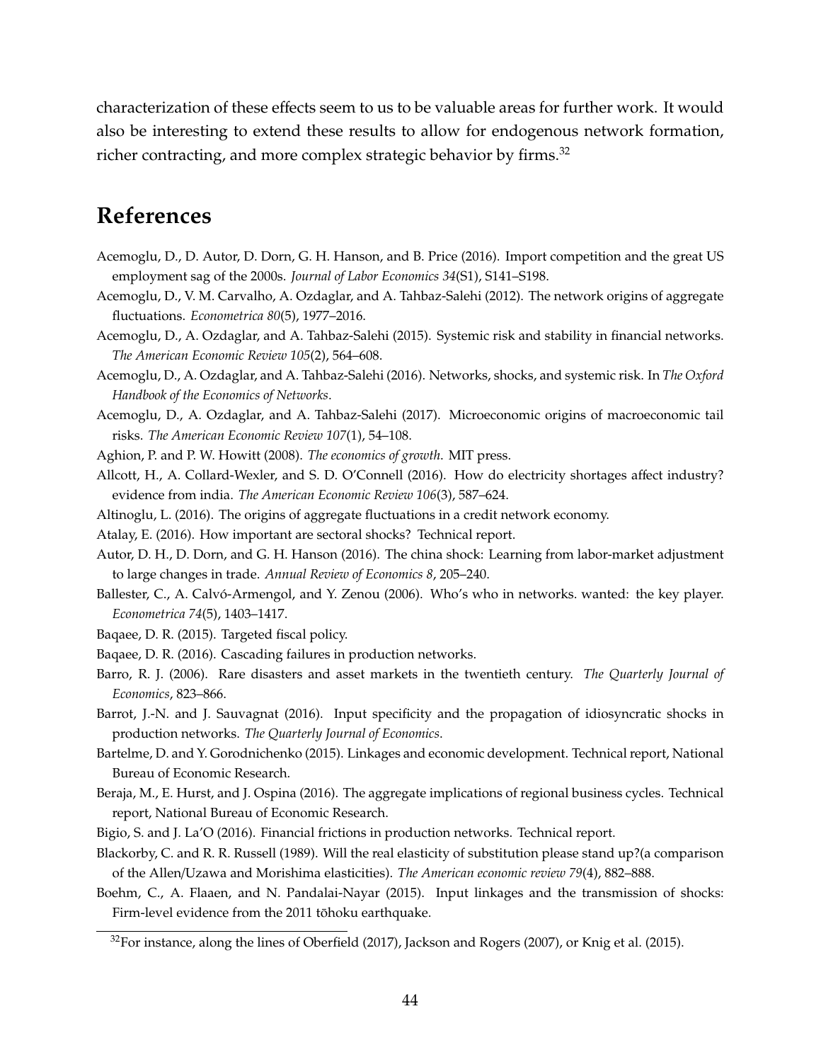characterization of these effects seem to us to be valuable areas for further work. It would also be interesting to extend these results to allow for endogenous network formation, richer contracting, and more complex strategic behavior by firms.[32]

# References

Acemoglu, D., D. Autor, D. Dorn, G. H. Hanson, and B. Price (2016). Import competition and the great US employment sag of the 2000s. *Journal of Labor Economics 34*(S1), S141–S198.

Acemoglu, D., V. M. Carvalho, A. Ozdaglar, and A. Tahbaz-Salehi (2012). The network origins of aggregate fluctuations. *Econometrica 80*(5), 1977–2016.

Acemoglu, D., A. Ozdaglar, and A. Tahbaz-Salehi (2015). Systemic risk and stability in financial networks. *The American Economic Review 105*(2), 564–608.

Acemoglu, D., A. Ozdaglar, and A. Tahbaz-Salehi (2016). Networks, shocks, and systemic risk. In *The Oxford Handbook of the Economics of Networks*.

Acemoglu, D., A. Ozdaglar, and A. Tahbaz-Salehi (2017). Microeconomic origins of macroeconomic tail risks. *The American Economic Review 107*(1), 54–108.

Aghion, P. and P. W. Howitt (2008). *The economics of growth*. MIT press.

Allcott, H., A. Collard-Wexler, and S. D. O'Connell (2016). How do electricity shortages affect industry? evidence from india. *The American Economic Review 106*(3), 587–624.

Altinoglu, L. (2016). The origins of aggregate fluctuations in a credit network economy.

Atalay, E. (2016). How important are sectoral shocks? Technical report.

Autor, D. H., D. Dorn, and G. H. Hanson (2016). The china shock: Learning from labor-market adjustment to large changes in trade. *Annual Review of Economics 8*, 205–240.

Ballester, C., A. Calvó-Armengol, and Y. Zenou (2006). Who's who in networks. wanted: the key player. *Econometrica 74*(5), 1403–1417.

Baqaee, D. R. (2015). Targeted fiscal policy.

Baqaee, D. R. (2016). Cascading failures in production networks.

Barro, R. J. (2006). Rare disasters and asset markets in the twentieth century. *The Quarterly Journal of Economics*, 823–866.

Barrot, J.-N. and J. Sauvagnat (2016). Input specificity and the propagation of idiosyncratic shocks in production networks. *The Quarterly Journal of Economics*.

Bartelme, D. and Y. Gorodnichenko (2015). Linkages and economic development. Technical report, National Bureau of Economic Research.

Beraja, M., E. Hurst, and J. Ospina (2016). The aggregate implications of regional business cycles. Technical report, National Bureau of Economic Research.

Bigio, S. and J. La'O (2016). Financial frictions in production networks. Technical report.

Blackorby, C. and R. R. Russell (1989). Will the real elasticity of substitution please stand up?(a comparison of the Allen/Uzawa and Morishima elasticities). *The American economic review 79*(4), 882–888.

Boehm, C., A. Flaaen, and N. Pandalai-Nayar (2015). Input linkages and the transmission of shocks: Firm-level evidence from the 2011 tōhoku earthquake.

[32]For instance, along the lines of Oberfield (2017), Jackson and Rogers (2007), or Knig et al. (2015).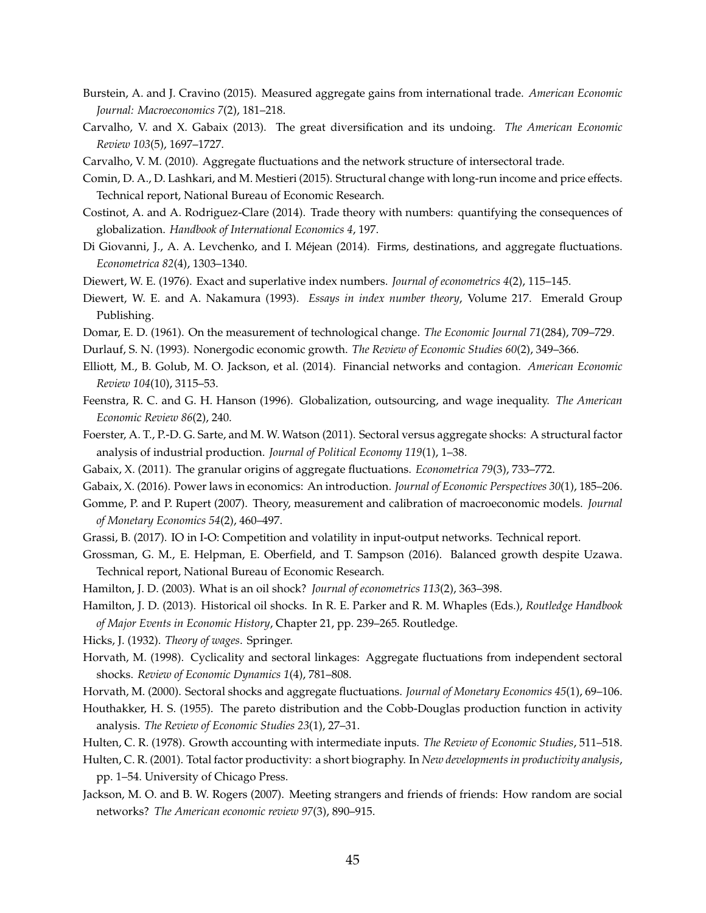Burstein, A. and J. Cravino (2015). Measured aggregate gains from international trade. *American Economic Journal: Macroeconomics 7*(2), 181–218.

Carvalho, V. and X. Gabaix (2013). The great diversification and its undoing. *The American Economic Review 103*(5), 1697–1727.

Carvalho, V. M. (2010). Aggregate fluctuations and the network structure of intersectoral trade.

Comin, D. A., D. Lashkari, and M. Mestieri (2015). Structural change with long-run income and price effects. Technical report, National Bureau of Economic Research.

Costinot, A. and A. Rodriguez-Clare (2014). Trade theory with numbers: quantifying the consequences of globalization. *Handbook of International Economics 4*, 197.

Di Giovanni, J., A. A. Levchenko, and I. Méjean (2014). Firms, destinations, and aggregate fluctuations. *Econometrica 82*(4), 1303–1340.

Diewert, W. E. (1976). Exact and superlative index numbers. *Journal of econometrics 4*(2), 115–145.

Diewert, W. E. and A. Nakamura (1993). *Essays in index number theory*, Volume 217. Emerald Group Publishing.

Domar, E. D. (1961). On the measurement of technological change. *The Economic Journal 71*(284), 709–729.

Durlauf, S. N. (1993). Nonergodic economic growth. *The Review of Economic Studies 60*(2), 349–366.

Elliott, M., B. Golub, M. O. Jackson, et al. (2014). Financial networks and contagion. *American Economic Review 104*(10), 3115–53.

Feenstra, R. C. and G. H. Hanson (1996). Globalization, outsourcing, and wage inequality. *The American Economic Review 86*(2), 240.

Foerster, A. T., P.-D. G. Sarte, and M. W. Watson (2011). Sectoral versus aggregate shocks: A structural factor analysis of industrial production. *Journal of Political Economy 119*(1), 1–38.

Gabaix, X. (2011). The granular origins of aggregate fluctuations. *Econometrica 79*(3), 733–772.

Gabaix, X. (2016). Power laws in economics: An introduction. *Journal of Economic Perspectives 30*(1), 185–206.

Gomme, P. and P. Rupert (2007). Theory, measurement and calibration of macroeconomic models. *Journal of Monetary Economics 54*(2), 460–497.

Grassi, B. (2017). IO in I-O: Competition and volatility in input-output networks. Technical report.

Grossman, G. M., E. Helpman, E. Oberfield, and T. Sampson (2016). Balanced growth despite Uzawa. Technical report, National Bureau of Economic Research.

Hamilton, J. D. (2003). What is an oil shock? *Journal of econometrics 113*(2), 363–398.

Hamilton, J. D. (2013). Historical oil shocks. In R. E. Parker and R. M. Whaples (Eds.), *Routledge Handbook of Major Events in Economic History*, Chapter 21, pp. 239–265. Routledge.

Hicks, J. (1932). *Theory of wages*. Springer.

Horvath, M. (1998). Cyclicality and sectoral linkages: Aggregate fluctuations from independent sectoral shocks. *Review of Economic Dynamics 1*(4), 781–808.

Horvath, M. (2000). Sectoral shocks and aggregate fluctuations. *Journal of Monetary Economics 45*(1), 69–106.

Houthakker, H. S. (1955). The pareto distribution and the Cobb-Douglas production function in activity analysis. *The Review of Economic Studies 23*(1), 27–31.

Hulten, C. R. (1978). Growth accounting with intermediate inputs. *The Review of Economic Studies*, 511–518.

Hulten, C. R. (2001). Total factor productivity: a short biography. In *New developments in productivity analysis*, pp. 1–54. University of Chicago Press.

Jackson, M. O. and B. W. Rogers (2007). Meeting strangers and friends of friends: How random are social networks? *The American economic review 97*(3), 890–915.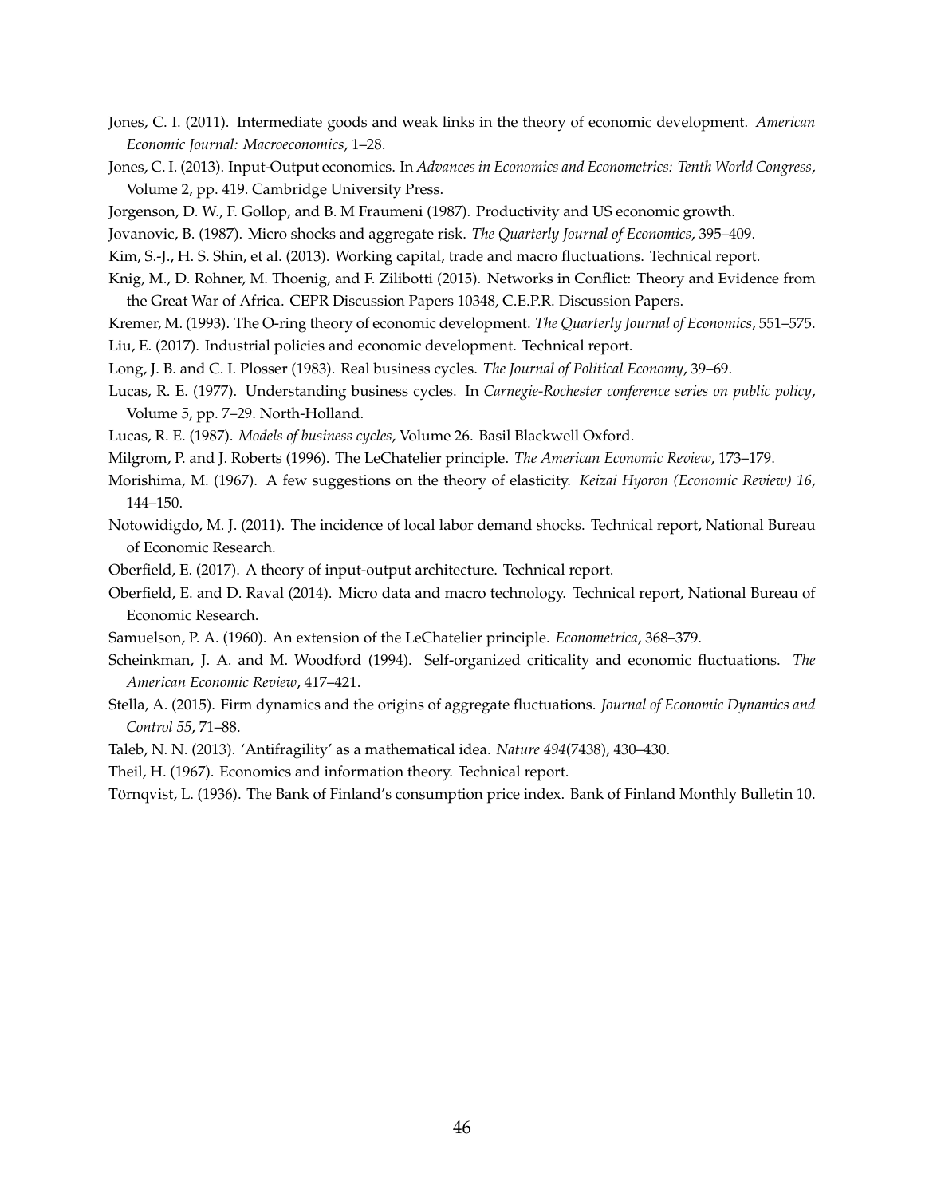Jones, C. I. (2011). Intermediate goods and weak links in the theory of economic development. *American Economic Journal: Macroeconomics*, 1–28.

Jones, C. I. (2013). Input-Output economics. In *Advances in Economics and Econometrics: Tenth World Congress*, Volume 2, pp. 419. Cambridge University Press.

Jorgenson, D. W., F. Gollop, and B. M Fraumeni (1987). Productivity and US economic growth.

Jovanovic, B. (1987). Micro shocks and aggregate risk. *The Quarterly Journal of Economics*, 395–409.

Kim, S.-J., H. S. Shin, et al. (2013). Working capital, trade and macro fluctuations. Technical report.

Knig, M., D. Rohner, M. Thoenig, and F. Zilibotti (2015). Networks in Conflict: Theory and Evidence from the Great War of Africa. CEPR Discussion Papers 10348, C.E.P.R. Discussion Papers.

Kremer, M. (1993). The O-ring theory of economic development. *The Quarterly Journal of Economics*, 551–575.

Liu, E. (2017). Industrial policies and economic development. Technical report.

Long, J. B. and C. I. Plosser (1983). Real business cycles. *The Journal of Political Economy*, 39–69.

Lucas, R. E. (1977). Understanding business cycles. In *Carnegie-Rochester conference series on public policy*, Volume 5, pp. 7–29. North-Holland.

Lucas, R. E. (1987). *Models of business cycles*, Volume 26. Basil Blackwell Oxford.

Milgrom, P. and J. Roberts (1996). The LeChatelier principle. *The American Economic Review*, 173–179.

Morishima, M. (1967). A few suggestions on the theory of elasticity. *Keizai Hyoron (Economic Review) 16*, 144–150.

Notowidigdo, M. J. (2011). The incidence of local labor demand shocks. Technical report, National Bureau of Economic Research.

Oberfield, E. (2017). A theory of input-output architecture. Technical report.

Oberfield, E. and D. Raval (2014). Micro data and macro technology. Technical report, National Bureau of Economic Research.

Samuelson, P. A. (1960). An extension of the LeChatelier principle. *Econometrica*, 368–379.

Scheinkman, J. A. and M. Woodford (1994). Self-organized criticality and economic fluctuations. *The American Economic Review*, 417–421.

Stella, A. (2015). Firm dynamics and the origins of aggregate fluctuations. *Journal of Economic Dynamics and Control 55*, 71–88.

Taleb, N. N. (2013). 'Antifragility' as a mathematical idea. *Nature 494*(7438), 430–430.

Theil, H. (1967). Economics and information theory. Technical report.

Törnqvist, L. (1936). The Bank of Finland's consumption price index. Bank of Finland Monthly Bulletin 10.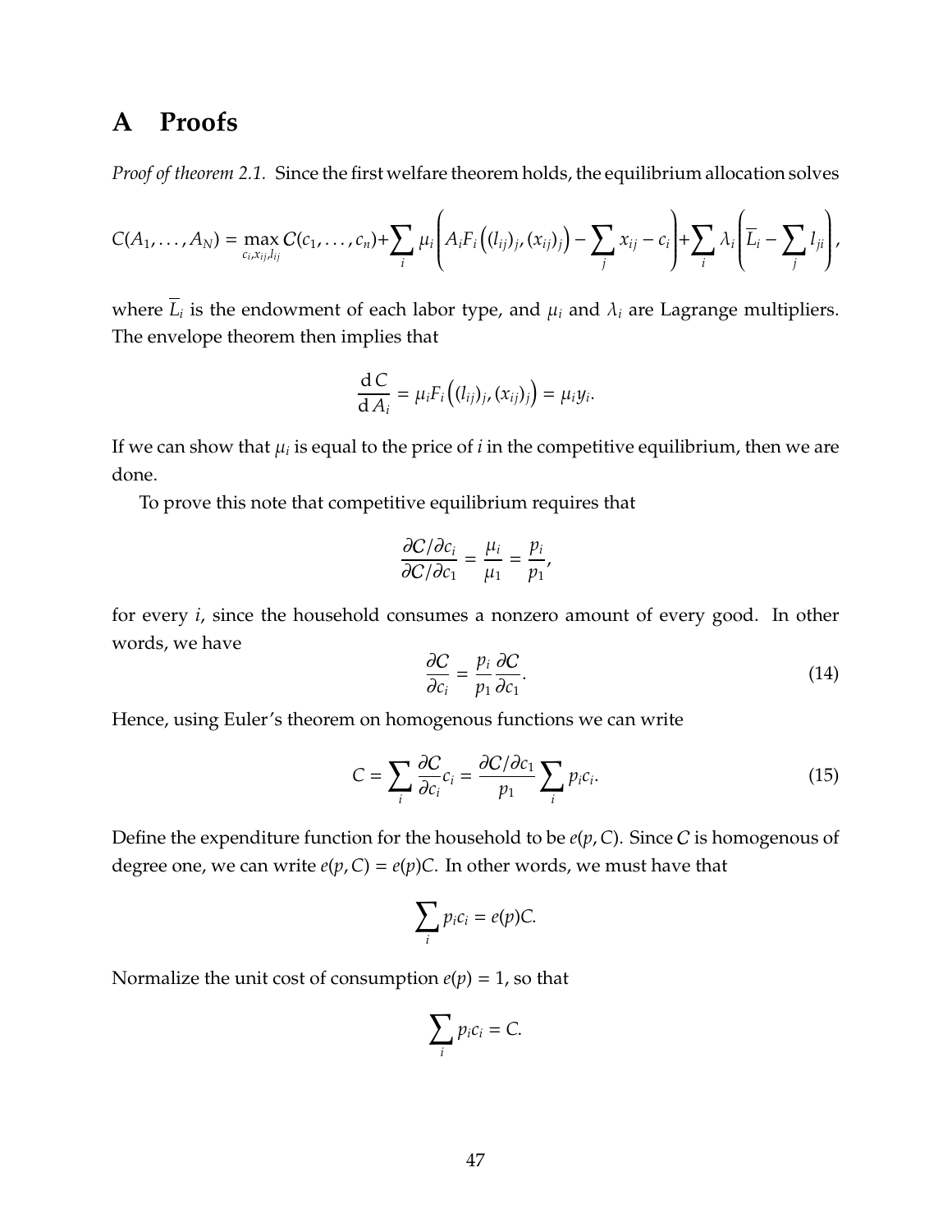# A Proofs

*Proof of theorem 2.1.* Since the first welfare theorem holds, the equilibrium allocation solves

$$C(A_1,\ldots,A_N) = \max_{c_i,x_{ij},l_{ij}} \mathcal{C}(c_1,\ldots,c_n) + \sum_i \mu_i \left( A_i F_i\left((l_{ij})_j,(x_{ij})_j\right) - \sum_j x_{ij} - c_i \right) + \sum_i \lambda_i \left( \overline{L}_i - \sum_j l_{ji} \right),$$

where $\overline{L}_i$ is the endowment of each labor type, and $\mu_i$ and $\lambda_i$ are Lagrange multipliers. The envelope theorem then implies that

$$\frac{\mathrm{d}\, C}{\mathrm{d}\, A_i} = \mu_i F_i\left((l_{ij})_j,(x_{ij})_j\right) = \mu_i y_i.$$

If we can show that $\mu_i$ is equal to the price of $i$ in the competitive equilibrium, then we are done.

To prove this note that competitive equilibrium requires that

$$\frac{\partial \mathcal{C}/\partial c_i}{\partial \mathcal{C}/\partial c_1} = \frac{\mu_i}{\mu_1} = \frac{p_i}{p_1},$$

for every $i$, since the household consumes a nonzero amount of every good. In other words, we have

$$\frac{\partial \mathcal{C}}{\partial c_i} = \frac{p_i}{p_1}\frac{\partial \mathcal{C}}{\partial c_1}. \tag{14}$$

Hence, using Euler's theorem on homogenous functions we can write

$$C = \sum_i \frac{\partial \mathcal{C}}{\partial c_i} c_i = \frac{\partial \mathcal{C}/\partial c_1}{p_1} \sum_i p_i c_i. \tag{15}$$

Define the expenditure function for the household to be $e(p, C)$. Since $\mathcal{C}$ is homogenous of degree one, we can write $e(p, C) = e(p)C$. In other words, we must have that

$$\sum_i p_i c_i = e(p)C.$$

Normalize the unit cost of consumption $e(p) = 1$, so that

$$\sum_i p_i c_i = C.$$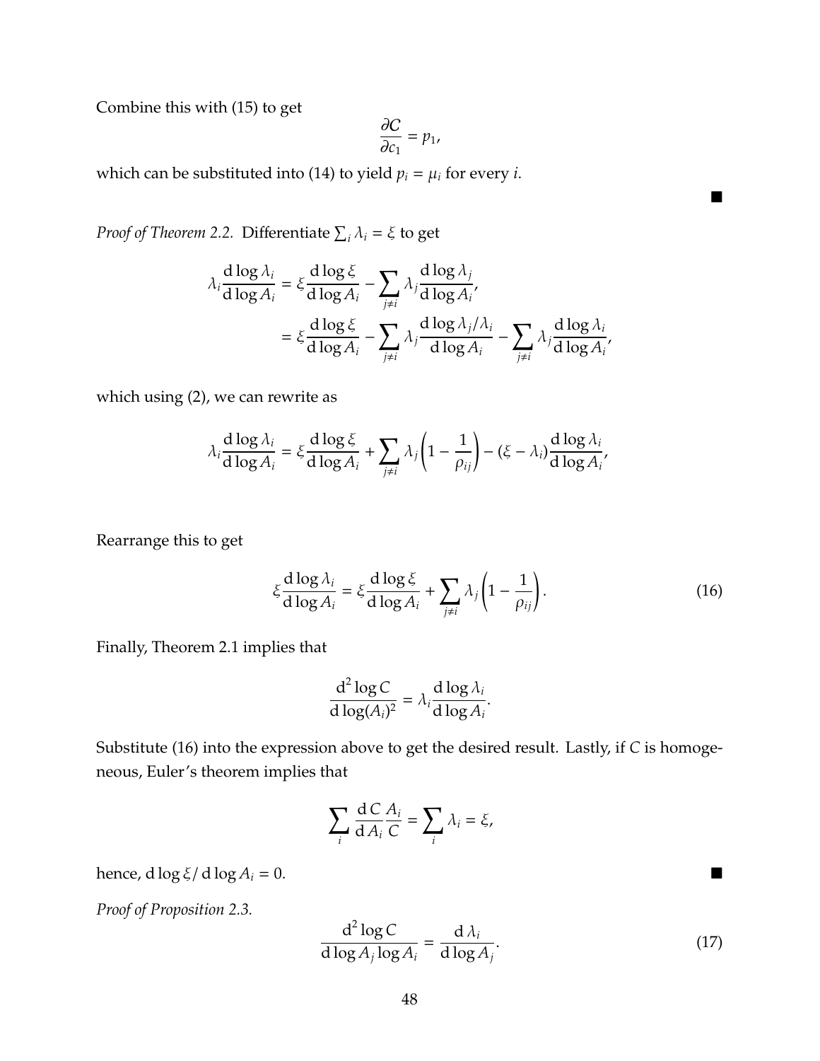Combine this with (15) to get

$$\frac{\partial C}{\partial c_1} = p_1,$$

which can be substituted into (14) to yield $p_i = \mu_i$ for every $i$.

∎

*Proof of Theorem 2.2.* Differentiate $\sum_i \lambda_i = \xi$ to get

$$\begin{aligned}
\lambda_i \frac{\mathrm{d}\log \lambda_i}{\mathrm{d}\log A_i} &= \xi \frac{\mathrm{d}\log \xi}{\mathrm{d}\log A_i} - \sum_{j \neq i} \lambda_j \frac{\mathrm{d}\log \lambda_j}{\mathrm{d}\log A_i}, \\
&= \xi \frac{\mathrm{d}\log \xi}{\mathrm{d}\log A_i} - \sum_{j \neq i} \lambda_j \frac{\mathrm{d}\log \lambda_j / \lambda_i}{\mathrm{d}\log A_i} - \sum_{j \neq i} \lambda_j \frac{\mathrm{d}\log \lambda_i}{\mathrm{d}\log A_i},
\end{aligned}$$

which using (2), we can rewrite as

$$\lambda_i \frac{\mathrm{d}\log \lambda_i}{\mathrm{d}\log A_i} = \xi \frac{\mathrm{d}\log \xi}{\mathrm{d}\log A_i} + \sum_{j \neq i} \lambda_j \left(1 - \frac{1}{\rho_{ij}}\right) - (\xi - \lambda_i) \frac{\mathrm{d}\log \lambda_i}{\mathrm{d}\log A_i},$$

Rearrange this to get

$$\xi \frac{\mathrm{d}\log \lambda_i}{\mathrm{d}\log A_i} = \xi \frac{\mathrm{d}\log \xi}{\mathrm{d}\log A_i} + \sum_{j \neq i} \lambda_j \left(1 - \frac{1}{\rho_{ij}}\right). \tag{16}$$

Finally, Theorem 2.1 implies that

$$\frac{\mathrm{d}^2 \log C}{\mathrm{d}\log (A_i)^2} = \lambda_i \frac{\mathrm{d}\log \lambda_i}{\mathrm{d}\log A_i}.$$

Substitute (16) into the expression above to get the desired result. Lastly, if $C$ is homogeneous, Euler's theorem implies that

$$\sum_i \frac{\mathrm{d}\, C}{\mathrm{d}\, A_i} \frac{A_i}{C} = \sum_i \lambda_i = \xi,$$

hence, $\mathrm{d}\log \xi / \mathrm{d}\log A_i = 0$. ∎

*Proof of Proposition 2.3.*

$$\frac{\mathrm{d}^2 \log C}{\mathrm{d}\log A_j \log A_i} = \frac{\mathrm{d}\, \lambda_i}{\mathrm{d}\log A_j}. \tag{17}$$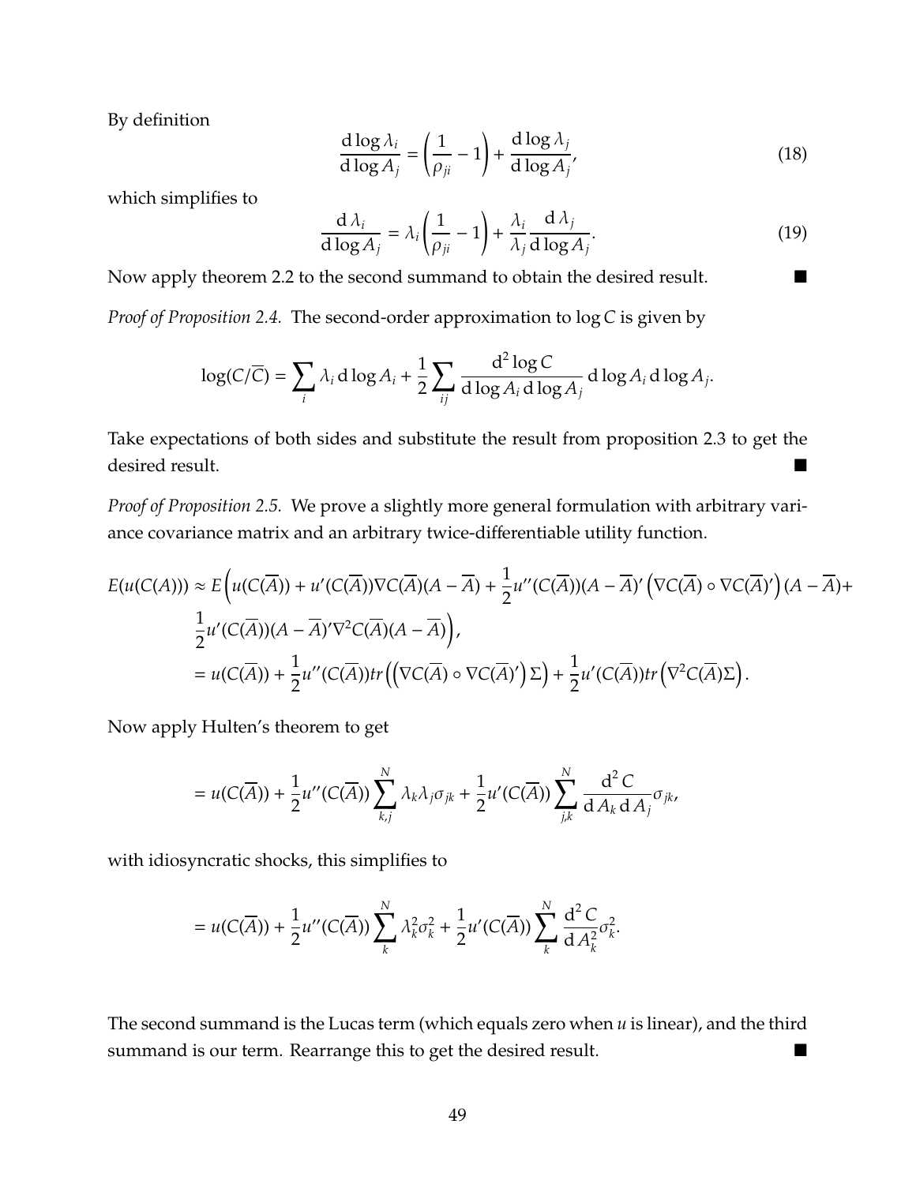By definition

$$\frac{\mathrm{d}\log\lambda_i}{\mathrm{d}\log A_j} = \left(\frac{1}{\rho_{ji}} - 1\right) + \frac{\mathrm{d}\log\lambda_j}{\mathrm{d}\log A_j}, \tag{18}$$

which simplifies to

$$\frac{\mathrm{d}\,\lambda_i}{\mathrm{d}\log A_j} = \lambda_i\left(\frac{1}{\rho_{ji}} - 1\right) + \frac{\lambda_i}{\lambda_j}\frac{\mathrm{d}\,\lambda_j}{\mathrm{d}\log A_j}. \tag{19}$$

Now apply theorem 2.2 to the second summand to obtain the desired result. ■

*Proof of Proposition 2.4.* The second-order approximation to $\log C$ is given by

$$\log(C/\overline{C}) = \sum_i \lambda_i \,\mathrm{d}\log A_i + \frac{1}{2}\sum_{ij}\frac{\mathrm{d}^2\log C}{\mathrm{d}\log A_i\,\mathrm{d}\log A_j}\,\mathrm{d}\log A_i\,\mathrm{d}\log A_j.$$

Take expectations of both sides and substitute the result from proposition 2.3 to get the desired result. ■

*Proof of Proposition 2.5.* We prove a slightly more general formulation with arbitrary variance covariance matrix and an arbitrary twice-differentiable utility function.

$$\begin{aligned}
E(u(C(A))) &\approx E\Big(u(C(\overline{A})) + u'(C(\overline{A}))\nabla C(\overline{A})(A-\overline{A}) + \frac{1}{2}u''(C(\overline{A}))(A-\overline{A})'\left(\nabla C(\overline{A})\circ\nabla C(\overline{A})'\right)(A-\overline{A}) + \\
&\quad \frac{1}{2}u'(C(\overline{A}))(A-\overline{A})'\nabla^2 C(\overline{A})(A-\overline{A})\Big), \\
&= u(C(\overline{A})) + \frac{1}{2}u''(C(\overline{A}))tr\left(\left(\nabla C(\overline{A})\circ\nabla C(\overline{A})'\right)\Sigma\right) + \frac{1}{2}u'(C(\overline{A}))tr\left(\nabla^2 C(\overline{A})\Sigma\right).
\end{aligned}$$

Now apply Hulten's theorem to get

$$= u(C(\overline{A})) + \frac{1}{2}u''(C(\overline{A}))\sum_{k,j}^{N}\lambda_k\lambda_j\sigma_{jk} + \frac{1}{2}u'(C(\overline{A}))\sum_{j,k}^{N}\frac{\mathrm{d}^2 C}{\mathrm{d}A_k\,\mathrm{d}A_j}\sigma_{jk},$$

with idiosyncratic shocks, this simplifies to

$$= u(C(\overline{A})) + \frac{1}{2}u''(C(\overline{A}))\sum_{k}^{N}\lambda_k^2\sigma_k^2 + \frac{1}{2}u'(C(\overline{A}))\sum_{k}^{N}\frac{\mathrm{d}^2 C}{\mathrm{d}A_k^2}\sigma_k^2.$$

The second summand is the Lucas term (which equals zero when $u$ is linear), and the third summand is our term. Rearrange this to get the desired result. ■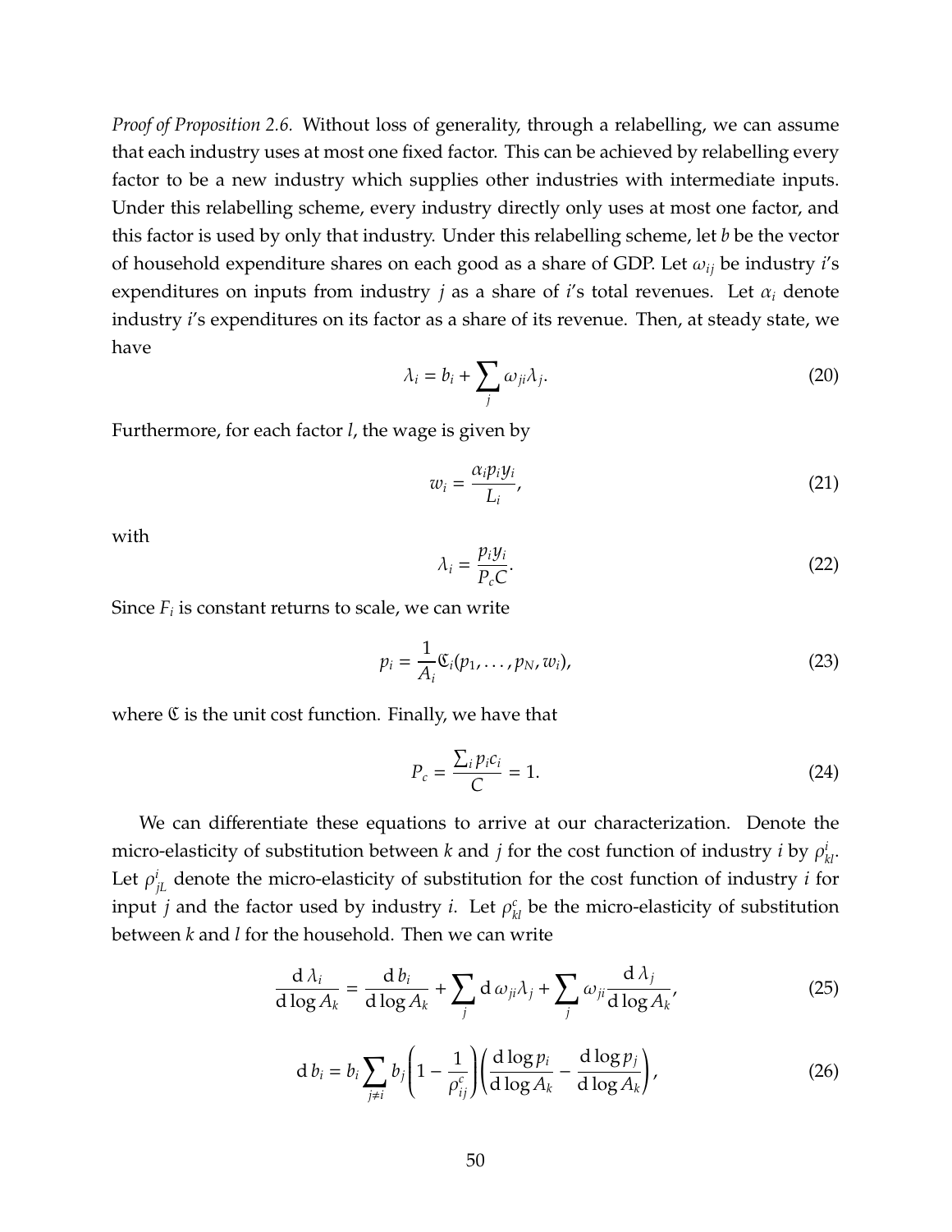*Proof of Proposition 2.6.* Without loss of generality, through a relabelling, we can assume that each industry uses at most one fixed factor. This can be achieved by relabelling every factor to be a new industry which supplies other industries with intermediate inputs. Under this relabelling scheme, every industry directly only uses at most one factor, and this factor is used by only that industry. Under this relabelling scheme, let $b$ be the vector of household expenditure shares on each good as a share of GDP. Let $\omega_{ij}$ be industry $i$'s expenditures on inputs from industry $j$ as a share of $i$'s total revenues. Let $\alpha_i$ denote industry $i$'s expenditures on its factor as a share of its revenue. Then, at steady state, we have

$$\lambda_i = b_i + \sum_j \omega_{ji} \lambda_j. \tag{20}$$

Furthermore, for each factor $l$, the wage is given by

$$w_i = \frac{\alpha_i p_i y_i}{L_i}, \tag{21}$$

with

$$\lambda_i = \frac{p_i y_i}{P_c C}. \tag{22}$$

Since $F_i$ is constant returns to scale, we can write

$$p_i = \frac{1}{A_i} \mathfrak{C}_i(p_1, \dots, p_N, w_i), \tag{23}$$

where $\mathfrak{C}$ is the unit cost function. Finally, we have that

$$P_c = \frac{\sum_i p_i c_i}{C} = 1. \tag{24}$$

We can differentiate these equations to arrive at our characterization. Denote the micro-elasticity of substitution between $k$ and $j$ for the cost function of industry $i$ by $\rho^i_{kl}$. Let $\rho^i_{jL}$ denote the micro-elasticity of substitution for the cost function of industry $i$ for input $j$ and the factor used by industry $i$. Let $\rho^c_{kl}$ be the micro-elasticity of substitution between $k$ and $l$ for the household. Then we can write

$$\frac{\mathrm{d}\,\lambda_i}{\mathrm{d}\log A_k} = \frac{\mathrm{d}\,b_i}{\mathrm{d}\log A_k} + \sum_j \mathrm{d}\,\omega_{ji}\lambda_j + \sum_j \omega_{ji}\frac{\mathrm{d}\,\lambda_j}{\mathrm{d}\log A_k}, \tag{25}$$

$$\mathrm{d}\,b_i = b_i \sum_{j \neq i} b_j \left(1 - \frac{1}{\rho^c_{ij}}\right)\left(\frac{\mathrm{d}\log p_i}{\mathrm{d}\log A_k} - \frac{\mathrm{d}\log p_j}{\mathrm{d}\log A_k}\right), \tag{26}$$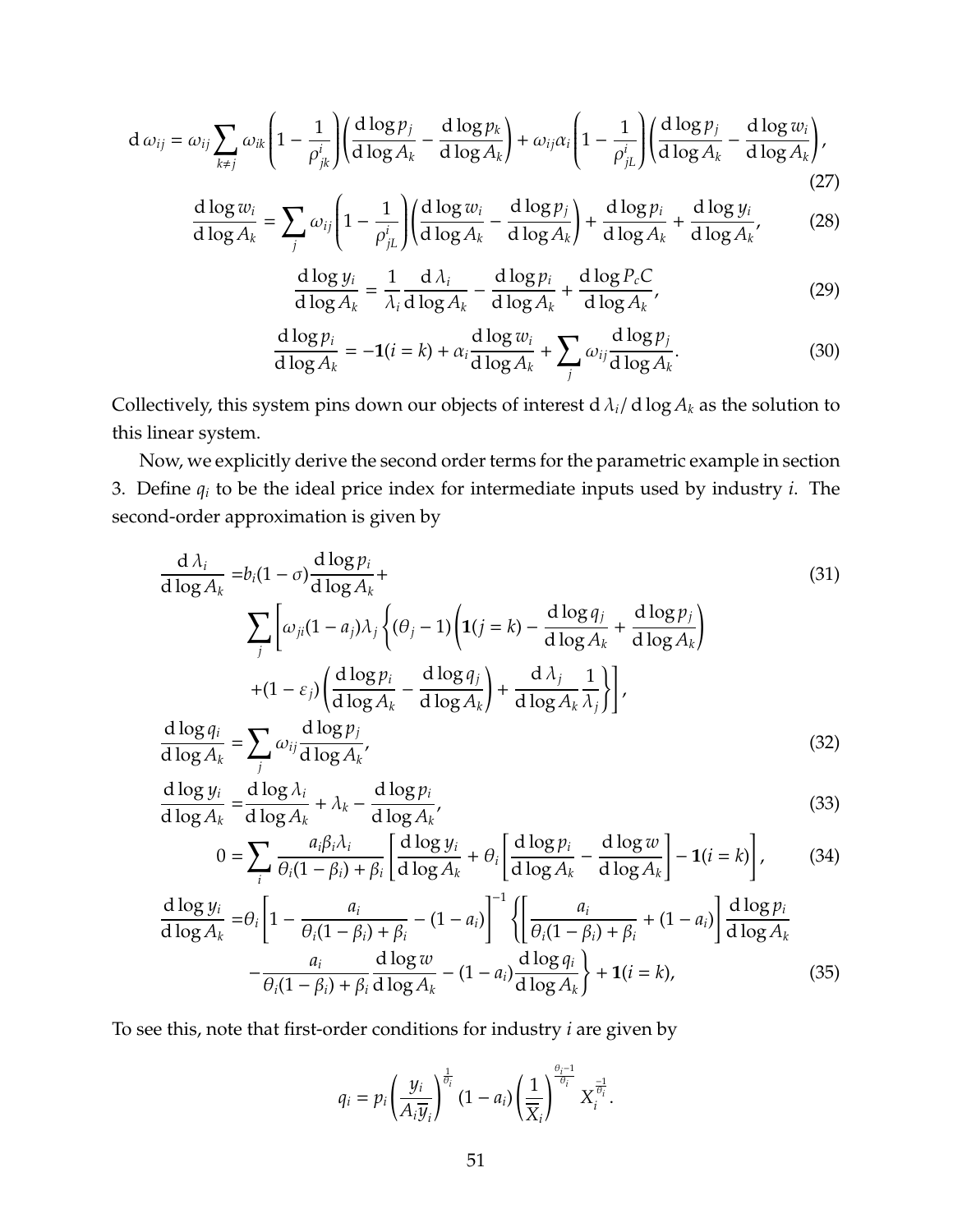$$
\mathrm{d}\,\omega_{ij} = \omega_{ij} \sum_{k \neq j} \omega_{ik} \left(1 - \frac{1}{\rho^i_{jk}}\right) \left(\frac{\mathrm{d}\log p_j}{\mathrm{d}\log A_k} - \frac{\mathrm{d}\log p_k}{\mathrm{d}\log A_k}\right) + \omega_{ij}\alpha_i \left(1 - \frac{1}{\rho^i_{jL}}\right) \left(\frac{\mathrm{d}\log p_j}{\mathrm{d}\log A_k} - \frac{\mathrm{d}\log w_i}{\mathrm{d}\log A_k}\right), \tag{27}
$$

$$
\frac{\mathrm{d}\log w_i}{\mathrm{d}\log A_k} = \sum_j \omega_{ij} \left(1 - \frac{1}{\rho^i_{jL}}\right) \left(\frac{\mathrm{d}\log w_i}{\mathrm{d}\log A_k} - \frac{\mathrm{d}\log p_j}{\mathrm{d}\log A_k}\right) + \frac{\mathrm{d}\log p_i}{\mathrm{d}\log A_k} + \frac{\mathrm{d}\log y_i}{\mathrm{d}\log A_k}, \tag{28}
$$

$$
\frac{\mathrm{d}\log y_i}{\mathrm{d}\log A_k} = \frac{1}{\lambda_i} \frac{\mathrm{d}\,\lambda_i}{\mathrm{d}\log A_k} - \frac{\mathrm{d}\log p_i}{\mathrm{d}\log A_k} + \frac{\mathrm{d}\log P_c C}{\mathrm{d}\log A_k}, \tag{29}
$$

$$
\frac{\mathrm{d}\log p_i}{\mathrm{d}\log A_k} = -\mathbf{1}(i = k) + \alpha_i \frac{\mathrm{d}\log w_i}{\mathrm{d}\log A_k} + \sum_j \omega_{ij} \frac{\mathrm{d}\log p_j}{\mathrm{d}\log A_k}. \tag{30}
$$

Collectively, this system pins down our objects of interest $\mathrm{d}\,\lambda_i / \mathrm{d}\log A_k$ as the solution to this linear system.

Now, we explicitly derive the second order terms for the parametric example in section 3. Define $q_i$ to be the ideal price index for intermediate inputs used by industry $i$. The second-order approximation is given by

$$
\begin{aligned}
\frac{\mathrm{d}\,\lambda_i}{\mathrm{d}\log A_k} =& b_i(1-\sigma)\frac{\mathrm{d}\log p_i}{\mathrm{d}\log A_k} + \\
& \sum_j \left[ \omega_{ji}(1-a_j)\lambda_j \left\{ (\theta_j - 1)\left(\mathbf{1}(j=k) - \frac{\mathrm{d}\log q_j}{\mathrm{d}\log A_k} + \frac{\mathrm{d}\log p_j}{\mathrm{d}\log A_k}\right) \right.\right. \\
& \left.\left. + (1-\varepsilon_j)\left(\frac{\mathrm{d}\log p_i}{\mathrm{d}\log A_k} - \frac{\mathrm{d}\log q_j}{\mathrm{d}\log A_k}\right) + \frac{\mathrm{d}\,\lambda_j}{\mathrm{d}\log A_k}\frac{1}{\lambda_j} \right\} \right],
\end{aligned} \tag{31}
$$

$$
\frac{\mathrm{d}\log q_i}{\mathrm{d}\log A_k} = \sum_j \omega_{ij} \frac{\mathrm{d}\log p_j}{\mathrm{d}\log A_k}, \tag{32}
$$

$$
\frac{\mathrm{d}\log y_i}{\mathrm{d}\log A_k} = \frac{\mathrm{d}\log \lambda_i}{\mathrm{d}\log A_k} + \lambda_k - \frac{\mathrm{d}\log p_i}{\mathrm{d}\log A_k}, \tag{33}
$$

$$
0 = \sum_i \frac{a_i \beta_i \lambda_i}{\theta_i(1-\beta_i) + \beta_i} \left[ \frac{\mathrm{d}\log y_i}{\mathrm{d}\log A_k} + \theta_i \left[ \frac{\mathrm{d}\log p_i}{\mathrm{d}\log A_k} - \frac{\mathrm{d}\log w}{\mathrm{d}\log A_k} \right] - \mathbf{1}(i=k) \right], \tag{34}
$$

$$
\begin{aligned}
\frac{\mathrm{d}\log y_i}{\mathrm{d}\log A_k} =& \theta_i \left[ 1 - \frac{a_i}{\theta_i(1-\beta_i)+\beta_i} - (1-a_i) \right]^{-1} \left\{ \left[ \frac{a_i}{\theta_i(1-\beta_i)+\beta_i} + (1-a_i) \right] \frac{\mathrm{d}\log p_i}{\mathrm{d}\log A_k} \right. \\
& \left. - \frac{a_i}{\theta_i(1-\beta_i)+\beta_i} \frac{\mathrm{d}\log w}{\mathrm{d}\log A_k} - (1-a_i)\frac{\mathrm{d}\log q_i}{\mathrm{d}\log A_k} \right\} + \mathbf{1}(i=k),
\end{aligned} \tag{35}
$$

To see this, note that first-order conditions for industry $i$ are given by

$$
q_i = p_i \left( \frac{y_i}{A_i \overline{y}_i} \right)^{\frac{1}{\theta_i}} (1-a_i) \left( \frac{1}{\overline{\overline{X}}_i} \right)^{\frac{\theta_i - 1}{\theta_i}} X_i^{\frac{-1}{\theta_i}}.
$$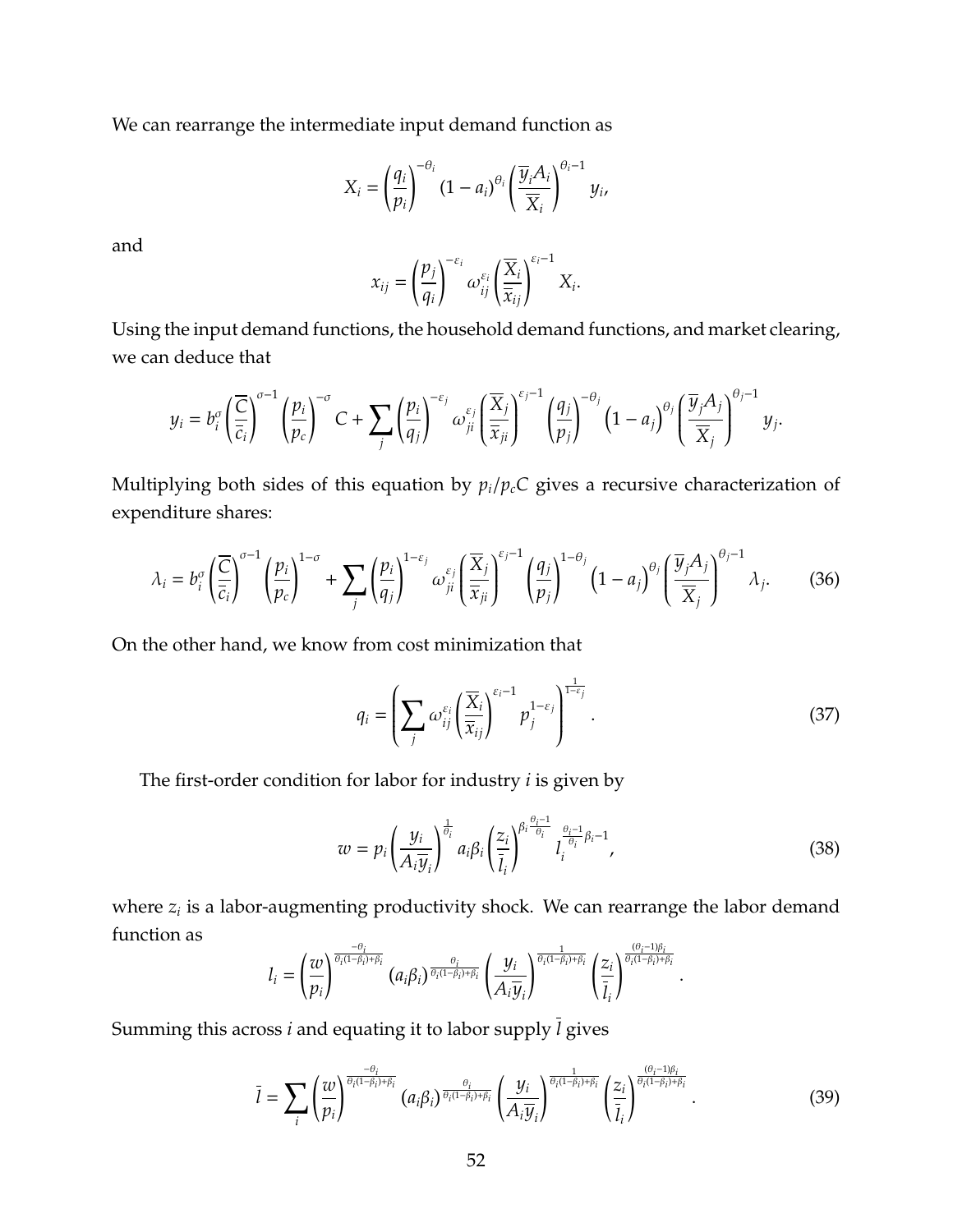We can rearrange the intermediate input demand function as

$$X_i = \left(\frac{q_i}{p_i}\right)^{-\theta_i} (1-a_i)^{\theta_i} \left(\frac{\overline{y}_i A_i}{\overline{X}_i}\right)^{\theta_i - 1} y_i,$$

and

$$x_{ij} = \left(\frac{p_j}{q_i}\right)^{-\varepsilon_i} \omega_{ij}^{\varepsilon_i} \left(\frac{\overline{X}_i}{\overline{x}_{ij}}\right)^{\varepsilon_i - 1} X_i.$$

Using the input demand functions, the household demand functions, and market clearing, we can deduce that

$$y_i = b_i^{\sigma} \left(\frac{\overline{C}}{\overline{c}_i}\right)^{\sigma-1} \left(\frac{p_i}{p_c}\right)^{-\sigma} C + \sum_j \left(\frac{p_i}{q_j}\right)^{-\varepsilon_j} \omega_{ji}^{\varepsilon_j} \left(\frac{\overline{X}_j}{\overline{x}_{ji}}\right)^{\varepsilon_j - 1} \left(\frac{q_j}{p_j}\right)^{-\theta_j} \left(1-a_j\right)^{\theta_j} \left(\frac{\overline{y}_j A_j}{\overline{X}_j}\right)^{\theta_j - 1} y_j.$$

Multiplying both sides of this equation by $p_i/p_c C$ gives a recursive characterization of expenditure shares:

$$\lambda_i = b_i^{\sigma} \left(\frac{\overline{C}}{\overline{c}_i}\right)^{\sigma-1} \left(\frac{p_i}{p_c}\right)^{1-\sigma} + \sum_j \left(\frac{p_i}{q_j}\right)^{1-\varepsilon_j} \omega_{ji}^{\varepsilon_j} \left(\frac{\overline{X}_j}{\overline{x}_{ji}}\right)^{\varepsilon_j - 1} \left(\frac{q_j}{p_j}\right)^{1-\theta_j} \left(1-a_j\right)^{\theta_j} \left(\frac{\overline{y}_j A_j}{\overline{X}_j}\right)^{\theta_j - 1} \lambda_j. \tag{36}$$

On the other hand, we know from cost minimization that

$$q_i = \left(\sum_j \omega_{ij}^{\varepsilon_i} \left(\frac{\overline{X}_i}{\overline{x}_{ij}}\right)^{\varepsilon_i - 1} p_j^{1-\varepsilon_j}\right)^{\frac{1}{1-\varepsilon_j}}. \tag{37}$$

The first-order condition for labor for industry $i$ is given by

$$w = p_i \left(\frac{y_i}{A_i \overline{y}_i}\right)^{\frac{1}{\theta_i}} a_i \beta_i \left(\frac{z_i}{\overline{l}_i}\right)^{\beta_i \frac{\theta_i - 1}{\theta_i}} l_i^{\frac{\theta_i - 1}{\theta_i}\beta_i - 1}, \tag{38}$$

where $z_i$ is a labor-augmenting productivity shock. We can rearrange the labor demand function as

$$l_i = \left(\frac{w}{p_i}\right)^{\frac{-\theta_i}{\theta_i(1-\beta_i)+\beta_i}} (a_i \beta_i)^{\frac{\theta_i}{\theta_i(1-\beta_i)+\beta_i}} \left(\frac{y_i}{A_i \overline{y}_i}\right)^{\frac{1}{\theta_i(1-\beta_i)+\beta_i}} \left(\frac{z_i}{\overline{l}_i}\right)^{\frac{(\theta_i - 1)\beta_i}{\theta_i(1-\beta_i)+\beta_i}}.$$

Summing this across $i$ and equating it to labor supply $\overline{l}$ gives

$$\overline{l} = \sum_i \left(\frac{w}{p_i}\right)^{\frac{-\theta_i}{\theta_i(1-\beta_i)+\beta_i}} (a_i \beta_i)^{\frac{\theta_i}{\theta_i(1-\beta_i)+\beta_i}} \left(\frac{y_i}{A_i \overline{y}_i}\right)^{\frac{1}{\theta_i(1-\beta_i)+\beta_i}} \left(\frac{z_i}{\overline{l}_i}\right)^{\frac{(\theta_i - 1)\beta_i}{\theta_i(1-\beta_i)+\beta_i}}. \tag{39}$$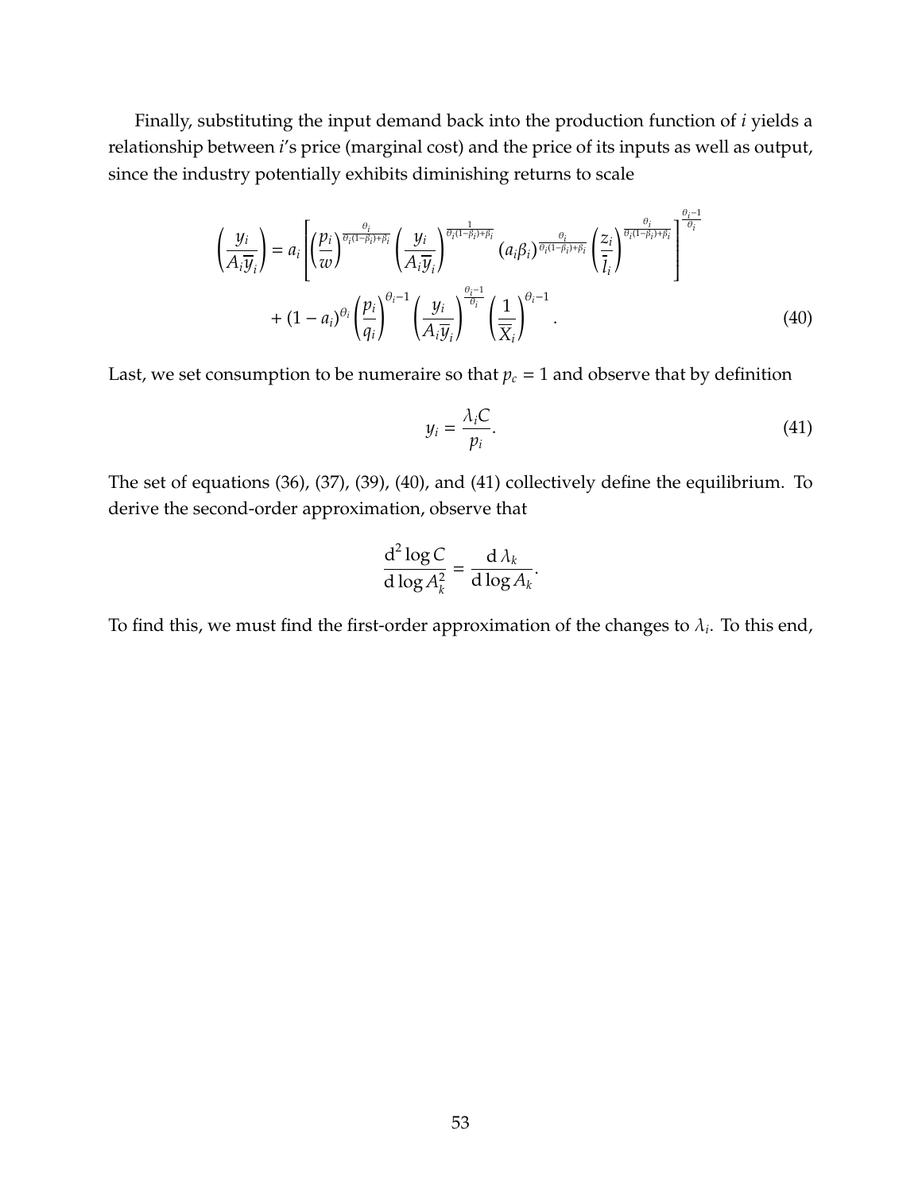Finally, substituting the input demand back into the production function of $i$ yields a relationship between $i$'s price (marginal cost) and the price of its inputs as well as output, since the industry potentially exhibits diminishing returns to scale

$$
\left(\frac{y_i}{A_i \overline{y}_i}\right) = a_i \left[ \left(\frac{p_i}{w}\right)^{\frac{\theta_i}{\theta_i(1-\beta_i)+\beta_i}} \left(\frac{y_i}{A_i \overline{y}_i}\right)^{\frac{1}{\theta_i(1-\beta_i)+\beta_i}} (a_i \beta_i)^{\frac{\theta_i}{\theta_i(1-\beta_i)+\beta_i}} \left(\frac{z_i}{\overline{l}_i}\right)^{\frac{\theta_i}{\theta_i(1-\beta_i)+\beta_i}} \right]^{\frac{\theta_i - 1}{\theta_i}}
$$
$$
+ (1-a_i)^{\theta_i} \left(\frac{p_i}{q_i}\right)^{\theta_i - 1} \left(\frac{y_i}{A_i \overline{y}_i}\right)^{\frac{\theta_i - 1}{\theta_i}} \left(\frac{1}{\overline{X}_i}\right)^{\theta_i - 1}. \tag{40}
$$

Last, we set consumption to be numeraire so that $p_c = 1$ and observe that by definition

$$
y_i = \frac{\lambda_i C}{p_i}. \tag{41}
$$

The set of equations (36), (37), (39), (40), and (41) collectively define the equilibrium. To derive the second-order approximation, observe that

$$
\frac{\mathrm{d}^2 \log C}{\mathrm{d} \log A_k^2} = \frac{\mathrm{d}\, \lambda_k}{\mathrm{d} \log A_k}.
$$

To find this, we must find the first-order approximation of the changes to $\lambda_i$. To this end,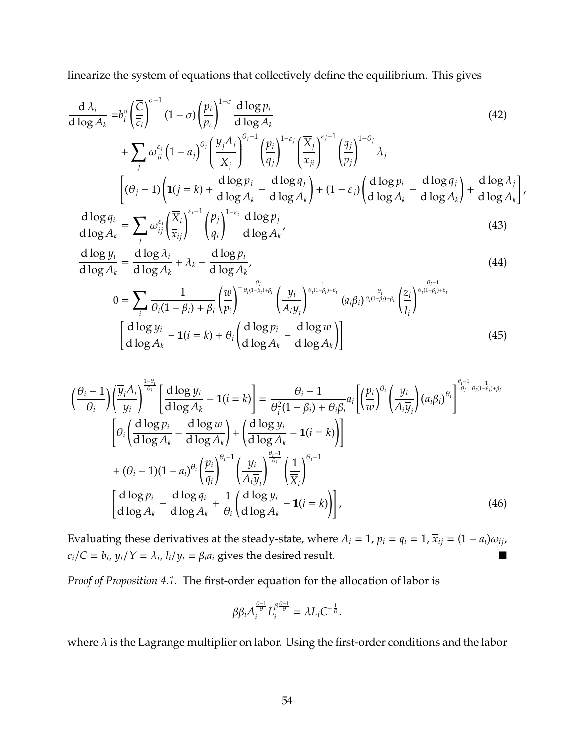linearize the system of equations that collectively define the equilibrium. This gives

$$
\begin{aligned}
\frac{\mathrm{d}\,\lambda_i}{\mathrm{d}\log A_k} =& b_i^{\sigma}\left(\frac{\overline{C}}{\overline{c}_i}\right)^{\sigma-1}(1-\sigma)\left(\frac{p_i}{p_c}\right)^{1-\sigma}\frac{\mathrm{d}\log p_i}{\mathrm{d}\log A_k} \\
&+\sum_j \omega_{ji}^{\varepsilon_j}\left(1-a_j\right)^{\theta_j}\left(\frac{\overline{y}_j A_j}{\overline{X}_j}\right)^{\theta_j-1}\left(\frac{p_i}{q_j}\right)^{1-\varepsilon_j}\left(\frac{\overline{X}_j}{\overline{x}_{ji}}\right)^{\varepsilon_j-1}\left(\frac{q_j}{p_j}\right)^{1-\theta_j}\lambda_j \\
&\left[(\theta_j-1)\left(\mathbf{1}(j=k)+\frac{\mathrm{d}\log p_j}{\mathrm{d}\log A_k}-\frac{\mathrm{d}\log q_j}{\mathrm{d}\log A_k}\right)+(1-\varepsilon_j)\left(\frac{\mathrm{d}\log p_i}{\mathrm{d}\log A_k}-\frac{\mathrm{d}\log q_j}{\mathrm{d}\log A_k}\right)+\frac{\mathrm{d}\log\lambda_j}{\mathrm{d}\log A_k}\right],
\end{aligned}
\tag{42}
$$

$$
\frac{\mathrm{d}\log q_i}{\mathrm{d}\log A_k}=\sum_j \omega_{ij}^{\varepsilon_i}\left(\frac{\overline{X}_i}{\overline{x}_{ij}}\right)^{\varepsilon_i-1}\left(\frac{p_j}{q_i}\right)^{1-\varepsilon_i}\frac{\mathrm{d}\log p_j}{\mathrm{d}\log A_k},
\tag{43}
$$

$$
\frac{\mathrm{d}\log y_i}{\mathrm{d}\log A_k}=\frac{\mathrm{d}\log\lambda_i}{\mathrm{d}\log A_k}+\lambda_k-\frac{\mathrm{d}\log p_i}{\mathrm{d}\log A_k},
\tag{44}
$$

$$
\begin{aligned}
0=&\sum_i \frac{1}{\theta_i(1-\beta_i)+\beta_i}\left(\frac{w}{p_i}\right)^{-\frac{\theta_i}{\theta_i(1-\beta_i)+\beta_i}}\left(\frac{y_i}{A_i\overline{y}_i}\right)^{\frac{1}{\theta_i(1-\beta_i)+\beta_i}}(a_i\beta_i)^{\frac{\theta_i}{\theta_i(1-\beta_i)+\beta_i}}\left(\frac{z_i}{\overline{l}_i}\right)^{\frac{\theta_i-1}{\theta_i(1-\beta_i)+\beta_i}} \\
&\left[\frac{\mathrm{d}\log y_i}{\mathrm{d}\log A_k}-\mathbf{1}(i=k)+\theta_i\left(\frac{\mathrm{d}\log p_i}{\mathrm{d}\log A_k}-\frac{\mathrm{d}\log w}{\mathrm{d}\log A_k}\right)\right]
\end{aligned}
\tag{45}
$$

$$
\begin{aligned}
\left(\frac{\theta_i-1}{\theta_i}\right)\left(\frac{\overline{y}_i A_i}{y_i}\right)^{\frac{1-\theta_i}{\theta_i}}\left[\frac{\mathrm{d}\log y_i}{\mathrm{d}\log A_k}-\mathbf{1}(i=k)\right]=&\frac{\theta_i-1}{\theta_i^2(1-\beta_i)+\theta_i\beta_i}a_i\left[\left(\frac{p_i}{w}\right)^{\theta_i}\left(\frac{y_i}{A_i\overline{y}_i}\right)(a_i\beta_i)^{\theta_i}\right]^{\frac{\theta_i-1}{\theta_i}\frac{1}{\theta_i(1-\beta_i)+\beta_i}} \\
&\left[\theta_i\left(\frac{\mathrm{d}\log p_i}{\mathrm{d}\log A_k}-\frac{\mathrm{d}\log w}{\mathrm{d}\log A_k}\right)+\left(\frac{\mathrm{d}\log y_i}{\mathrm{d}\log A_k}-\mathbf{1}(i=k)\right)\right] \\
&+(\theta_i-1)(1-a_i)^{\theta_i}\left(\frac{p_i}{q_i}\right)^{\theta_i-1}\left(\frac{y_i}{A_i\overline{y}_i}\right)^{\frac{\theta_i-1}{\theta_i}}\left(\frac{1}{\overline{X}_i}\right)^{\theta_i-1} \\
&\left[\frac{\mathrm{d}\log p_i}{\mathrm{d}\log A_k}-\frac{\mathrm{d}\log q_i}{\mathrm{d}\log A_k}+\frac{1}{\theta_i}\left(\frac{\mathrm{d}\log y_i}{\mathrm{d}\log A_k}-\mathbf{1}(i=k)\right)\right],
\end{aligned}
\tag{46}
$$

Evaluating these derivatives at the steady-state, where $A_i=1$, $p_i=q_i=1$, $\overline{x}_{ij}=(1-a_i)\omega_{ij}$, $c_i/C=b_i$, $y_i/Y=\lambda_i$, $l_i/y_i=\beta_i a_i$ gives the desired result. ∎

*Proof of Proposition 4.1.* The first-order equation for the allocation of labor is

$$
\beta\beta_i A_i^{\frac{\theta-1}{\theta}} L_i^{\beta\frac{\theta-1}{\theta}}=\lambda L_i C^{-\frac{1}{\theta}}.
$$

where $\lambda$ is the Lagrange multiplier on labor. Using the first-order conditions and the labor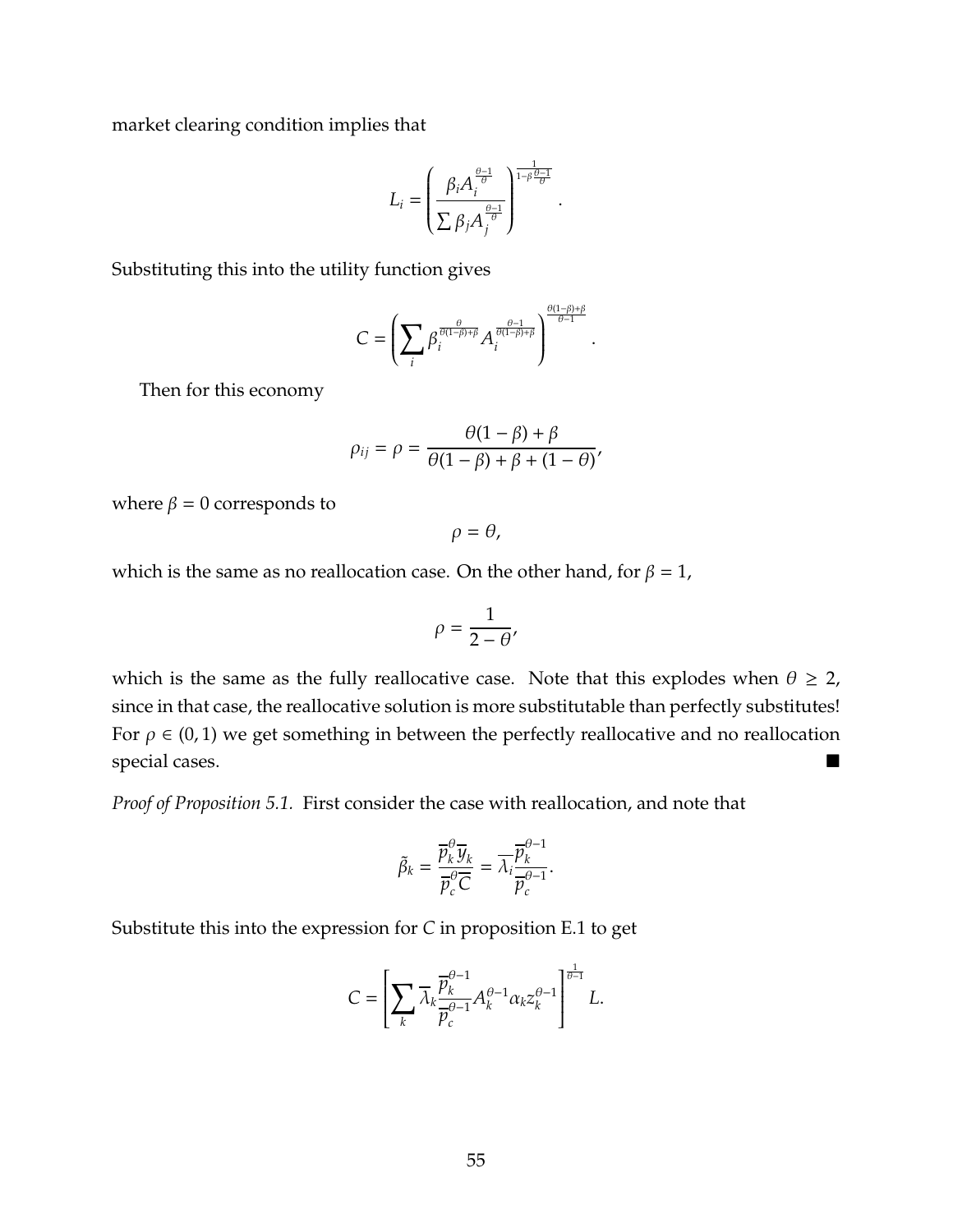market clearing condition implies that

$$L_i = \left( \frac{\beta_i A_i^{\frac{\theta-1}{\theta}}}{\sum \beta_j A_j^{\frac{\theta-1}{\theta}}} \right)^{\frac{1}{1-\beta\frac{\theta-1}{\theta}}}.$$

Substituting this into the utility function gives

$$C = \left( \sum_i \beta_i^{\frac{\theta}{\theta(1-\beta)+\beta}} A_i^{\frac{\theta-1}{\theta(1-\beta)+\beta}} \right)^{\frac{\theta(1-\beta)+\beta}{\theta-1}}.$$

Then for this economy

$$\rho_{ij} = \rho = \frac{\theta(1-\beta)+\beta}{\theta(1-\beta)+\beta+(1-\theta)},$$

where $\beta = 0$ corresponds to

$$\rho = \theta,$$

which is the same as no reallocation case. On the other hand, for $\beta = 1$,

$$\rho = \frac{1}{2-\theta},$$

which is the same as the fully reallocative case. Note that this explodes when $\theta \geq 2$, since in that case, the reallocative solution is more substitutable than perfectly substitutes! For $\rho \in (0,1)$ we get something in between the perfectly reallocative and no reallocation special cases. ■

*Proof of Proposition 5.1.* First consider the case with reallocation, and note that

$$\tilde{\beta}_k = \frac{\overline{p}_k^{\theta} \overline{y}_k}{\overline{p}_c^{\theta} \overline{C}} = \overline{\lambda}_i \frac{\overline{p}_k^{\theta-1}}{\overline{p}_c^{\theta-1}}.$$

Substitute this into the expression for $C$ in proposition E.1 to get

$$C = \left[ \sum_k \overline{\lambda}_k \frac{\overline{p}_k^{\theta-1}}{\overline{p}_c^{\theta-1}} A_k^{\theta-1} \alpha_k z_k^{\theta-1} \right]^{\frac{1}{\theta-1}} L.$$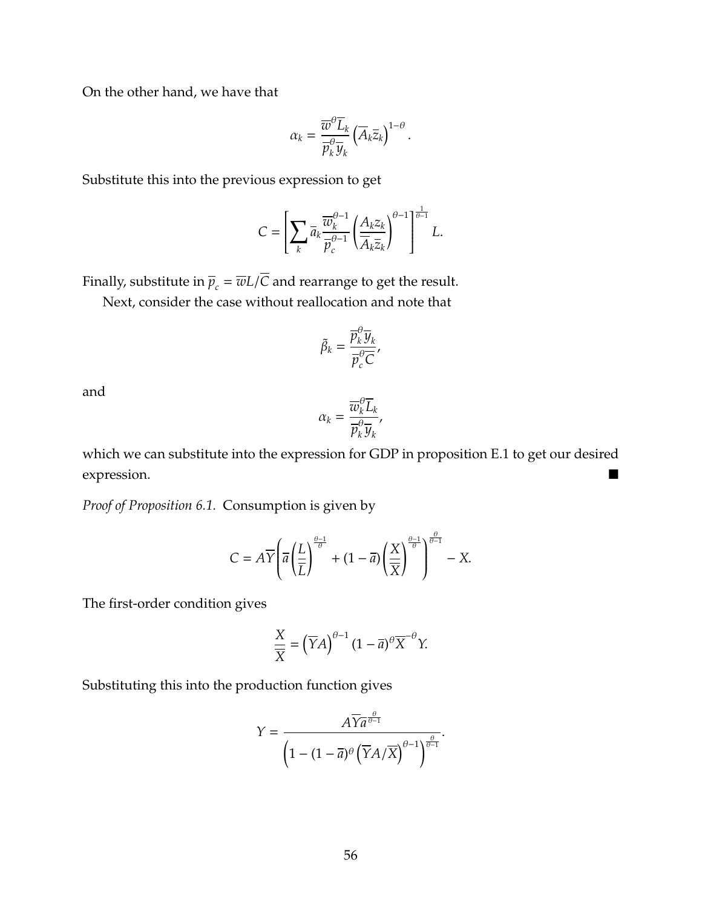On the other hand, we have that

$$\alpha_k = \frac{\overline{w}^{\theta}\overline{L}_k}{\overline{p}_k^{\theta}\overline{y}_k}\left(\overline{A}_k\overline{z}_k\right)^{1-\theta}.$$

Substitute this into the previous expression to get

$$C = \left[\sum_k \overline{a}_k \frac{\overline{w}_k^{\theta-1}}{\overline{p}_c^{\theta-1}}\left(\frac{A_k z_k}{\overline{A}_k\overline{z}_k}\right)^{\theta-1}\right]^{\frac{1}{\theta-1}} L.$$

Finally, substitute in $\overline{p}_c = \overline{w}L/\overline{C}$ and rearrange to get the result.

Next, consider the case without reallocation and note that

$$\tilde{\beta}_k = \frac{\overline{p}_k^{\theta}\overline{y}_k}{\overline{p}_c^{\theta}\overline{C}},$$

and

$$\alpha_k = \frac{\overline{w}_k^{\theta}\overline{L}_k}{\overline{p}_k^{\theta}\overline{y}_k},$$

which we can substitute into the expression for GDP in proposition E.1 to get our desired expression. ■

*Proof of Proposition 6.1.* Consumption is given by

$$C = A\overline{Y}\left(\overline{a}\left(\frac{L}{\overline{L}}\right)^{\frac{\theta-1}{\theta}} + (1-\overline{a})\left(\frac{X}{\overline{X}}\right)^{\frac{\theta-1}{\theta}}\right)^{\frac{\theta}{\theta-1}} - X.$$

The first-order condition gives

$$\frac{X}{\overline{X}} = \left(\overline{Y}A\right)^{\theta-1}(1-\overline{a})^{\theta}\overline{X}^{-\theta}Y.$$

Substituting this into the production function gives

$$Y = \frac{A\overline{Y}\overline{a}^{\frac{\theta}{\theta-1}}}{\left(1-(1-\overline{a})^{\theta}\left(\overline{Y}A/\overline{X}\right)^{\theta-1}\right)^{\frac{\theta}{\theta-1}}}.$$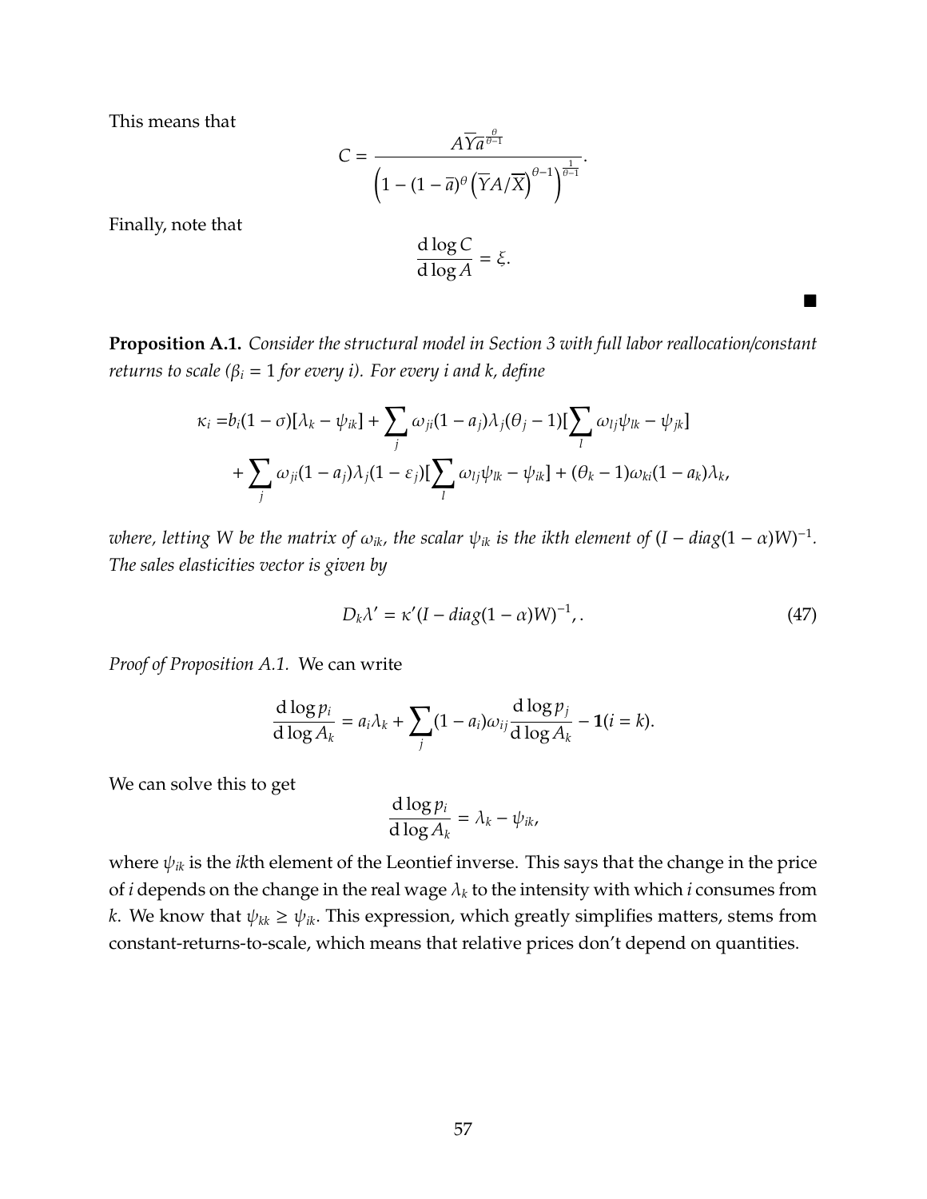This means that

$$C = \frac{A\overline{Y}\overline{a}^{\frac{\theta}{\theta-1}}}{\left(1-(1-\overline{a})^{\theta}\left(\overline{Y}A/\overline{X}\right)^{\theta-1}\right)^{\frac{1}{\theta-1}}}.$$

Finally, note that

$$\frac{\mathrm{d}\log C}{\mathrm{d}\log A} = \xi.$$

■

**Proposition A.1.** *Consider the structural model in Section 3 with full labor reallocation/constant returns to scale ($\beta_i = 1$ for every i). For every i and k, define*

$$\begin{aligned}\kappa_i =& b_i(1-\sigma)[\lambda_k - \psi_{ik}] + \sum_j \omega_{ji}(1-a_j)\lambda_j(\theta_j - 1)[\sum_l \omega_{lj}\psi_{lk} - \psi_{jk}] \\ &+ \sum_j \omega_{ji}(1-a_j)\lambda_j(1-\varepsilon_j)[\sum_l \omega_{lj}\psi_{lk} - \psi_{ik}] + (\theta_k - 1)\omega_{ki}(1-a_k)\lambda_k,\end{aligned}$$

*where, letting W be the matrix of $\omega_{ik}$, the scalar $\psi_{ik}$ is the ikth element of $(I - diag(1-\alpha)W)^{-1}$. The sales elasticities vector is given by*

$$D_k\lambda' = \kappa'(I - diag(1-\alpha)W)^{-1},. \tag{47}$$

*Proof of Proposition A.1.* We can write

$$\frac{\mathrm{d}\log p_i}{\mathrm{d}\log A_k} = a_i\lambda_k + \sum_j (1-a_i)\omega_{ij}\frac{\mathrm{d}\log p_j}{\mathrm{d}\log A_k} - \mathbf{1}(i=k).$$

We can solve this to get

$$\frac{\mathrm{d}\log p_i}{\mathrm{d}\log A_k} = \lambda_k - \psi_{ik},$$

where $\psi_{ik}$ is the *ik*th element of the Leontief inverse. This says that the change in the price of *i* depends on the change in the real wage $\lambda_k$ to the intensity with which *i* consumes from *k*. We know that $\psi_{kk} \geq \psi_{ik}$. This expression, which greatly simplifies matters, stems from constant-returns-to-scale, which means that relative prices don't depend on quantities.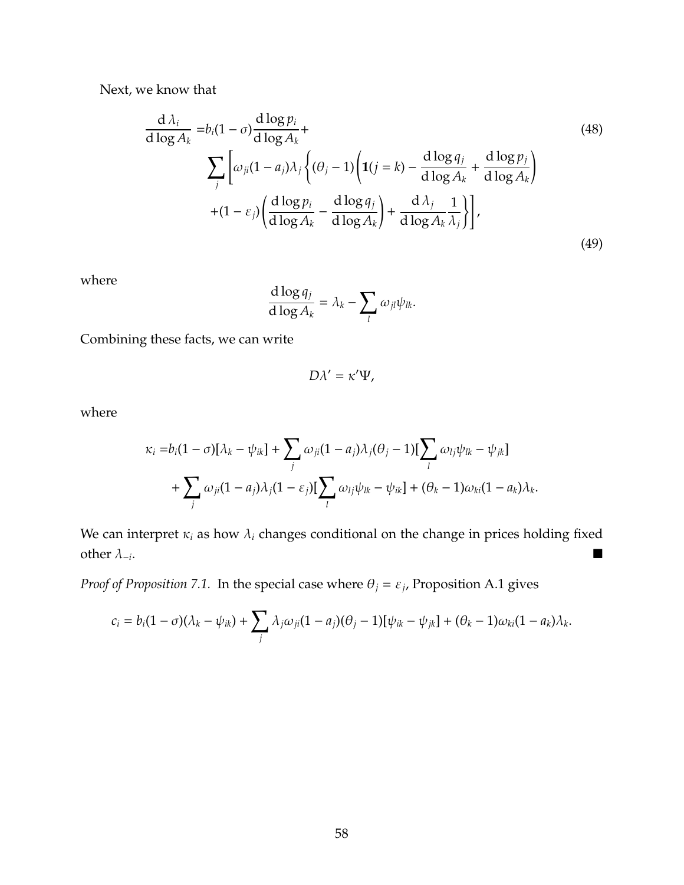Next, we know that

$$
\begin{aligned}
\frac{\mathrm{d}\,\lambda_i}{\mathrm{d}\log A_k} =& b_i(1-\sigma)\frac{\mathrm{d}\log p_i}{\mathrm{d}\log A_k} + \\
& \sum_j \left[ \omega_{ji}(1-a_j)\lambda_j \left\{ (\theta_j - 1)\left( \mathbf{1}(j=k) - \frac{\mathrm{d}\log q_j}{\mathrm{d}\log A_k} + \frac{\mathrm{d}\log p_j}{\mathrm{d}\log A_k} \right) \right.\right. \\
& \left.\left. + (1-\varepsilon_j)\left( \frac{\mathrm{d}\log p_i}{\mathrm{d}\log A_k} - \frac{\mathrm{d}\log q_j}{\mathrm{d}\log A_k} \right) + \frac{\mathrm{d}\,\lambda_j}{\mathrm{d}\log A_k}\frac{1}{\lambda_j} \right\} \right],
\end{aligned}
\tag{48, 49}
$$

where

$$
\frac{\mathrm{d}\log q_j}{\mathrm{d}\log A_k} = \lambda_k - \sum_l \omega_{jl}\psi_{lk}.
$$

Combining these facts, we can write

$$
D\lambda' = \kappa'\Psi,
$$

where

$$
\begin{aligned}
\kappa_i =& b_i(1-\sigma)[\lambda_k - \psi_{ik}] + \sum_j \omega_{ji}(1-a_j)\lambda_j(\theta_j - 1)[\sum_l \omega_{lj}\psi_{lk} - \psi_{jk}] \\
& + \sum_j \omega_{ji}(1-a_j)\lambda_j(1-\varepsilon_j)[\sum_l \omega_{lj}\psi_{lk} - \psi_{ik}] + (\theta_k - 1)\omega_{ki}(1-a_k)\lambda_k.
\end{aligned}
$$

We can interpret $\kappa_i$ as how $\lambda_i$ changes conditional on the change in prices holding fixed other $\lambda_{-i}$. ■

*Proof of Proposition 7.1.* In the special case where $\theta_j = \varepsilon_j$, Proposition A.1 gives

$$
c_i = b_i(1-\sigma)(\lambda_k - \psi_{ik}) + \sum_j \lambda_j\omega_{ji}(1-a_j)(\theta_j - 1)[\psi_{ik} - \psi_{jk}] + (\theta_k - 1)\omega_{ki}(1-a_k)\lambda_k.
$$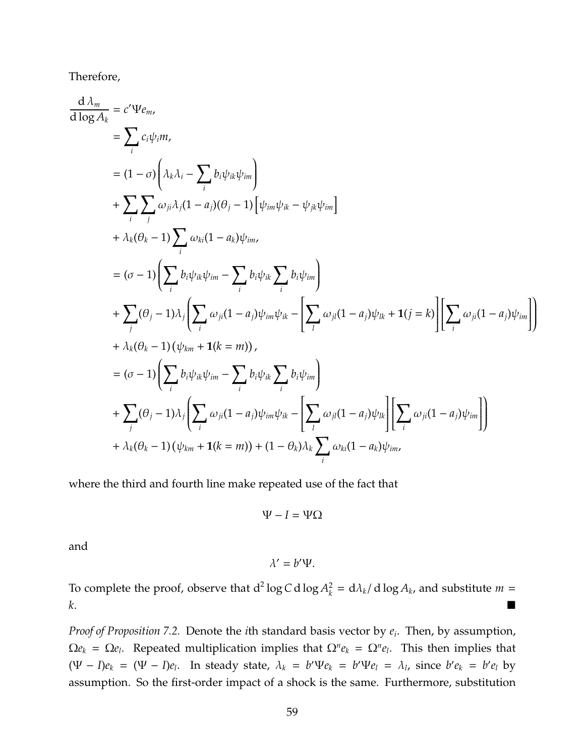Therefore,

$$
\begin{aligned}
\frac{\mathrm{d}\,\lambda_m}{\mathrm{d}\log A_k} &= c'\Psi e_m, \\
&= \sum_i c_i \psi_i m, \\
&= (1-\sigma)\left(\lambda_k \lambda_i - \sum_i b_i \psi_{ik}\psi_{im}\right) \\
&+ \sum_i \sum_j \omega_{ji}\lambda_j (1-a_j)(\theta_j - 1)\left[\psi_{im}\psi_{ik} - \psi_{jk}\psi_{im}\right] \\
&+ \lambda_k(\theta_k - 1)\sum_i \omega_{ki}(1-a_k)\psi_{im}, \\
&= (\sigma - 1)\left(\sum_i b_i \psi_{ik}\psi_{im} - \sum_i b_i \psi_{ik} \sum_i b_i \psi_{im}\right) \\
&+ \sum_j (\theta_j - 1)\lambda_j \left(\sum_i \omega_{ji}(1-a_j)\psi_{im}\psi_{ik} - \left[\sum_l \omega_{jl}(1-a_j)\psi_{lk} + \mathbf{1}(j=k)\right]\left[\sum_i \omega_{ji}(1-a_j)\psi_{im}\right]\right) \\
&+ \lambda_k(\theta_k - 1)\left(\psi_{km} + \mathbf{1}(k=m)\right), \\
&= (\sigma - 1)\left(\sum_i b_i \psi_{ik}\psi_{im} - \sum_i b_i \psi_{ik} \sum_i b_i \psi_{im}\right) \\
&+ \sum_j (\theta_j - 1)\lambda_j \left(\sum_i \omega_{ji}(1-a_j)\psi_{im}\psi_{ik} - \left[\sum_l \omega_{jl}(1-a_j)\psi_{lk}\right]\left[\sum_i \omega_{ji}(1-a_j)\psi_{im}\right]\right) \\
&+ \lambda_k(\theta_k - 1)\left(\psi_{km} + \mathbf{1}(k=m)\right) + (1-\theta_k)\lambda_k \sum_i \omega_{ki}(1-a_k)\psi_{im},
\end{aligned}
$$

where the third and fourth line make repeated use of the fact that

$$\Psi - I = \Psi\Omega$$

and

$$\lambda' = b'\Psi.$$

To complete the proof, observe that $\mathrm{d}^2 \log C \,\mathrm{d}\log A_k^2 = \mathrm{d}\lambda_k / \mathrm{d}\log A_k$, and substitute $m = k$. ■

*Proof of Proposition 7.2.* Denote the $i$th standard basis vector by $e_i$. Then, by assumption, $\Omega e_k = \Omega e_l$. Repeated multiplication implies that $\Omega^n e_k = \Omega^n e_l$. This then implies that $(\Psi - I)e_k = (\Psi - I)e_l$. In steady state, $\lambda_k = b'\Psi e_k = b'\Psi e_l = \lambda_l$, since $b'e_k = b'e_l$ by assumption. So the first-order impact of a shock is the same. Furthermore, substitution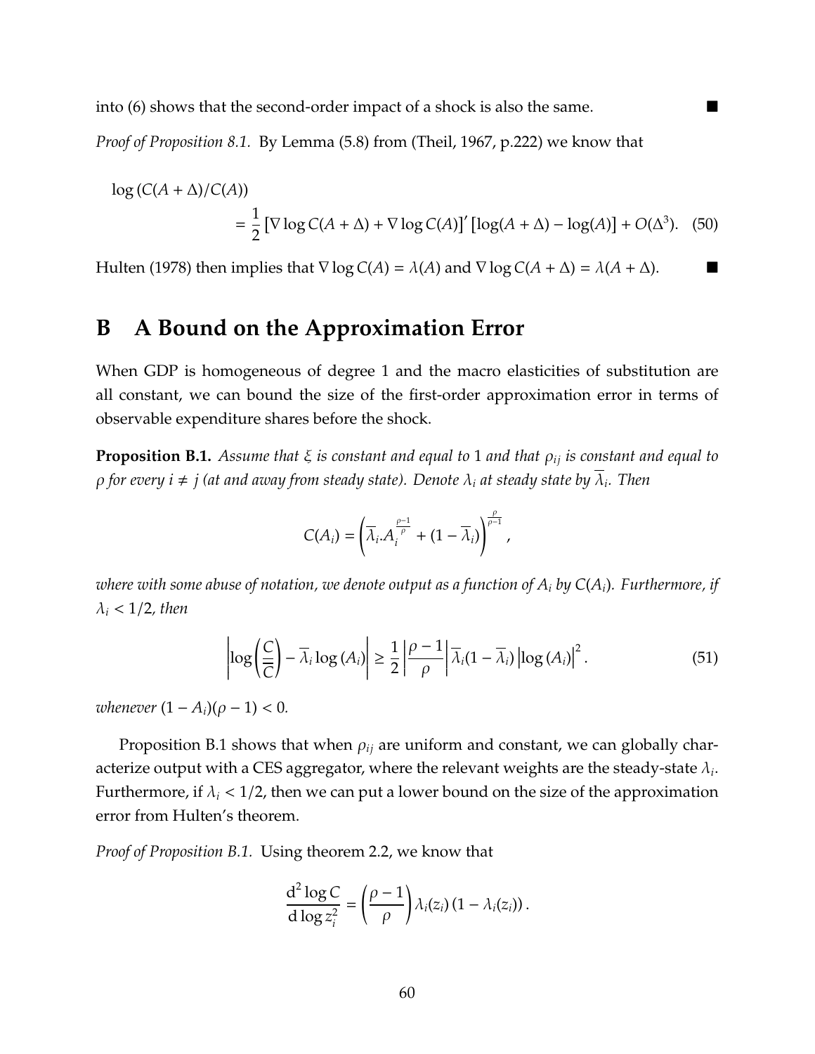into (6) shows that the second-order impact of a shock is also the same. ■

*Proof of Proposition 8.1.* By Lemma (5.8) from (Theil, 1967, p.222) we know that

$$\log\left(C(A+\Delta)/C(A)\right)$$
$$= \frac{1}{2}\left[\nabla \log C(A+\Delta) + \nabla \log C(A)\right]' \left[\log(A+\Delta) - \log(A)\right] + O(\Delta^3). \quad (50)$$

Hulten (1978) then implies that $\nabla \log C(A) = \lambda(A)$ and $\nabla \log C(A+\Delta) = \lambda(A+\Delta)$. ■

# B A Bound on the Approximation Error

When GDP is homogeneous of degree 1 and the macro elasticities of substitution are all constant, we can bound the size of the first-order approximation error in terms of observable expenditure shares before the shock.

**Proposition B.1.** *Assume that $\xi$ is constant and equal to 1 and that $\rho_{ij}$ is constant and equal to $\rho$ for every $i \neq j$ (at and away from steady state). Denote $\lambda_i$ at steady state by $\overline{\lambda}_i$. Then*

$$C(A_i) = \left(\overline{\lambda}_i . A_i^{\frac{\rho-1}{\rho}} + (1-\overline{\lambda}_i)\right)^{\frac{\rho}{\rho-1}},$$

*where with some abuse of notation, we denote output as a function of $A_i$ by $C(A_i)$. Furthermore, if $\lambda_i < 1/2$, then*

$$\left|\log\left(\frac{C}{\overline{C}}\right) - \overline{\lambda}_i \log(A_i)\right| \geq \frac{1}{2}\left|\frac{\rho-1}{\rho}\right| \overline{\lambda}_i(1-\overline{\lambda}_i)\left|\log(A_i)\right|^2. \quad (51)$$

*whenever $(1-A_i)(\rho-1) < 0$.*

Proposition B.1 shows that when $\rho_{ij}$ are uniform and constant, we can globally characterize output with a CES aggregator, where the relevant weights are the steady-state $\lambda_i$. Furthermore, if $\lambda_i < 1/2$, then we can put a lower bound on the size of the approximation error from Hulten's theorem.

*Proof of Proposition B.1.* Using theorem 2.2, we know that

$$\frac{d^2 \log C}{d \log z_i^2} = \left(\frac{\rho-1}{\rho}\right)\lambda_i(z_i)\left(1-\lambda_i(z_i)\right).$$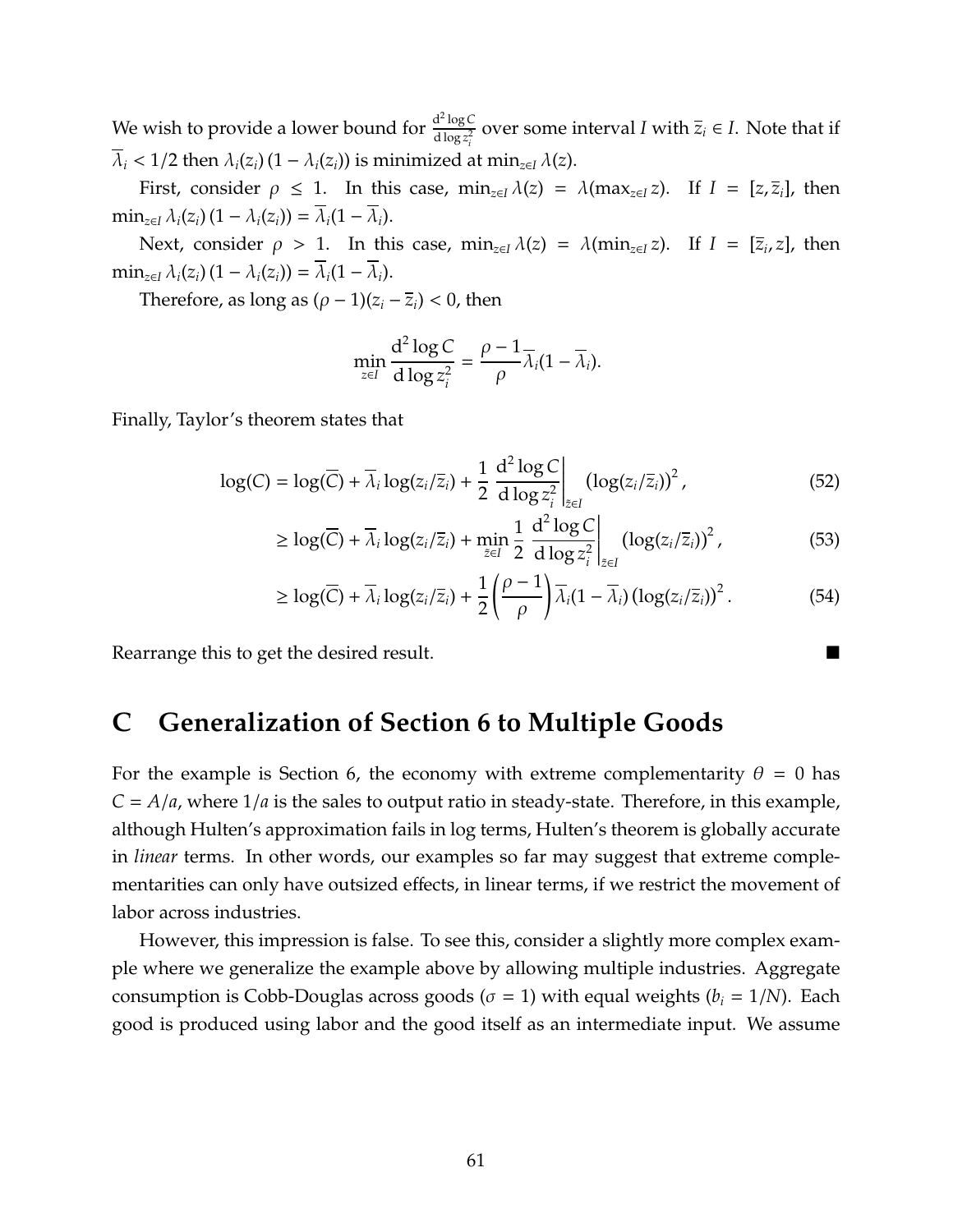We wish to provide a lower bound for $\frac{d^2 \log C}{d \log z_i^2}$ over some interval $I$ with $\bar{z}_i \in I$. Note that if $\bar{\lambda}_i < 1/2$ then $\lambda_i(z_i)(1 - \lambda_i(z_i))$ is minimized at $\min_{z \in I} \lambda(z)$.

First, consider $\rho \leq 1$. In this case, $\min_{z \in I} \lambda(z) = \lambda(\max_{z \in I} z)$. If $I = [z, \bar{z}_i]$, then $\min_{z \in I} \lambda_i(z_i)(1 - \lambda_i(z_i)) = \bar{\lambda}_i(1 - \bar{\lambda}_i)$.

Next, consider $\rho > 1$. In this case, $\min_{z \in I} \lambda(z) = \lambda(\min_{z \in I} z)$. If $I = [\bar{z}_i, z]$, then $\min_{z \in I} \lambda_i(z_i)(1 - \lambda_i(z_i)) = \bar{\lambda}_i(1 - \bar{\lambda}_i)$.

Therefore, as long as $(\rho - 1)(z_i - \bar{z}_i) < 0$, then

$$\min_{z \in I} \frac{d^2 \log C}{d \log z_i^2} = \frac{\rho - 1}{\rho} \bar{\lambda}_i (1 - \bar{\lambda}_i).$$

Finally, Taylor's theorem states that

$$\log(C) = \log(\bar{C}) + \bar{\lambda}_i \log(z_i/\bar{z}_i) + \frac{1}{2} \left. \frac{d^2 \log C}{d \log z_i^2} \right|_{\tilde{z} \in I} (\log(z_i/\bar{z}_i))^2, \tag{52}$$

$$\geq \log(\bar{C}) + \bar{\lambda}_i \log(z_i/\bar{z}_i) + \min_{\tilde{z} \in I} \frac{1}{2} \left. \frac{d^2 \log C}{d \log z_i^2} \right|_{\tilde{z} \in I} (\log(z_i/\bar{z}_i))^2, \tag{53}$$

$$\geq \log(\bar{C}) + \bar{\lambda}_i \log(z_i/\bar{z}_i) + \frac{1}{2} \left( \frac{\rho - 1}{\rho} \right) \bar{\lambda}_i (1 - \bar{\lambda}_i) (\log(z_i/\bar{z}_i))^2. \tag{54}$$

Rearrange this to get the desired result. ∎

# C Generalization of Section 6 to Multiple Goods

For the example is Section 6, the economy with extreme complementarity $\theta = 0$ has $C = A/a$, where $1/a$ is the sales to output ratio in steady-state. Therefore, in this example, although Hulten's approximation fails in log terms, Hulten's theorem is globally accurate in *linear* terms. In other words, our examples so far may suggest that extreme complementarities can only have outsized effects, in linear terms, if we restrict the movement of labor across industries.

However, this impression is false. To see this, consider a slightly more complex example where we generalize the example above by allowing multiple industries. Aggregate consumption is Cobb-Douglas across goods ($\sigma = 1$) with equal weights ($b_i = 1/N$). Each good is produced using labor and the good itself as an intermediate input. We assume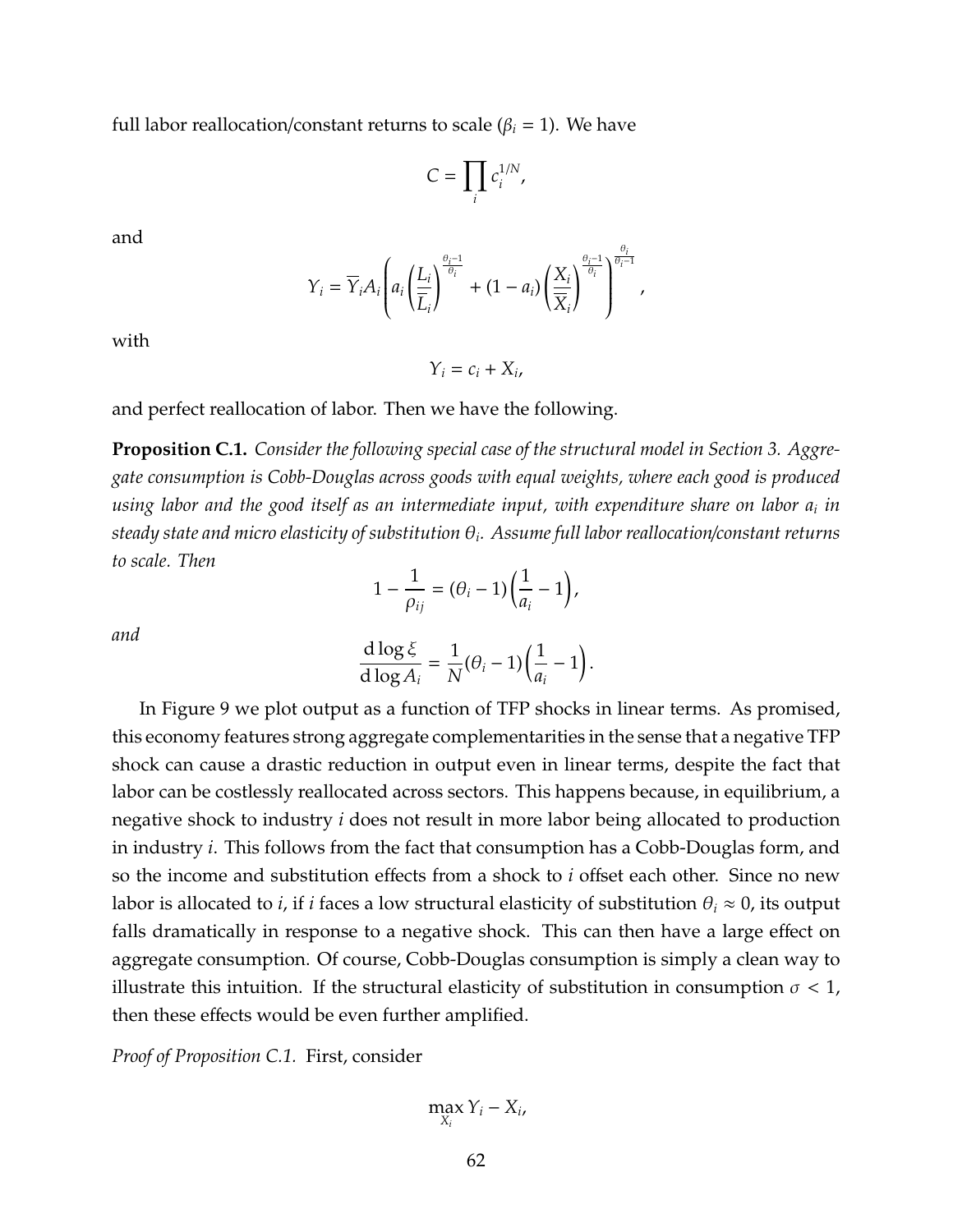full labor reallocation/constant returns to scale ($\beta_i = 1$). We have

$$C = \prod_i c_i^{1/N},$$

and

$$Y_i = \overline{Y}_i A_i \left( a_i \left( \frac{L_i}{\overline{L}_i} \right)^{\frac{\theta_i - 1}{\theta_i}} + (1 - a_i) \left( \frac{X_i}{\overline{X}_i} \right)^{\frac{\theta_i - 1}{\theta_i}} \right)^{\frac{\theta_i}{\theta_i - 1}},$$

with

$$Y_i = c_i + X_i,$$

and perfect reallocation of labor. Then we have the following.

**Proposition C.1.** *Consider the following special case of the structural model in Section 3. Aggregate consumption is Cobb-Douglas across goods with equal weights, where each good is produced using labor and the good itself as an intermediate input, with expenditure share on labor $a_i$ in steady state and micro elasticity of substitution $\theta_i$. Assume full labor reallocation/constant returns to scale. Then*

$$1 - \frac{1}{\rho_{ij}} = (\theta_i - 1) \left( \frac{1}{a_i} - 1 \right),$$

*and*

$$\frac{\mathrm{d} \log \xi}{\mathrm{d} \log A_i} = \frac{1}{N} (\theta_i - 1) \left( \frac{1}{a_i} - 1 \right).$$

In Figure 9 we plot output as a function of TFP shocks in linear terms. As promised, this economy features strong aggregate complementarities in the sense that a negative TFP shock can cause a drastic reduction in output even in linear terms, despite the fact that labor can be costlessly reallocated across sectors. This happens because, in equilibrium, a negative shock to industry $i$ does not result in more labor being allocated to production in industry $i$. This follows from the fact that consumption has a Cobb-Douglas form, and so the income and substitution effects from a shock to $i$ offset each other. Since no new labor is allocated to $i$, if $i$ faces a low structural elasticity of substitution $\theta_i \approx 0$, its output falls dramatically in response to a negative shock. This can then have a large effect on aggregate consumption. Of course, Cobb-Douglas consumption is simply a clean way to illustrate this intuition. If the structural elasticity of substitution in consumption $\sigma < 1$, then these effects would be even further amplified.

*Proof of Proposition C.1.* First, consider

$$\max_{X_i} Y_i - X_i,$$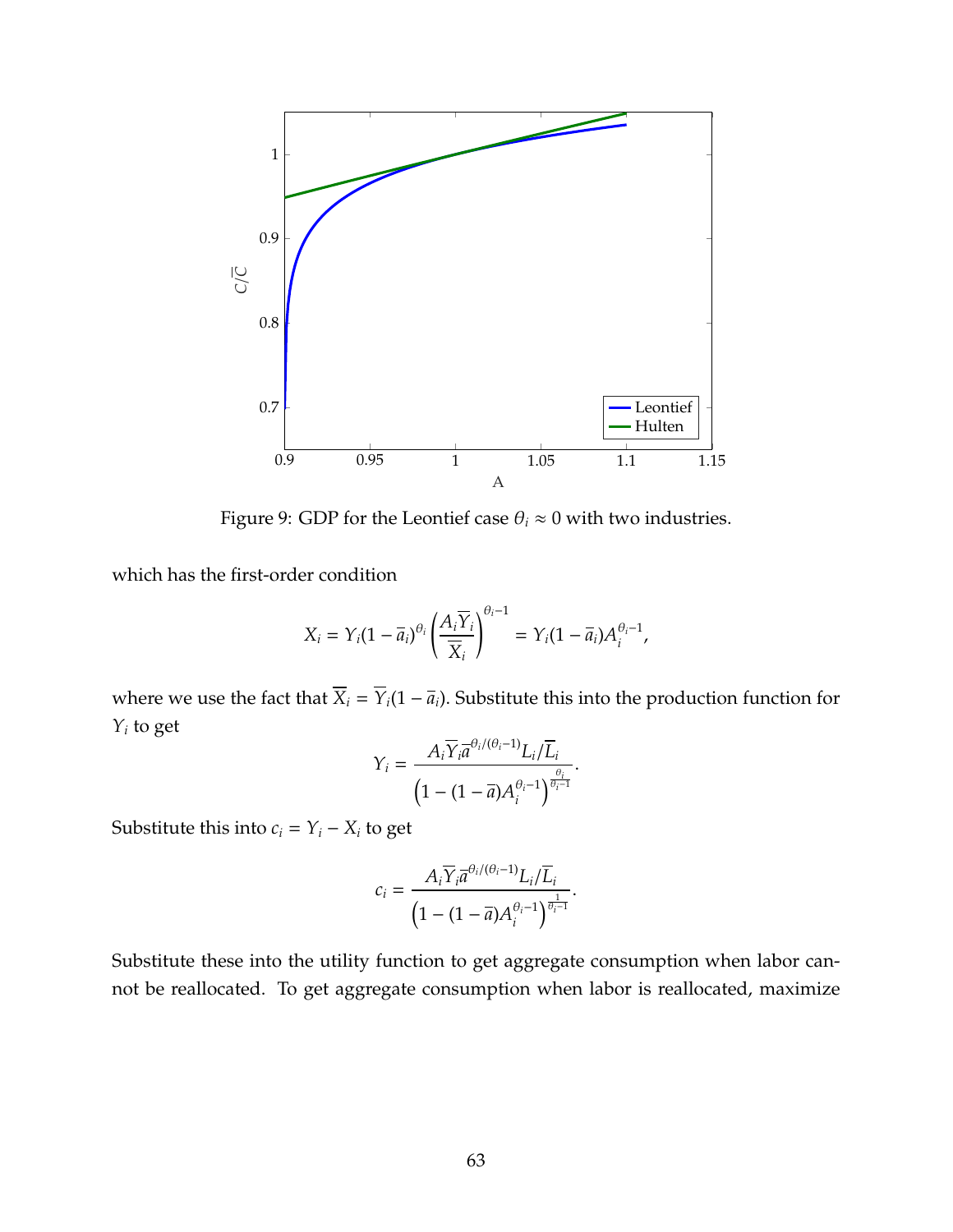Figure 9: GDP for the Leontief case $\theta_i \approx 0$ with two industries.

which has the first-order condition

$$X_i = Y_i(1-\overline{a}_i)^{\theta_i}\left(\frac{A_i\overline{Y}_i}{\overline{X}_i}\right)^{\theta_i - 1} = Y_i(1-\overline{a}_i)A_i^{\theta_i - 1},$$

where we use the fact that $\overline{X}_i = \overline{Y}_i(1-\overline{a}_i)$. Substitute this into the production function for $Y_i$ to get

$$Y_i = \frac{A_i\overline{Y}_i\overline{a}^{\theta_i/(\theta_i-1)}L_i/\overline{L}_i}{\left(1-(1-\overline{a})A_i^{\theta_i-1}\right)^{\frac{\theta_i}{\theta_i-1}}}.$$

Substitute this into $c_i = Y_i - X_i$ to get

$$c_i = \frac{A_i\overline{Y}_i\overline{a}^{\theta_i/(\theta_i-1)}L_i/\overline{L}_i}{\left(1-(1-\overline{a})A_i^{\theta_i-1}\right)^{\frac{1}{\theta_i-1}}}.$$

Substitute these into the utility function to get aggregate consumption when labor cannot be reallocated. To get aggregate consumption when labor is reallocated, maximize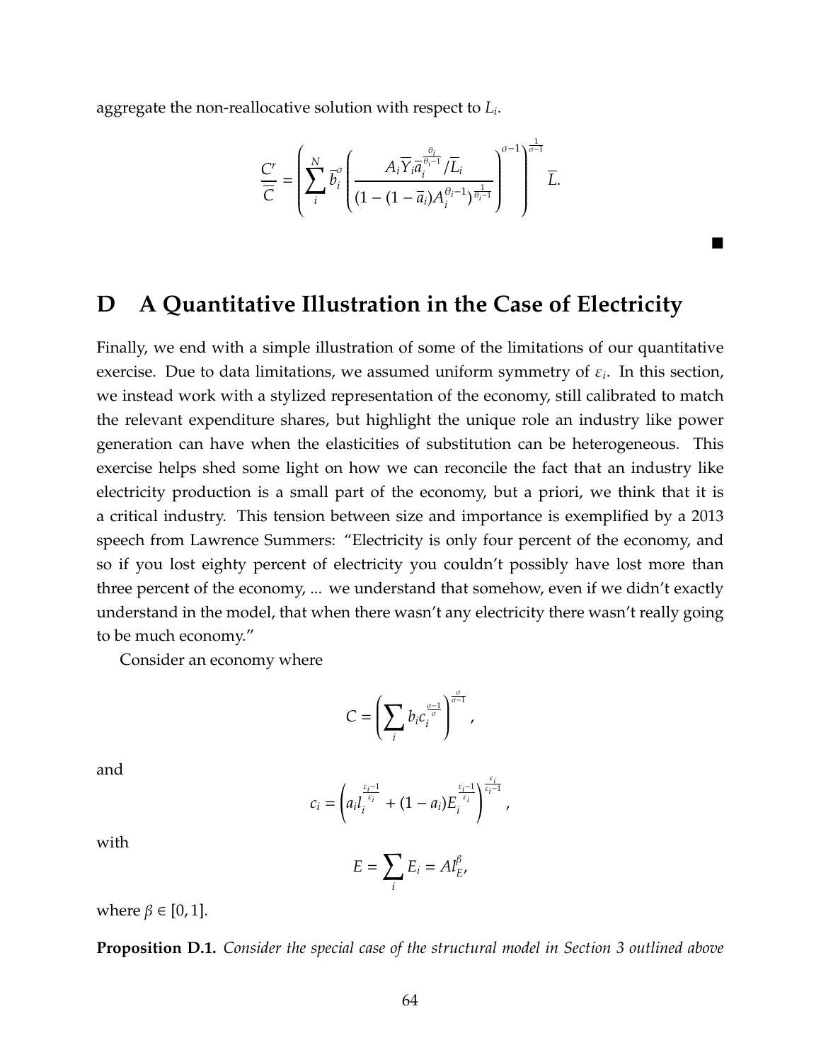aggregate the non-reallocative solution with respect to $L_i$.

$$\frac{C^r}{\overline{C}} = \left( \sum_i^N \overline{b}_i^{\sigma} \left( \frac{A_i \overline{Y}_i \overline{a}_i^{\frac{\theta_i}{\theta_i - 1}} / \overline{L}_i}{(1 - (1 - \overline{a}_i) A_i^{\theta_i - 1})^{\frac{1}{\theta_i - 1}}} \right)^{\sigma - 1} \right)^{\frac{1}{\sigma - 1}} \overline{L}.$$

■

# D A Quantitative Illustration in the Case of Electricity

Finally, we end with a simple illustration of some of the limitations of our quantitative exercise. Due to data limitations, we assumed uniform symmetry of $\varepsilon_i$. In this section, we instead work with a stylized representation of the economy, still calibrated to match the relevant expenditure shares, but highlight the unique role an industry like power generation can have when the elasticities of substitution can be heterogeneous. This exercise helps shed some light on how we can reconcile the fact that an industry like electricity production is a small part of the economy, but a priori, we think that it is a critical industry. This tension between size and importance is exemplified by a 2013 speech from Lawrence Summers: "Electricity is only four percent of the economy, and so if you lost eighty percent of electricity you couldn't possibly have lost more than three percent of the economy, ... we understand that somehow, even if we didn't exactly understand in the model, that when there wasn't any electricity there wasn't really going to be much economy."

Consider an economy where

$$C = \left( \sum_i b_i c_i^{\frac{\sigma - 1}{\sigma}} \right)^{\frac{\sigma}{\sigma - 1}},$$

and

$$c_i = \left( a_i l_i^{\frac{\varepsilon_i - 1}{\varepsilon_i}} + (1 - a_i) E_i^{\frac{\varepsilon_i - 1}{\varepsilon_i}} \right)^{\frac{\varepsilon_i}{\varepsilon_i - 1}},$$

with

$$E = \sum_i E_i = A l_E^{\beta},$$

where $\beta \in [0, 1]$.

**Proposition D.1.** *Consider the special case of the structural model in Section 3 outlined above*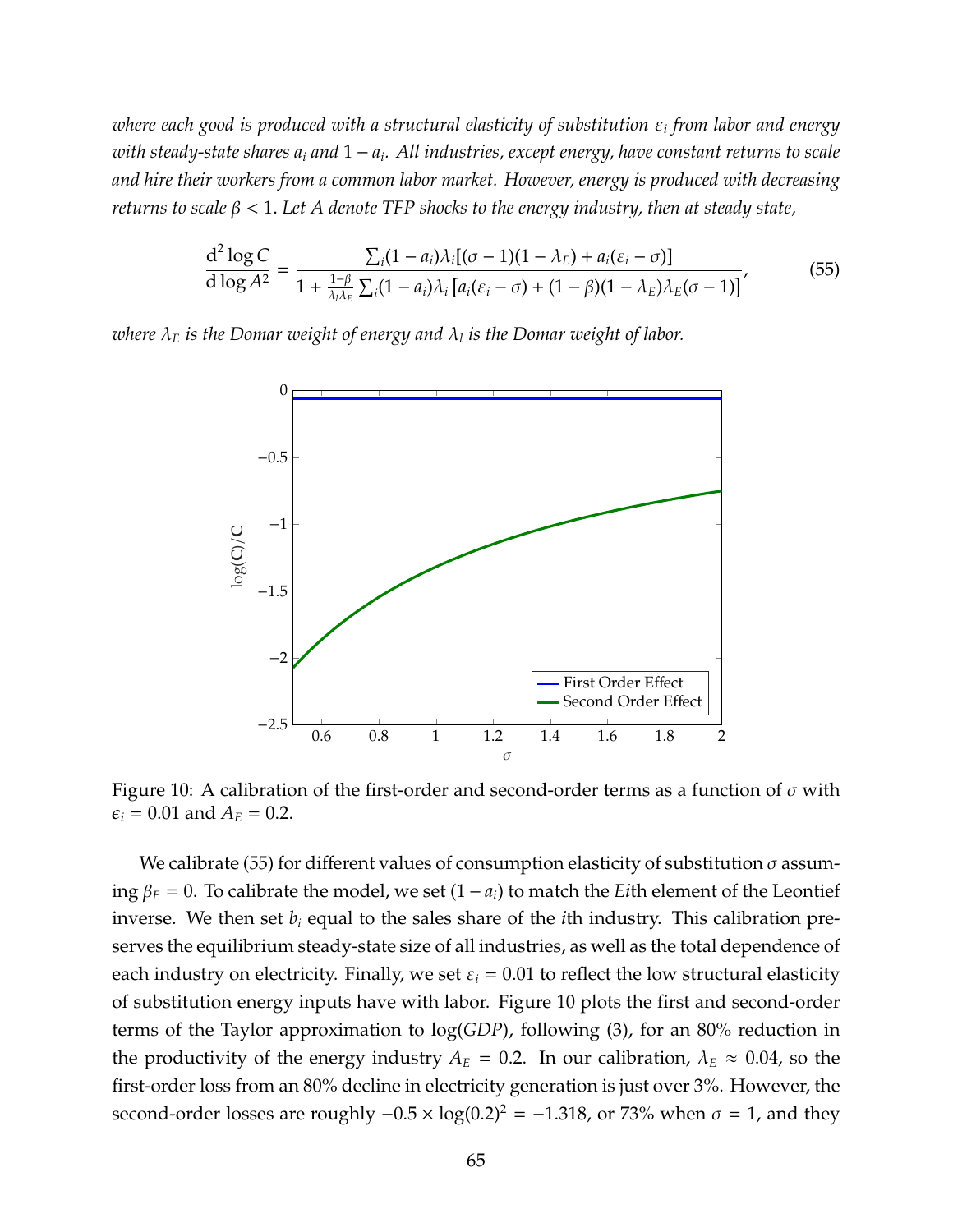*where each good is produced with a structural elasticity of substitution $\varepsilon_i$ from labor and energy with steady-state shares $a_i$ and $1 - a_i$. All industries, except energy, have constant returns to scale and hire their workers from a common labor market. However, energy is produced with decreasing returns to scale $\beta < 1$. Let $A$ denote TFP shocks to the energy industry, then at steady state,*

$$\frac{\mathrm{d}^2 \log C}{\mathrm{d} \log A^2} = \frac{\sum_i (1 - a_i)\lambda_i [(\sigma - 1)(1 - \lambda_E) + a_i(\varepsilon_i - \sigma)]}{1 + \frac{1-\beta}{\lambda_l \lambda_E} \sum_i (1 - a_i)\lambda_i \left[a_i(\varepsilon_i - \sigma) + (1 - \beta)(1 - \lambda_E)\lambda_E(\sigma - 1)\right]}, \tag{55}$$

*where $\lambda_E$ is the Domar weight of energy and $\lambda_l$ is the Domar weight of labor.*

Figure 10: A calibration of the first-order and second-order terms as a function of $\sigma$ with $\epsilon_i = 0.01$ and $A_E = 0.2$.

We calibrate (55) for different values of consumption elasticity of substitution $\sigma$ assuming $\beta_E = 0$. To calibrate the model, we set $(1 - a_i)$ to match the $Ei$th element of the Leontief inverse. We then set $b_i$ equal to the sales share of the $i$th industry. This calibration preserves the equilibrium steady-state size of all industries, as well as the total dependence of each industry on electricity. Finally, we set $\varepsilon_i = 0.01$ to reflect the low structural elasticity of substitution energy inputs have with labor. Figure 10 plots the first and second-order terms of the Taylor approximation to $\log(GDP)$, following (3), for an 80% reduction in the productivity of the energy industry $A_E = 0.2$. In our calibration, $\lambda_E \approx 0.04$, so the first-order loss from an 80% decline in electricity generation is just over 3%. However, the second-order losses are roughly $-0.5 \times \log(0.2)^2 = -1.318$, or 73% when $\sigma = 1$, and they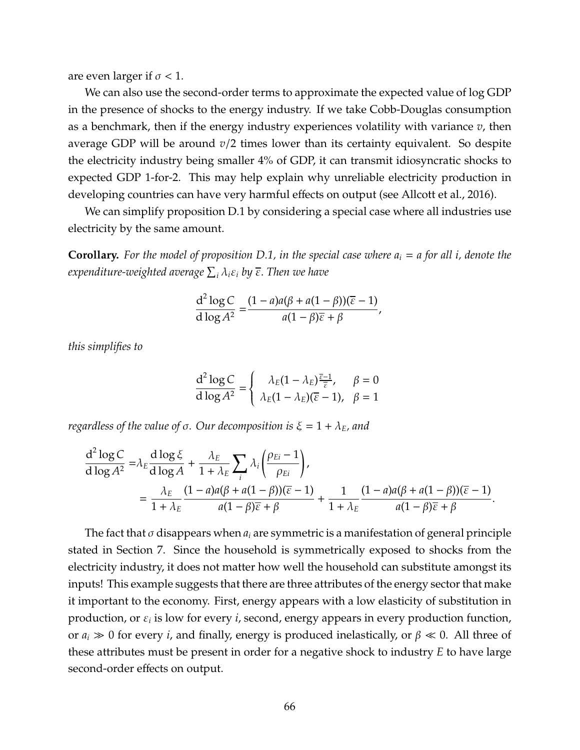are even larger if $\sigma < 1$.

We can also use the second-order terms to approximate the expected value of log GDP in the presence of shocks to the energy industry. If we take Cobb-Douglas consumption as a benchmark, then if the energy industry experiences volatility with variance $v$, then average GDP will be around $v/2$ times lower than its certainty equivalent. So despite the electricity industry being smaller 4% of GDP, it can transmit idiosyncratic shocks to expected GDP 1-for-2. This may help explain why unreliable electricity production in developing countries can have very harmful effects on output (see Allcott et al., 2016).

We can simplify proposition D.1 by considering a special case where all industries use electricity by the same amount.

**Corollary.** *For the model of proposition D.1, in the special case where $a_i = a$ for all $i$, denote the expenditure-weighted average $\sum_i \lambda_i \varepsilon_i$ by $\overline{\varepsilon}$. Then we have*

$$\frac{\mathrm{d}^2 \log C}{\mathrm{d} \log A^2} = \frac{(1-a)a(\beta + a(1-\beta))(\overline{\varepsilon} - 1)}{a(1-\beta)\overline{\varepsilon} + \beta},$$

*this simplifies to*

$$\frac{\mathrm{d}^2 \log C}{\mathrm{d} \log A^2} = \begin{cases} \lambda_E(1-\lambda_E)\frac{\overline{\varepsilon}-1}{\overline{\varepsilon}}, & \beta = 0 \\ \lambda_E(1-\lambda_E)(\overline{\varepsilon} - 1), & \beta = 1 \end{cases}$$

*regardless of the value of $\sigma$. Our decomposition is $\xi = 1 + \lambda_E$, and*

$$\begin{aligned}
\frac{\mathrm{d}^2 \log C}{\mathrm{d} \log A^2} &= \lambda_E \frac{\mathrm{d} \log \xi}{\mathrm{d} \log A} + \frac{\lambda_E}{1+\lambda_E} \sum_i \lambda_i \left( \frac{\rho_{Ei} - 1}{\rho_{Ei}} \right), \\
&= \frac{\lambda_E}{1+\lambda_E} \frac{(1-a)a(\beta + a(1-\beta))(\overline{\varepsilon} - 1)}{a(1-\beta)\overline{\varepsilon} + \beta} + \frac{1}{1+\lambda_E} \frac{(1-a)a(\beta + a(1-\beta))(\overline{\varepsilon} - 1)}{a(1-\beta)\overline{\varepsilon} + \beta}.
\end{aligned}$$

The fact that $\sigma$ disappears when $a_i$ are symmetric is a manifestation of general principle stated in Section 7. Since the household is symmetrically exposed to shocks from the electricity industry, it does not matter how well the household can substitute amongst its inputs! This example suggests that there are three attributes of the energy sector that make it important to the economy. First, energy appears with a low elasticity of substitution in production, or $\varepsilon_i$ is low for every $i$, second, energy appears in every production function, or $a_i \gg 0$ for every $i$, and finally, energy is produced inelastically, or $\beta \ll 0$. All three of these attributes must be present in order for a negative shock to industry $E$ to have large second-order effects on output.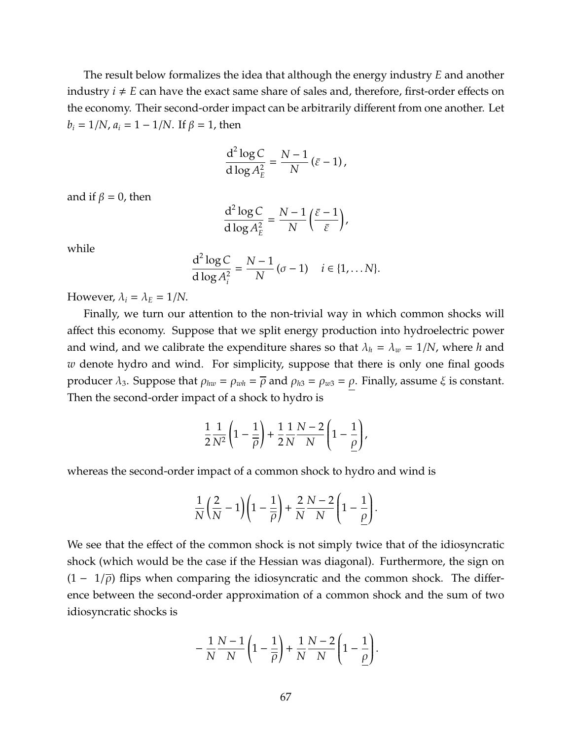The result below formalizes the idea that although the energy industry $E$ and another industry $i \neq E$ can have the exact same share of sales and, therefore, first-order effects on the economy. Their second-order impact can be arbitrarily different from one another. Let $b_i = 1/N$, $a_i = 1 - 1/N$. If $\beta = 1$, then

$$\frac{\mathrm{d}^2 \log C}{\mathrm{d} \log A_E^2} = \frac{N-1}{N} \left( \bar{\varepsilon} - 1 \right),$$

and if $\beta = 0$, then

$$\frac{\mathrm{d}^2 \log C}{\mathrm{d} \log A_E^2} = \frac{N-1}{N} \left( \frac{\bar{\varepsilon} - 1}{\bar{\varepsilon}} \right),$$

while

$$\frac{\mathrm{d}^2 \log C}{\mathrm{d} \log A_i^2} = \frac{N-1}{N} \left( \sigma - 1 \right) \quad i \in \{1, \dots N\}.$$

However, $\lambda_i = \lambda_E = 1/N$.

Finally, we turn our attention to the non-trivial way in which common shocks will affect this economy. Suppose that we split energy production into hydroelectric power and wind, and we calibrate the expenditure shares so that $\lambda_h = \lambda_w = 1/N$, where $h$ and $w$ denote hydro and wind. For simplicity, suppose that there is only one final goods producer $\lambda_3$. Suppose that $\rho_{hw} = \rho_{wh} = \overline{\rho}$ and $\rho_{h3} = \rho_{w3} = \underline{\rho}$. Finally, assume $\xi$ is constant. Then the second-order impact of a shock to hydro is

$$\frac{1}{2} \frac{1}{N^2} \left( 1 - \frac{1}{\overline{\rho}} \right) + \frac{1}{2} \frac{1}{N} \frac{N-2}{N} \left( 1 - \frac{1}{\underline{\rho}} \right),$$

whereas the second-order impact of a common shock to hydro and wind is

$$\frac{1}{N} \left( \frac{2}{N} - 1 \right) \left( 1 - \frac{1}{\overline{\rho}} \right) + \frac{2}{N} \frac{N-2}{N} \left( 1 - \frac{1}{\underline{\rho}} \right).$$

We see that the effect of the common shock is not simply twice that of the idiosyncratic shock (which would be the case if the Hessian was diagonal). Furthermore, the sign on $(1 - 1/\overline{\rho})$ flips when comparing the idiosyncratic and the common shock. The difference between the second-order approximation of a common shock and the sum of two idiosyncratic shocks is

$$-\frac{1}{N} \frac{N-1}{N} \left( 1 - \frac{1}{\overline{\rho}} \right) + \frac{1}{N} \frac{N-2}{N} \left( 1 - \frac{1}{\underline{\rho}} \right).$$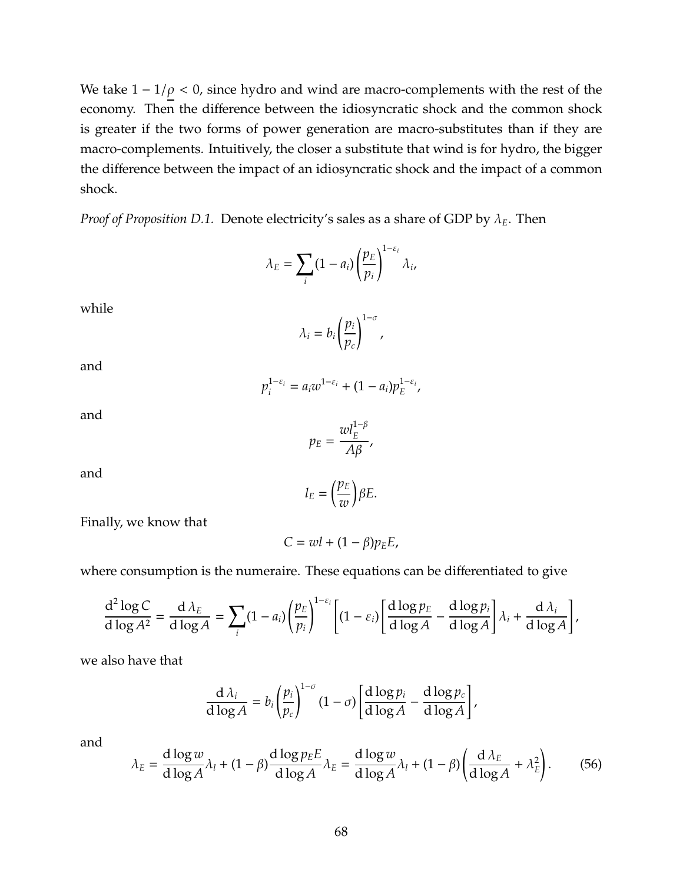We take $1 - 1/\underline{\rho} < 0$, since hydro and wind are macro-complements with the rest of the economy. Then the difference between the idiosyncratic shock and the common shock is greater if the two forms of power generation are macro-substitutes than if they are macro-complements. Intuitively, the closer a substitute that wind is for hydro, the bigger the difference between the impact of an idiosyncratic shock and the impact of a common shock.

*Proof of Proposition D.1.* Denote electricity's sales as a share of GDP by $\lambda_E$. Then

$$\lambda_E = \sum_i (1 - a_i) \left( \frac{p_E}{p_i} \right)^{1-\varepsilon_i} \lambda_i,$$

while

$$\lambda_i = b_i \left( \frac{p_i}{p_c} \right)^{1-\sigma},$$

and

$$p_i^{1-\varepsilon_i} = a_i w^{1-\varepsilon_i} + (1 - a_i) p_E^{1-\varepsilon_i},$$

and

$$p_E = \frac{w l_E^{1-\beta}}{A\beta},$$

and

$$l_E = \left( \frac{p_E}{w} \right) \beta E.$$

Finally, we know that

$$C = wl + (1 - \beta) p_E E,$$

where consumption is the numeraire. These equations can be differentiated to give

$$\frac{\mathrm{d}^2 \log C}{\mathrm{d} \log A^2} = \frac{\mathrm{d}\, \lambda_E}{\mathrm{d} \log A} = \sum_i (1 - a_i) \left( \frac{p_E}{p_i} \right)^{1-\varepsilon_i} \left[ (1 - \varepsilon_i) \left[ \frac{\mathrm{d} \log p_E}{\mathrm{d} \log A} - \frac{\mathrm{d} \log p_i}{\mathrm{d} \log A} \right] \lambda_i + \frac{\mathrm{d}\, \lambda_i}{\mathrm{d} \log A} \right],$$

we also have that

$$\frac{\mathrm{d}\, \lambda_i}{\mathrm{d} \log A} = b_i \left( \frac{p_i}{p_c} \right)^{1-\sigma} (1 - \sigma) \left[ \frac{\mathrm{d} \log p_i}{\mathrm{d} \log A} - \frac{\mathrm{d} \log p_c}{\mathrm{d} \log A} \right],$$

and

$$\lambda_E = \frac{\mathrm{d} \log w}{\mathrm{d} \log A} \lambda_l + (1 - \beta) \frac{\mathrm{d} \log p_E E}{\mathrm{d} \log A} \lambda_E = \frac{\mathrm{d} \log w}{\mathrm{d} \log A} \lambda_l + (1 - \beta) \left( \frac{\mathrm{d}\, \lambda_E}{\mathrm{d} \log A} + \lambda_E^2 \right). \tag{56}$$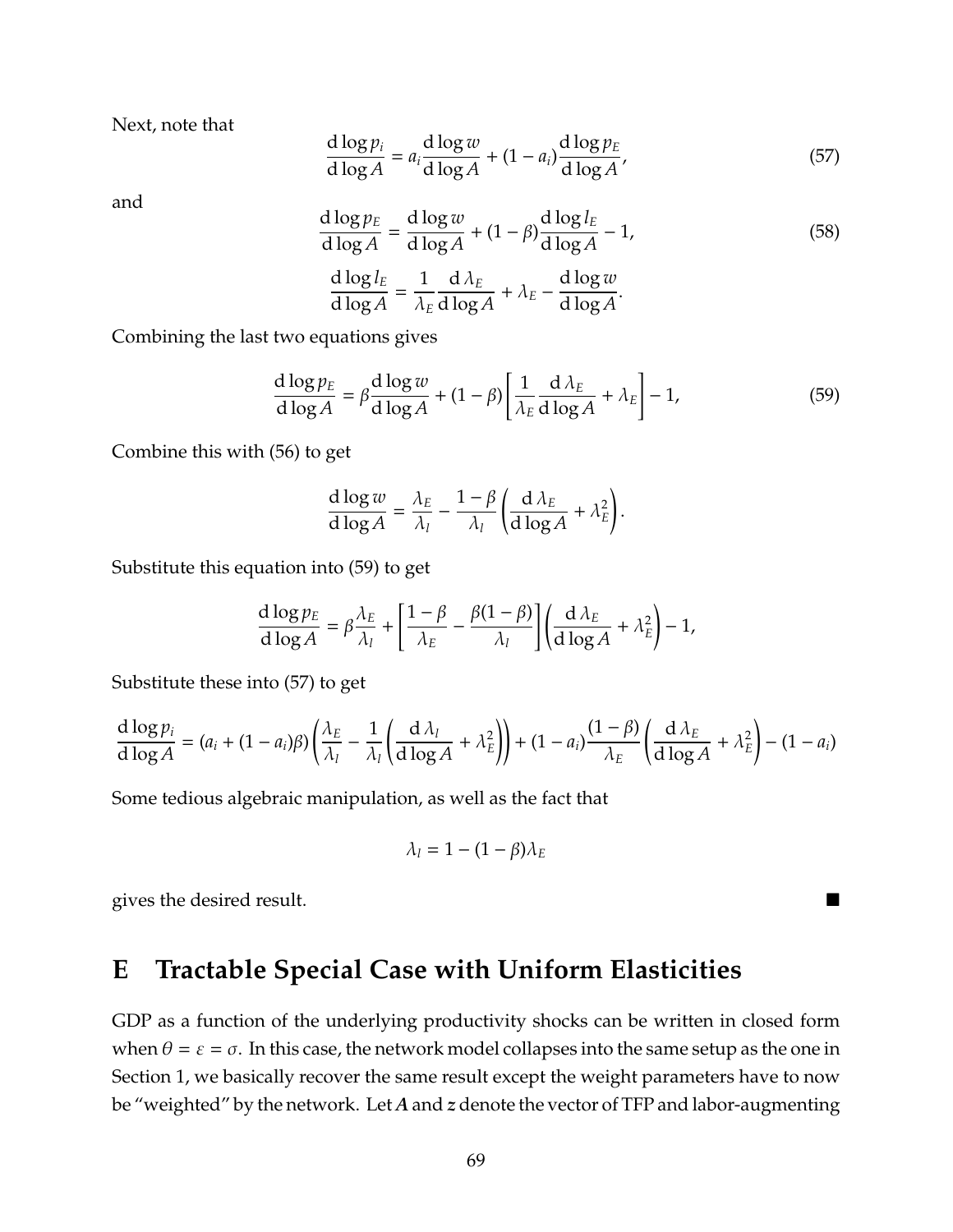Next, note that

$$\frac{\mathrm{d}\log p_i}{\mathrm{d}\log A} = a_i \frac{\mathrm{d}\log w}{\mathrm{d}\log A} + (1-a_i)\frac{\mathrm{d}\log p_E}{\mathrm{d}\log A}, \tag{57}$$

and

$$\frac{\mathrm{d}\log p_E}{\mathrm{d}\log A} = \frac{\mathrm{d}\log w}{\mathrm{d}\log A} + (1-\beta)\frac{\mathrm{d}\log l_E}{\mathrm{d}\log A} - 1, \tag{58}$$

$$\frac{\mathrm{d}\log l_E}{\mathrm{d}\log A} = \frac{1}{\lambda_E}\frac{\mathrm{d}\,\lambda_E}{\mathrm{d}\log A} + \lambda_E - \frac{\mathrm{d}\log w}{\mathrm{d}\log A}.$$

Combining the last two equations gives

$$\frac{\mathrm{d}\log p_E}{\mathrm{d}\log A} = \beta\frac{\mathrm{d}\log w}{\mathrm{d}\log A} + (1-\beta)\left[\frac{1}{\lambda_E}\frac{\mathrm{d}\,\lambda_E}{\mathrm{d}\log A} + \lambda_E\right] - 1, \tag{59}$$

Combine this with (56) to get

$$\frac{\mathrm{d}\log w}{\mathrm{d}\log A} = \frac{\lambda_E}{\lambda_l} - \frac{1-\beta}{\lambda_l}\left(\frac{\mathrm{d}\,\lambda_E}{\mathrm{d}\log A} + \lambda_E^2\right).$$

Substitute this equation into (59) to get

$$\frac{\mathrm{d}\log p_E}{\mathrm{d}\log A} = \beta\frac{\lambda_E}{\lambda_l} + \left[\frac{1-\beta}{\lambda_E} - \frac{\beta(1-\beta)}{\lambda_l}\right]\left(\frac{\mathrm{d}\,\lambda_E}{\mathrm{d}\log A} + \lambda_E^2\right) - 1,$$

Substitute these into (57) to get

$$\frac{\mathrm{d}\log p_i}{\mathrm{d}\log A} = (a_i + (1-a_i)\beta)\left(\frac{\lambda_E}{\lambda_l} - \frac{1}{\lambda_l}\left(\frac{\mathrm{d}\,\lambda_l}{\mathrm{d}\log A} + \lambda_E^2\right)\right) + (1-a_i)\frac{(1-\beta)}{\lambda_E}\left(\frac{\mathrm{d}\,\lambda_E}{\mathrm{d}\log A} + \lambda_E^2\right) - (1-a_i)$$

Some tedious algebraic manipulation, as well as the fact that

$$\lambda_l = 1 - (1-\beta)\lambda_E$$

gives the desired result. ■

# E Tractable Special Case with Uniform Elasticities

GDP as a function of the underlying productivity shocks can be written in closed form when $\theta = \varepsilon = \sigma$. In this case, the network model collapses into the same setup as the one in Section 1, we basically recover the same result except the weight parameters have to now be "weighted" by the network. Let $\boldsymbol{A}$ and $\boldsymbol{z}$ denote the vector of TFP and labor-augmenting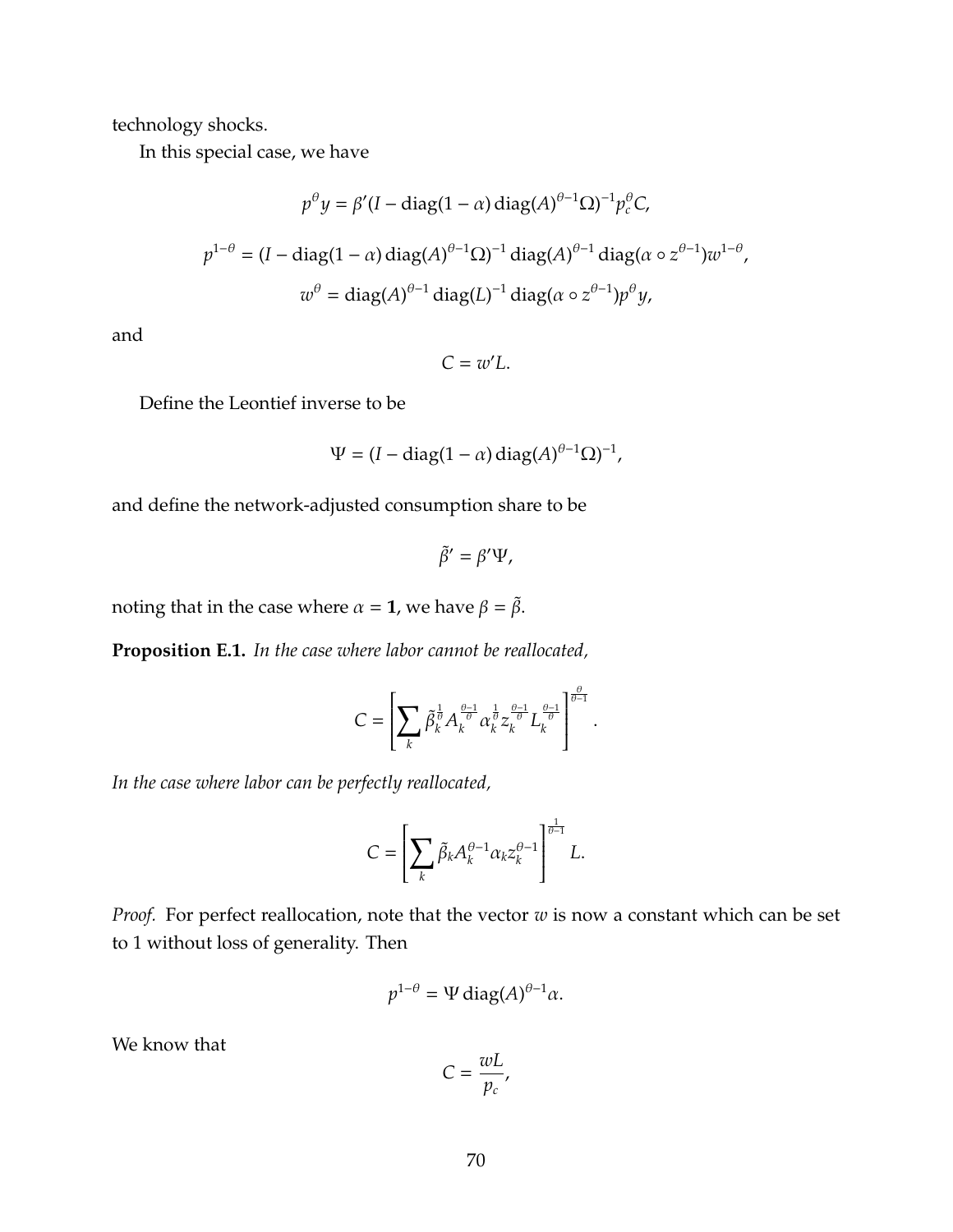technology shocks.

In this special case, we have

$$p^{\theta} y = \beta'(I - \operatorname{diag}(1-\alpha)\operatorname{diag}(A)^{\theta-1}\Omega)^{-1} p_c^{\theta} C,$$

$$p^{1-\theta} = (I - \operatorname{diag}(1-\alpha)\operatorname{diag}(A)^{\theta-1}\Omega)^{-1}\operatorname{diag}(A)^{\theta-1}\operatorname{diag}(\alpha \circ z^{\theta-1}) w^{1-\theta},$$

$$w^{\theta} = \operatorname{diag}(A)^{\theta-1}\operatorname{diag}(L)^{-1}\operatorname{diag}(\alpha \circ z^{\theta-1}) p^{\theta} y,$$

and

$$C = w'L.$$

Define the Leontief inverse to be

$$\Psi = (I - \operatorname{diag}(1-\alpha)\operatorname{diag}(A)^{\theta-1}\Omega)^{-1},$$

and define the network-adjusted consumption share to be

$$\tilde{\beta}' = \beta'\Psi,$$

noting that in the case where $\alpha = \mathbf{1}$, we have $\beta = \tilde{\beta}$.

**Proposition E.1.** *In the case where labor cannot be reallocated,*

$$C = \left[\sum_k \tilde{\beta}_k^{\frac{1}{\theta}} A_k^{\frac{\theta-1}{\theta}} \alpha_k^{\frac{1}{\theta}} z_k^{\frac{\theta-1}{\theta}} L_k^{\frac{\theta-1}{\theta}}\right]^{\frac{\theta}{\theta-1}}.$$

*In the case where labor can be perfectly reallocated,*

$$C = \left[\sum_k \tilde{\beta}_k A_k^{\theta-1} \alpha_k z_k^{\theta-1}\right]^{\frac{1}{\theta-1}} L.$$

*Proof.* For perfect reallocation, note that the vector $w$ is now a constant which can be set to 1 without loss of generality. Then

$$p^{1-\theta} = \Psi \operatorname{diag}(A)^{\theta-1}\alpha.$$

We know that

$$C = \frac{wL}{p_c},$$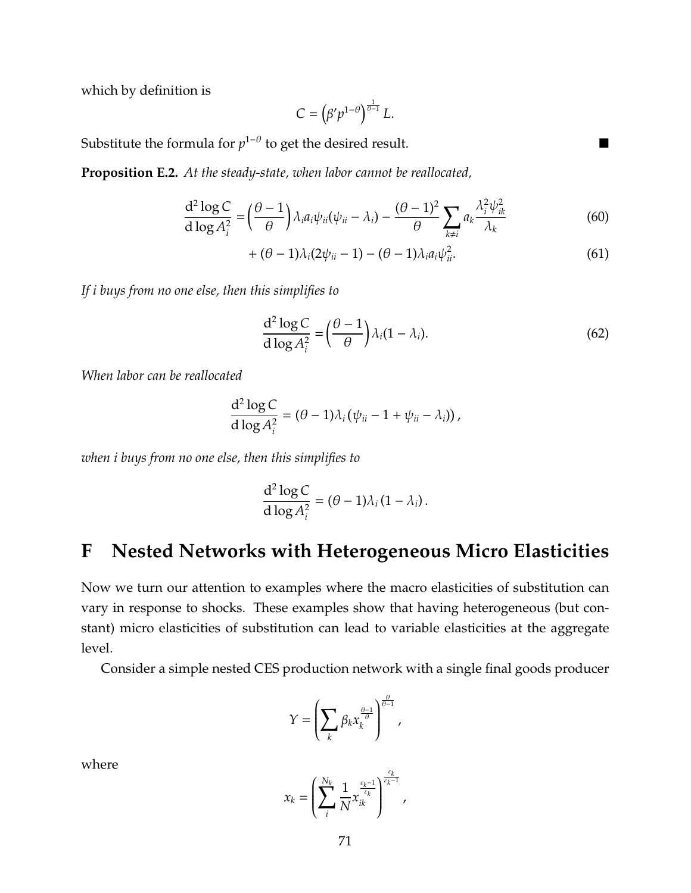which by definition is

$$C = \left(\beta' p^{1-\theta}\right)^{\frac{1}{\theta-1}} L.$$

Substitute the formula for $p^{1-\theta}$ to get the desired result. ∎

**Proposition E.2.** *At the steady-state, when labor cannot be reallocated,*

$$\frac{\mathrm{d}^2 \log C}{\mathrm{d} \log A_i^2} = \left(\frac{\theta - 1}{\theta}\right) \lambda_i a_i \psi_{ii}(\psi_{ii} - \lambda_i) - \frac{(\theta-1)^2}{\theta} \sum_{k \neq i} a_k \frac{\lambda_i^2 \psi_{ik}^2}{\lambda_k} \tag{60}$$

$$+ (\theta - 1)\lambda_i (2\psi_{ii} - 1) - (\theta - 1)\lambda_i a_i \psi_{ii}^2. \tag{61}$$

*If i buys from no one else, then this simplifies to*

$$\frac{\mathrm{d}^2 \log C}{\mathrm{d} \log A_i^2} = \left(\frac{\theta - 1}{\theta}\right) \lambda_i (1 - \lambda_i). \tag{62}$$

*When labor can be reallocated*

$$\frac{\mathrm{d}^2 \log C}{\mathrm{d} \log A_i^2} = (\theta - 1)\lambda_i \left(\psi_{ii} - 1 + \psi_{ii} - \lambda_i\right),$$

*when i buys from no one else, then this simplifies to*

$$\frac{\mathrm{d}^2 \log C}{\mathrm{d} \log A_i^2} = (\theta - 1)\lambda_i \left(1 - \lambda_i\right).$$

# F Nested Networks with Heterogeneous Micro Elasticities

Now we turn our attention to examples where the macro elasticities of substitution can vary in response to shocks. These examples show that having heterogeneous (but constant) micro elasticities of substitution can lead to variable elasticities at the aggregate level.

Consider a simple nested CES production network with a single final goods producer

$$Y = \left(\sum_k \beta_k x_k^{\frac{\theta-1}{\theta}}\right)^{\frac{\theta}{\theta-1}},$$

where

$$x_k = \left(\sum_i^{N_k} \frac{1}{N} x_{ik}^{\frac{\varepsilon_k - 1}{\varepsilon_k}}\right)^{\frac{\varepsilon_k}{\varepsilon_k - 1}},$$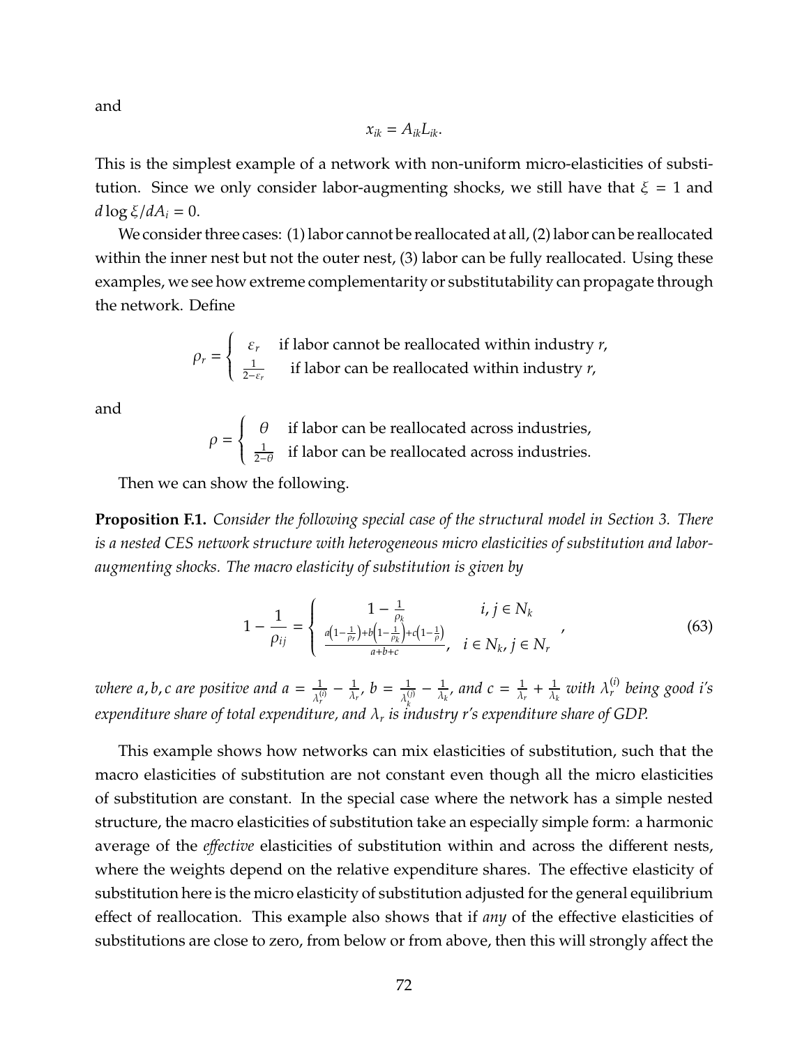and

$$x_{ik} = A_{ik} L_{ik}.$$

This is the simplest example of a network with non-uniform micro-elasticities of substitution. Since we only consider labor-augmenting shocks, we still have that $\xi = 1$ and $d \log \xi / dA_i = 0$.

We consider three cases: (1) labor cannot be reallocated at all, (2) labor can be reallocated within the inner nest but not the outer nest, (3) labor can be fully reallocated. Using these examples, we see how extreme complementarity or substitutability can propagate through the network. Define

$$\rho_r = \begin{cases} \varepsilon_r & \text{if labor cannot be reallocated within industry } r, \\ \frac{1}{2-\varepsilon_r} & \text{if labor can be reallocated within industry } r, \end{cases}$$

and

$$\rho = \begin{cases} \theta & \text{if labor can be reallocated across industries,} \\ \frac{1}{2-\theta} & \text{if labor can be reallocated across industries.} \end{cases}$$

Then we can show the following.

**Proposition F.1.** *Consider the following special case of the structural model in Section 3. There is a nested CES network structure with heterogeneous micro elasticities of substitution and labor-augmenting shocks. The macro elasticity of substitution is given by*

$$1 - \frac{1}{\rho_{ij}} = \begin{cases} 1 - \frac{1}{\rho_k} & i, j \in N_k \\ \frac{a\left(1-\frac{1}{\rho_r}\right) + b\left(1-\frac{1}{\rho_k}\right) + c\left(1-\frac{1}{\rho}\right)}{a+b+c}, & i \in N_k, j \in N_r \end{cases}, \tag{63}$$

*where $a, b, c$ are positive and $a = \frac{1}{\lambda_r^{(i)}} - \frac{1}{\lambda_r}$, $b = \frac{1}{\lambda_k^{(j)}} - \frac{1}{\lambda_k}$, and $c = \frac{1}{\lambda_r} + \frac{1}{\lambda_k}$ with $\lambda_r^{(i)}$ being good $i$'s expenditure share of total expenditure, and $\lambda_r$ is industry $r$'s expenditure share of GDP.*

This example shows how networks can mix elasticities of substitution, such that the macro elasticities of substitution are not constant even though all the micro elasticities of substitution are constant. In the special case where the network has a simple nested structure, the macro elasticities of substitution take an especially simple form: a harmonic average of the *effective* elasticities of substitution within and across the different nests, where the weights depend on the relative expenditure shares. The effective elasticity of substitution here is the micro elasticity of substitution adjusted for the general equilibrium effect of reallocation. This example also shows that if *any* of the effective elasticities of substitutions are close to zero, from below or from above, then this will strongly affect the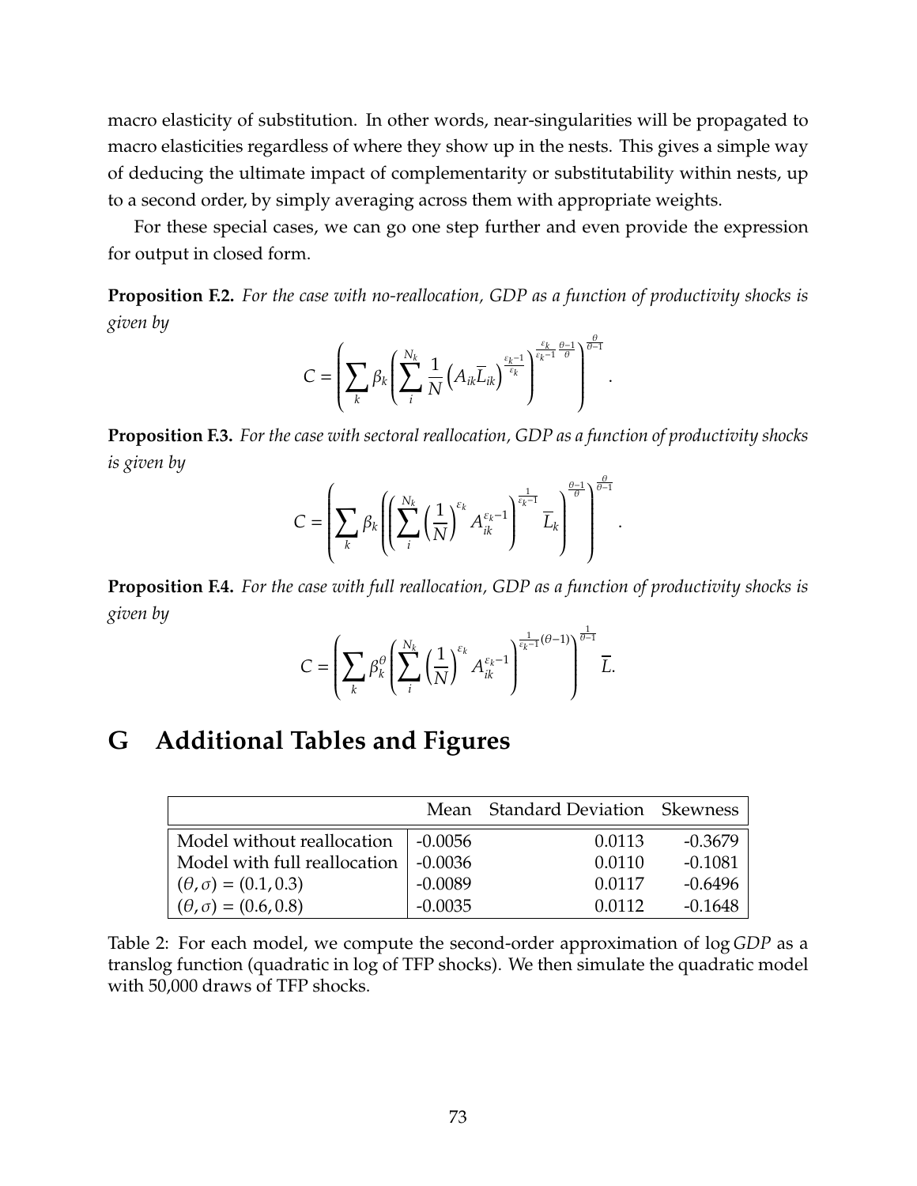macro elasticity of substitution. In other words, near-singularities will be propagated to macro elasticities regardless of where they show up in the nests. This gives a simple way of deducing the ultimate impact of complementarity or substitutability within nests, up to a second order, by simply averaging across them with appropriate weights.

For these special cases, we can go one step further and even provide the expression for output in closed form.

**Proposition F.2.** *For the case with no-reallocation, GDP as a function of productivity shocks is given by*

$$C = \left( \sum_k \beta_k \left( \sum_i^{N_k} \frac{1}{N} \left( A_{ik} \overline{L}_{ik} \right)^{\frac{\varepsilon_k - 1}{\varepsilon_k}} \right)^{\frac{\varepsilon_k}{\varepsilon_k - 1} \frac{\theta - 1}{\theta}} \right)^{\frac{\theta}{\theta - 1}}.$$

**Proposition F.3.** *For the case with sectoral reallocation, GDP as a function of productivity shocks is given by*

$$C = \left( \sum_k \beta_k \left( \left( \sum_i^{N_k} \left( \frac{1}{N} \right)^{\varepsilon_k} A_{ik}^{\varepsilon_k - 1} \right)^{\frac{1}{\varepsilon_k - 1}} \overline{L}_k \right)^{\frac{\theta - 1}{\theta}} \right)^{\frac{\theta}{\theta - 1}}.$$

**Proposition F.4.** *For the case with full reallocation, GDP as a function of productivity shocks is given by*

$$C = \left( \sum_k \beta_k^{\theta} \left( \sum_i^{N_k} \left( \frac{1}{N} \right)^{\varepsilon_k} A_{ik}^{\varepsilon_k - 1} \right)^{\frac{1}{\varepsilon_k - 1}(\theta - 1)} \right)^{\frac{1}{\theta - 1}} \overline{L}.$$

# G Additional Tables and Figures

| | Mean | Standard Deviation | Skewness |
|---|---|---|---|
| Model without reallocation | -0.0056 | 0.0113 | -0.3679 |
| Model with full reallocation | -0.0036 | 0.0110 | -0.1081 |
| $(\theta, \sigma) = (0.1, 0.3)$ | -0.0089 | 0.0117 | -0.6496 |
| $(\theta, \sigma) = (0.6, 0.8)$ | -0.0035 | 0.0112 | -0.1648 |

Table 2: For each model, we compute the second-order approximation of $\log GDP$ as a translog function (quadratic in log of TFP shocks). We then simulate the quadratic model with 50,000 draws of TFP shocks.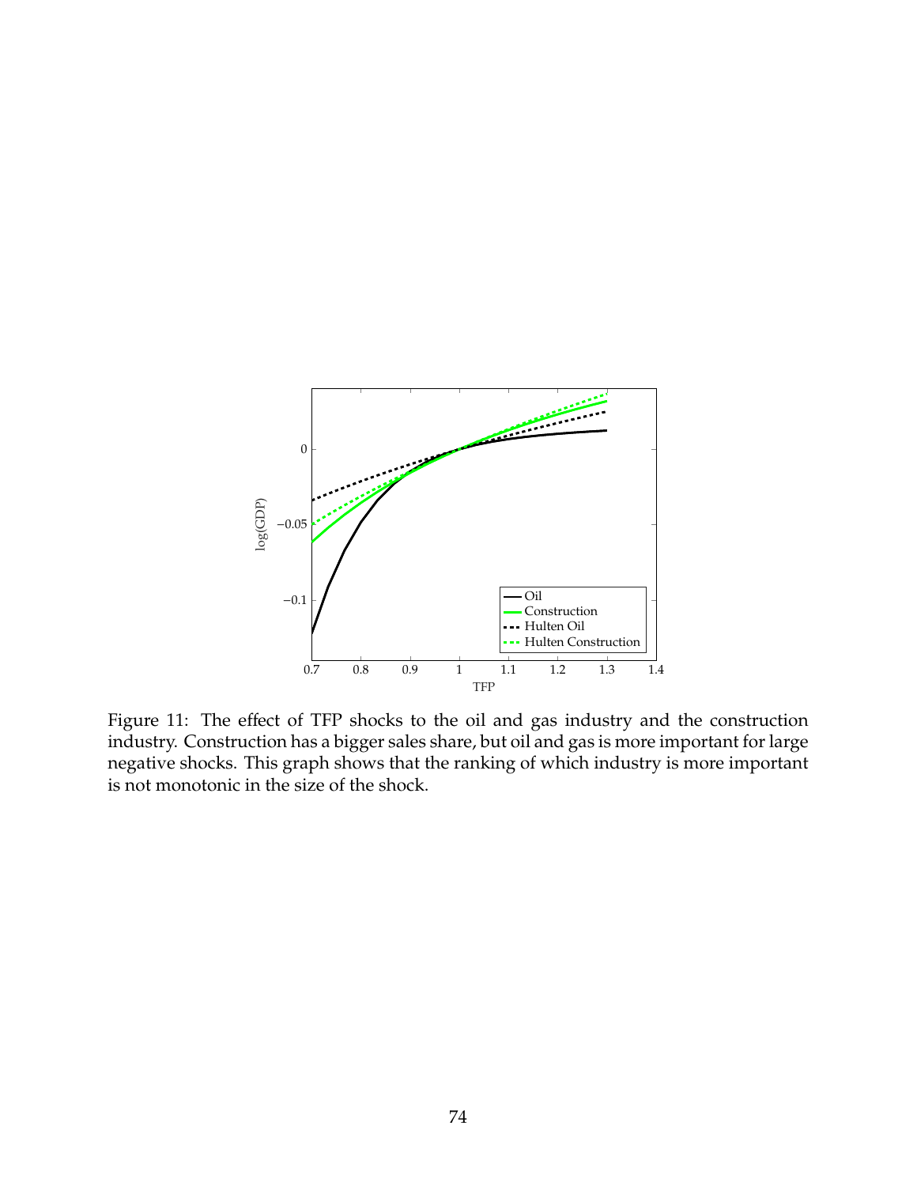0

−0.05

−0.1

log(GDP)

0.7 0.8 0.9 1 1.1 1.2 1.3 1.4

TFP

Oil

Construction

Hulten Oil

Hulten Construction

Figure 11: The effect of TFP shocks to the oil and gas industry and the construction industry. Construction has a bigger sales share, but oil and gas is more important for large negative shocks. This graph shows that the ranking of which industry is more important is not monotonic in the size of the shock.